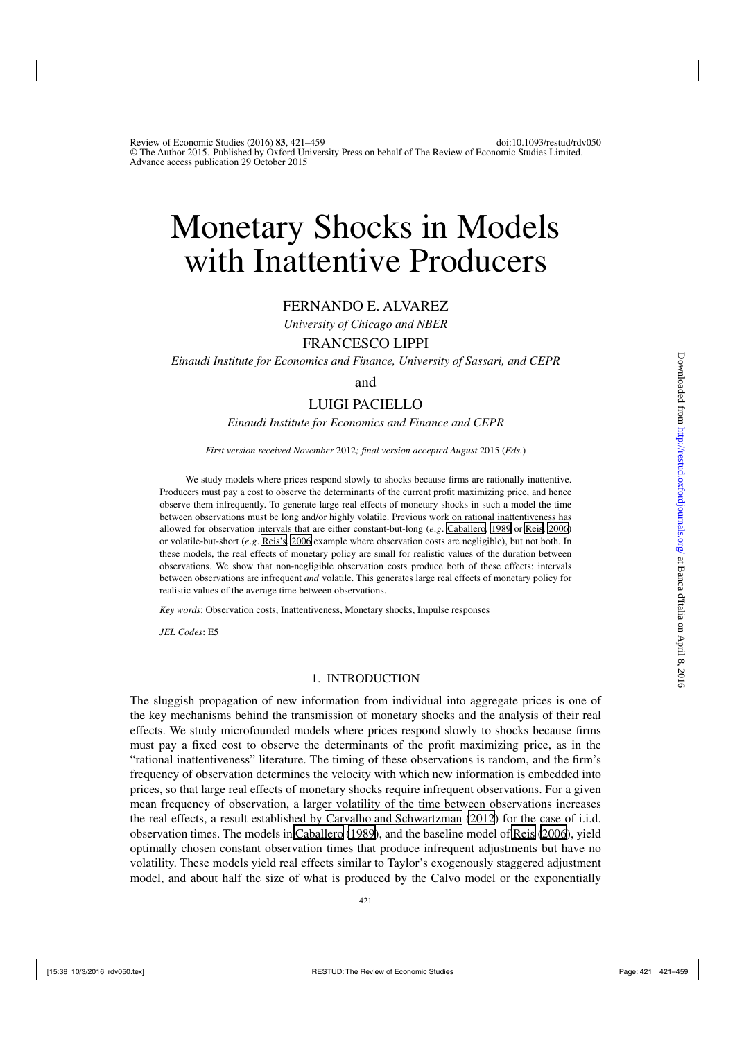# Monetary Shocks in Models with Inattentive Producers

FERNANDO E. ALVAREZ

*University of Chicago and NBER*

FRANCESCO LIPPI

*Einaudi Institute for Economics and Finance, University of Sassari, and CEPR*

and

LUIGI PACIELLO

*Einaudi Institute for Economics and Finance and CEPR*

*First version received November 2012; final version accepted August 2015 (Eds.)*

We study models where prices respond slowly to shocks because firms are rationally inattentive. Producers must pay a cost to observe the determinants of the current profit maximizing price, and hence observe them infrequently. To generate large real effects of monetary shocks in such a model the time between observations must be long and/or highly volatile. Previous work on rational inattentiveness has allowed for observation intervals that are either constant-but-long (*e.g.* Caballero, 1989 or Reis, 2006) or volatile-but-short (*e.g.* Reis's, 2006 example where observation costs are negligible), but not both. In these models, the real effects of monetary policy are small for realistic values of the duration between observations. We show that non-negligible observation costs produce both of these effects: intervals between observations are infrequent *and* volatile. This generates large real effects of monetary policy for realistic values of the average time between observations.

*Key words*: Observation costs, Inattentiveness, Monetary shocks, Impulse responses

*JEL Codes*: E5

## 1. INTRODUCTION

The sluggish propagation of new information from individual into aggregate prices is one of the key mechanisms behind the transmission of monetary shocks and the analysis of their real effects. We study microfounded models where prices respond slowly to shocks because firms must pay a fixed cost to observe the determinants of the profit maximizing price, as in the "rational inattentiveness" literature. The timing of these observations is random, and the firm's frequency of observation determines the velocity with which new information is embedded into prices, so that large real effects of monetary shocks require infrequent observations. For a given mean frequency of observation, a larger volatility of the time between observations increases the real effects, a result established by Carvalho and Schwartzman (2012) for the case of i.i.d. observation times. The models in Caballero (1989), and the baseline model of Reis (2006), yield optimally chosen constant observation times that produce infrequent adjustments but have no volatility. These models yield real effects similar to Taylor's exogenously staggered adjustment model, and about half the size of what is produced by the Calvo model or the exponentially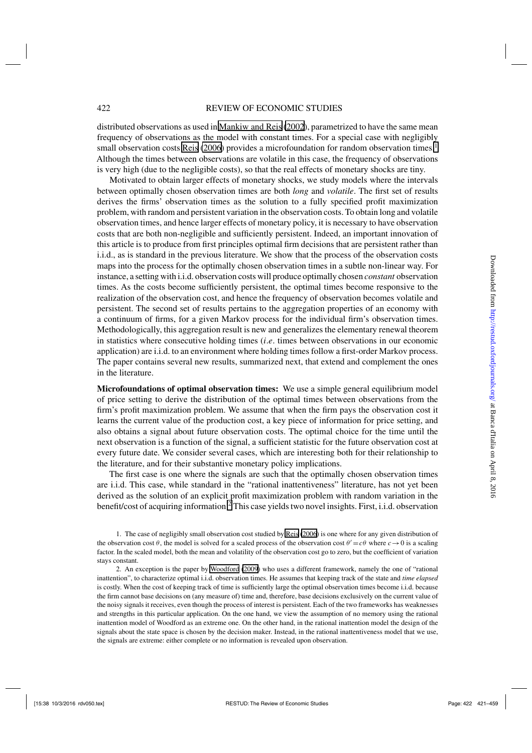distributed observations as used in Mankiw and Reis (2002), parametrized to have the same mean frequency of observations as the model with constant times. For a special case with negligibly small observation costs Reis (2006) provides a microfoundation for random observation times.[1] Although the times between observations are volatile in this case, the frequency of observations is very high (due to the negligible costs), so that the real effects of monetary shocks are tiny.

Motivated to obtain larger effects of monetary shocks, we study models where the intervals between optimally chosen observation times are both *long* and *volatile*. The first set of results derives the firms' observation times as the solution to a fully specified profit maximization problem, with random and persistent variation in the observation costs. To obtain long and volatile observation times, and hence larger effects of monetary policy, it is necessary to have observation costs that are both non-negligible and sufficiently persistent. Indeed, an important innovation of this article is to produce from first principles optimal firm decisions that are persistent rather than i.i.d., as is standard in the previous literature. We show that the process of the observation costs maps into the process for the optimally chosen observation times in a subtle non-linear way. For instance, a setting with i.i.d. observation costs will produce optimally chosen *constant* observation times. As the costs become sufficiently persistent, the optimal times become responsive to the realization of the observation cost, and hence the frequency of observation becomes volatile and persistent. The second set of results pertains to the aggregation properties of an economy with a continuum of firms, for a given Markov process for the individual firm's observation times. Methodologically, this aggregation result is new and generalizes the elementary renewal theorem in statistics where consecutive holding times (*i.e.* times between observations in our economic application) are i.i.d. to an environment where holding times follow a first-order Markov process. The paper contains several new results, summarized next, that extend and complement the ones in the literature.

**Microfoundations of optimal observation times:** We use a simple general equilibrium model of price setting to derive the distribution of the optimal times between observations from the firm's profit maximization problem. We assume that when the firm pays the observation cost it learns the current value of the production cost, a key piece of information for price setting, and also obtains a signal about future observation costs. The optimal choice for the time until the next observation is a function of the signal, a sufficient statistic for the future observation cost at every future date. We consider several cases, which are interesting both for their relationship to the literature, and for their substantive monetary policy implications.

The first case is one where the signals are such that the optimally chosen observation times are i.i.d. This case, while standard in the "rational inattentiveness" literature, has not yet been derived as the solution of an explicit profit maximization problem with random variation in the benefit/cost of acquiring information.[2] This case yields two novel insights. First, i.i.d. observation

1. The case of negligibly small observation cost studied by Reis (2006) is one where for any given distribution of the observation cost $\theta$, the model is solved for a scaled process of the observation cost $\theta' = c\theta$ where $c \to 0$ is a scaling factor. In the scaled model, both the mean and volatility of the observation cost go to zero, but the coefficient of variation stays constant.

2. An exception is the paper by Woodford (2009) who uses a different framework, namely the one of "rational inattention", to characterize optimal i.i.d. observation times. He assumes that keeping track of the state and *time elapsed* is costly. When the cost of keeping track of time is sufficiently large the optimal observation times become i.i.d. because the firm cannot base decisions on (any measure of) time and, therefore, base decisions exclusively on the current value of the noisy signals it receives, even though the process of interest is persistent. Each of the two frameworks has weaknesses and strengths in this particular application. On the one hand, we view the assumption of no memory using the rational inattention model of Woodford as an extreme one. On the other hand, in the rational inattention model the design of the signals about the state space is chosen by the decision maker. Instead, in the rational inattentiveness model that we use, the signals are extreme: either complete or no information is revealed upon observation.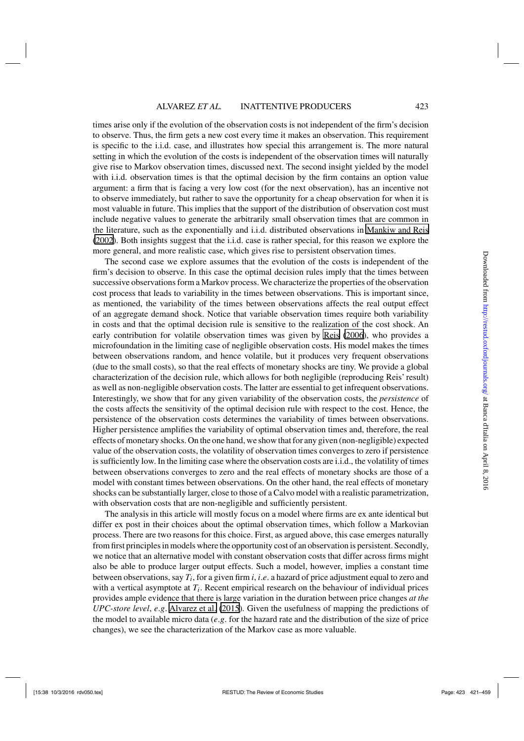times arise only if the evolution of the observation costs is not independent of the firm's decision to observe. Thus, the firm gets a new cost every time it makes an observation. This requirement is specific to the i.i.d. case, and illustrates how special this arrangement is. The more natural setting in which the evolution of the costs is independent of the observation times will naturally give rise to Markov observation times, discussed next. The second insight yielded by the model with i.i.d. observation times is that the optimal decision by the firm contains an option value argument: a firm that is facing a very low cost (for the next observation), has an incentive not to observe immediately, but rather to save the opportunity for a cheap observation for when it is most valuable in future. This implies that the support of the distribution of observation cost must include negative values to generate the arbitrarily small observation times that are common in the literature, such as the exponentially and i.i.d. distributed observations in Mankiw and Reis (2002). Both insights suggest that the i.i.d. case is rather special, for this reason we explore the more general, and more realistic case, which gives rise to persistent observation times.

The second case we explore assumes that the evolution of the costs is independent of the firm's decision to observe. In this case the optimal decision rules imply that the times between successive observations form a Markov process. We characterize the properties of the observation cost process that leads to variability in the times between observations. This is important since, as mentioned, the variability of the times between observations affects the real output effect of an aggregate demand shock. Notice that variable observation times require both variability in costs and that the optimal decision rule is sensitive to the realization of the cost shock. An early contribution for volatile observation times was given by Reis (2006), who provides a microfoundation in the limiting case of negligible observation costs. His model makes the times between observations random, and hence volatile, but it produces very frequent observations (due to the small costs), so that the real effects of monetary shocks are tiny. We provide a global characterization of the decision rule, which allows for both negligible (reproducing Reis' result) as well as non-negligible observation costs. The latter are essential to get infrequent observations. Interestingly, we show that for any given variability of the observation costs, the *persistence* of the costs affects the sensitivity of the optimal decision rule with respect to the cost. Hence, the persistence of the observation costs determines the variability of times between observations. Higher persistence amplifies the variability of optimal observation times and, therefore, the real effects of monetary shocks. On the one hand, we show that for any given (non-negligible) expected value of the observation costs, the volatility of observation times converges to zero if persistence is sufficiently low. In the limiting case where the observation costs are i.i.d., the volatility of times between observations converges to zero and the real effects of monetary shocks are those of a model with constant times between observations. On the other hand, the real effects of monetary shocks can be substantially larger, close to those of a Calvo model with a realistic parametrization, with observation costs that are non-negligible and sufficiently persistent.

The analysis in this article will mostly focus on a model where firms are ex ante identical but differ ex post in their choices about the optimal observation times, which follow a Markovian process. There are two reasons for this choice. First, as argued above, this case emerges naturally from first principles in models where the opportunity cost of an observation is persistent. Secondly, we notice that an alternative model with constant observation costs that differ across firms might also be able to produce larger output effects. Such a model, however, implies a constant time between observations, say $T_i$, for a given firm $i$, *i.e.* a hazard of price adjustment equal to zero and with a vertical asymptote at $T_i$. Recent empirical research on the behaviour of individual prices provides ample evidence that there is large variation in the duration between price changes *at the UPC-store level*, *e.g.* Alvarez et al. (2015). Given the usefulness of mapping the predictions of the model to available micro data (*e.g.* for the hazard rate and the distribution of the size of price changes), we see the characterization of the Markov case as more valuable.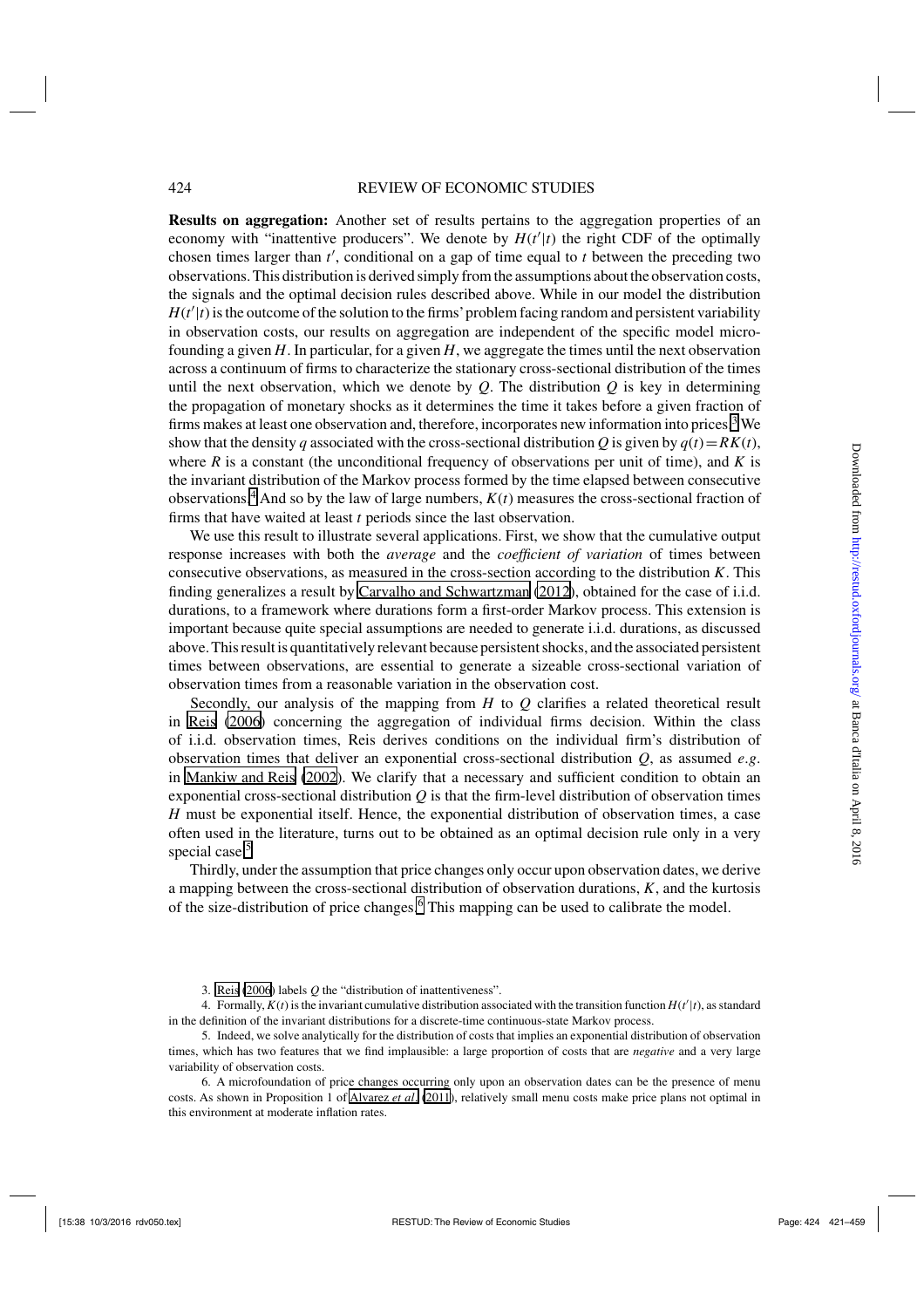**Results on aggregation:** Another set of results pertains to the aggregation properties of an economy with "inattentive producers". We denote by $H(t'|t)$ the right CDF of the optimally chosen times larger than $t'$, conditional on a gap of time equal to $t$ between the preceding two observations. This distribution is derived simply from the assumptions about the observation costs, the signals and the optimal decision rules described above. While in our model the distribution $H(t'|t)$ is the outcome of the solution to the firms' problem facing random and persistent variability in observation costs, our results on aggregation are independent of the specific model micro-founding a given $H$. In particular, for a given $H$, we aggregate the times until the next observation across a continuum of firms to characterize the stationary cross-sectional distribution of the times until the next observation, which we denote by $Q$. The distribution $Q$ is key in determining the propagation of monetary shocks as it determines the time it takes before a given fraction of firms makes at least one observation and, therefore, incorporates new information into prices.[3] We show that the density $q$ associated with the cross-sectional distribution $Q$ is given by $q(t) = RK(t)$, where $R$ is a constant (the unconditional frequency of observations per unit of time), and $K$ is the invariant distribution of the Markov process formed by the time elapsed between consecutive observations.[4] And so by the law of large numbers, $K(t)$ measures the cross-sectional fraction of firms that have waited at least $t$ periods since the last observation.

We use this result to illustrate several applications. First, we show that the cumulative output response increases with both the *average* and the *coefficient of variation* of times between consecutive observations, as measured in the cross-section according to the distribution $K$. This finding generalizes a result by Carvalho and Schwartzman (2012), obtained for the case of i.i.d. durations, to a framework where durations form a first-order Markov process. This extension is important because quite special assumptions are needed to generate i.i.d. durations, as discussed above. This result is quantitatively relevant because persistent shocks, and the associated persistent times between observations, are essential to generate a sizeable cross-sectional variation of observation times from a reasonable variation in the observation cost.

Secondly, our analysis of the mapping from $H$ to $Q$ clarifies a related theoretical result in Reis (2006) concerning the aggregation of individual firms decision. Within the class of i.i.d. observation times, Reis derives conditions on the individual firm's distribution of observation times that deliver an exponential cross-sectional distribution $Q$, as assumed *e.g.* in Mankiw and Reis (2002). We clarify that a necessary and sufficient condition to obtain an exponential cross-sectional distribution $Q$ is that the firm-level distribution of observation times $H$ must be exponential itself. Hence, the exponential distribution of observation times, a case often used in the literature, turns out to be obtained as an optimal decision rule only in a very special case.[5]

Thirdly, under the assumption that price changes only occur upon observation dates, we derive a mapping between the cross-sectional distribution of observation durations, $K$, and the kurtosis of the size-distribution of price changes.[6] This mapping can be used to calibrate the model.

3. Reis (2006) labels $Q$ the "distribution of inattentiveness".

4. Formally, $K(t)$ is the invariant cumulative distribution associated with the transition function $H(t'|t)$, as standard in the definition of the invariant distributions for a discrete-time continuous-state Markov process.

5. Indeed, we solve analytically for the distribution of costs that implies an exponential distribution of observation times, which has two features that we find implausible: a large proportion of costs that are *negative* and a very large variability of observation costs.

6. A microfoundation of price changes occurring only upon an observation dates can be the presence of menu costs. As shown in Proposition 1 of Alvarez *et al.* (2011), relatively small menu costs make price plans not optimal in this environment at moderate inflation rates.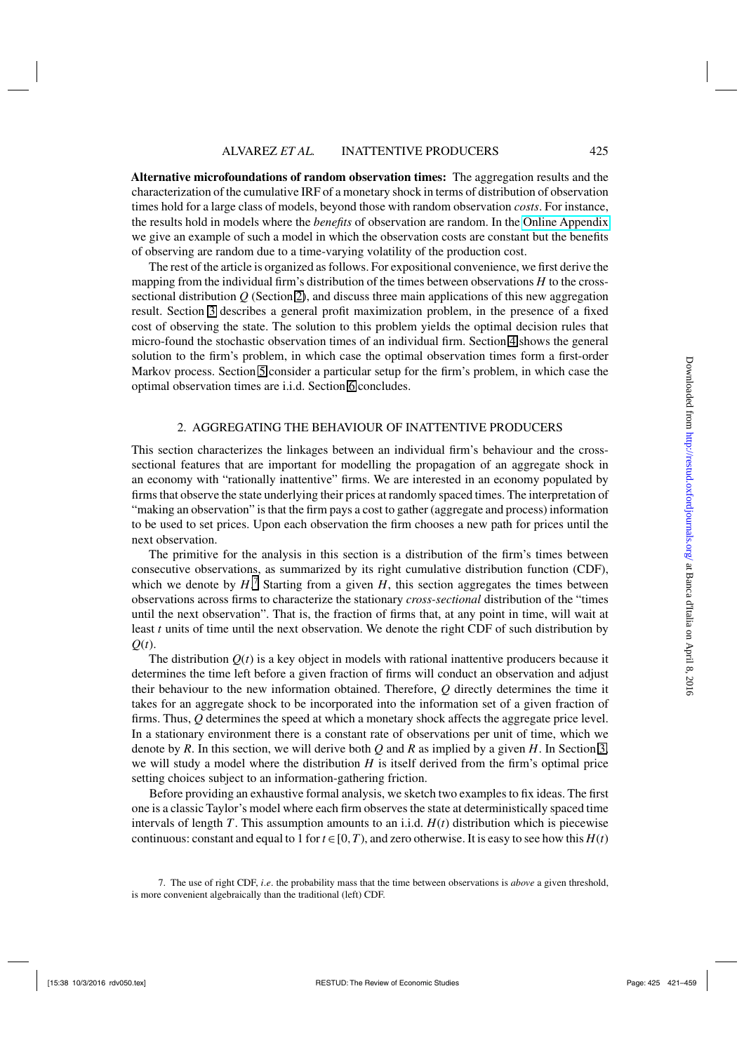**Alternative microfoundations of random observation times:** The aggregation results and the characterization of the cumulative IRF of a monetary shock in terms of distribution of observation times hold for a large class of models, beyond those with random observation *costs*. For instance, the results hold in models where the *benefits* of observation are random. In the Online Appendix we give an example of such a model in which the observation costs are constant but the benefits of observing are random due to a time-varying volatility of the production cost.

The rest of the article is organized as follows. For expositional convenience, we first derive the mapping from the individual firm's distribution of the times between observations $H$ to the cross-sectional distribution $Q$ (Section 2), and discuss three main applications of this new aggregation result. Section 3 describes a general profit maximization problem, in the presence of a fixed cost of observing the state. The solution to this problem yields the optimal decision rules that micro-found the stochastic observation times of an individual firm. Section 4 shows the general solution to the firm's problem, in which case the optimal observation times form a first-order Markov process. Section 5 consider a particular setup for the firm's problem, in which case the optimal observation times are i.i.d. Section 6 concludes.

## 2. AGGREGATING THE BEHAVIOUR OF INATTENTIVE PRODUCERS

This section characterizes the linkages between an individual firm's behaviour and the cross-sectional features that are important for modelling the propagation of an aggregate shock in an economy with "rationally inattentive" firms. We are interested in an economy populated by firms that observe the state underlying their prices at randomly spaced times. The interpretation of "making an observation" is that the firm pays a cost to gather (aggregate and process) information to be used to set prices. Upon each observation the firm chooses a new path for prices until the next observation.

The primitive for the analysis in this section is a distribution of the firm's times between consecutive observations, as summarized by its right cumulative distribution function (CDF), which we denote by $H$.[7] Starting from a given $H$, this section aggregates the times between observations across firms to characterize the stationary *cross-sectional* distribution of the "times until the next observation". That is, the fraction of firms that, at any point in time, will wait at least $t$ units of time until the next observation. We denote the right CDF of such distribution by $Q(t)$.

The distribution $Q(t)$ is a key object in models with rational inattentive producers because it determines the time left before a given fraction of firms will conduct an observation and adjust their behaviour to the new information obtained. Therefore, $Q$ directly determines the time it takes for an aggregate shock to be incorporated into the information set of a given fraction of firms. Thus, $Q$ determines the speed at which a monetary shock affects the aggregate price level. In a stationary environment there is a constant rate of observations per unit of time, which we denote by $R$. In this section, we will derive both $Q$ and $R$ as implied by a given $H$. In Section 3, we will study a model where the distribution $H$ is itself derived from the firm's optimal price setting choices subject to an information-gathering friction.

Before providing an exhaustive formal analysis, we sketch two examples to fix ideas. The first one is a classic Taylor's model where each firm observes the state at deterministically spaced time intervals of length $T$. This assumption amounts to an i.i.d. $H(t)$ distribution which is piecewise continuous: constant and equal to 1 for $t \in [0,T)$, and zero otherwise. It is easy to see how this $H(t)$

7. The use of right CDF, *i.e*. the probability mass that the time between observations is *above* a given threshold, is more convenient algebraically than the traditional (left) CDF.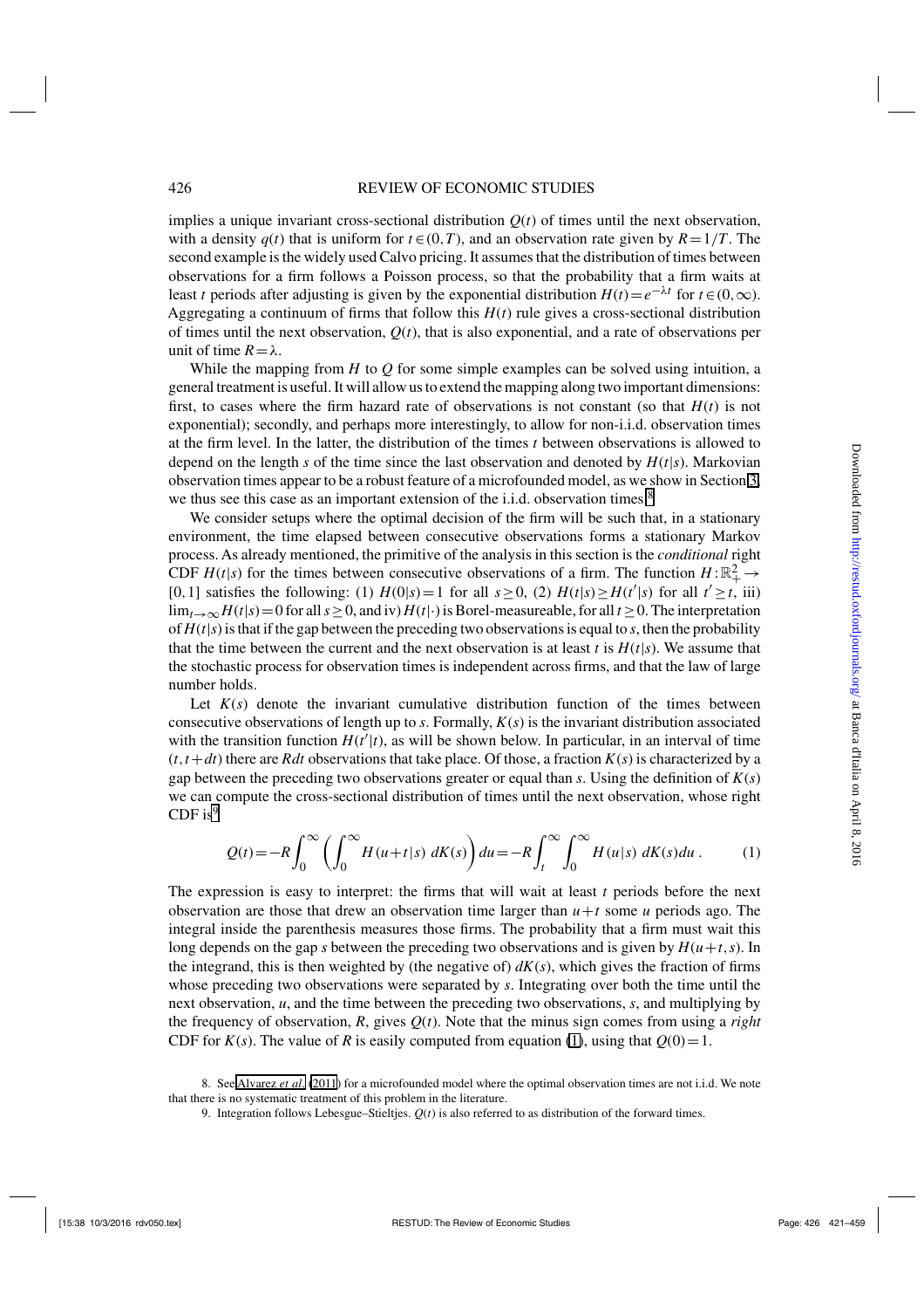implies a unique invariant cross-sectional distribution $Q(t)$ of times until the next observation, with a density $q(t)$ that is uniform for $t \in (0,T)$, and an observation rate given by $R = 1/T$. The second example is the widely used Calvo pricing. It assumes that the distribution of times between observations for a firm follows a Poisson process, so that the probability that a firm waits at least $t$ periods after adjusting is given by the exponential distribution $H(t) = e^{-\lambda t}$ for $t \in (0,\infty)$. Aggregating a continuum of firms that follow this $H(t)$ rule gives a cross-sectional distribution of times until the next observation, $Q(t)$, that is also exponential, and a rate of observations per unit of time $R = \lambda$.

While the mapping from $H$ to $Q$ for some simple examples can be solved using intuition, a general treatment is useful. It will allow us to extend the mapping along two important dimensions: first, to cases where the firm hazard rate of observations is not constant (so that $H(t)$ is not exponential); secondly, and perhaps more interestingly, to allow for non-i.i.d. observation times at the firm level. In the latter, the distribution of the times $t$ between observations is allowed to depend on the length $s$ of the time since the last observation and denoted by $H(t|s)$. Markovian observation times appear to be a robust feature of a microfounded model, as we show in Section 3, we thus see this case as an important extension of the i.i.d. observation times.[8]

We consider setups where the optimal decision of the firm will be such that, in a stationary environment, the time elapsed between consecutive observations forms a stationary Markov process. As already mentioned, the primitive of the analysis in this section is the *conditional* right CDF $H(t|s)$ for the times between consecutive observations of a firm. The function $H : \mathbb{R}^2_+ \to [0,1]$ satisfies the following: (1) $H(0|s) = 1$ for all $s \geq 0$, (2) $H(t|s) \geq H(t'|s)$ for all $t' \geq t$, iii) $\lim_{t\to\infty} H(t|s) = 0$ for all $s \geq 0$, and iv) $H(t|\cdot)$ is Borel-measureable, for all $t \geq 0$. The interpretation of $H(t|s)$ is that if the gap between the preceding two observations is equal to $s$, then the probability that the time between the current and the next observation is at least $t$ is $H(t|s)$. We assume that the stochastic process for observation times is independent across firms, and that the law of large number holds.

Let $K(s)$ denote the invariant cumulative distribution function of the times between consecutive observations of length up to $s$. Formally, $K(s)$ is the invariant distribution associated with the transition function $H(t'|t)$, as will be shown below. In particular, in an interval of time $(t, t+dt)$ there are $R\,dt$ observations that take place. Of those, a fraction $K(s)$ is characterized by a gap between the preceding two observations greater or equal than $s$. Using the definition of $K(s)$ we can compute the cross-sectional distribution of times until the next observation, whose right CDF is[9]

$$Q(t) = -R\int_0^\infty \left(\int_0^\infty H(u+t|s)\ dK(s)\right) du = -R\int_t^\infty \int_0^\infty H(u|s)\ dK(s) du\,. \qquad (1)$$

The expression is easy to interpret: the firms that will wait at least $t$ periods before the next observation are those that drew an observation time larger than $u+t$ some $u$ periods ago. The integral inside the parenthesis measures those firms. The probability that a firm must wait this long depends on the gap $s$ between the preceding two observations and is given by $H(u+t,s)$. In the integrand, this is then weighted by (the negative of) $dK(s)$, which gives the fraction of firms whose preceding two observations were separated by $s$. Integrating over both the time until the next observation, $u$, and the time between the preceding two observations, $s$, and multiplying by the frequency of observation, $R$, gives $Q(t)$. Note that the minus sign comes from using a *right* CDF for $K(s)$. The value of $R$ is easily computed from equation (1), using that $Q(0) = 1$.

8. See Alvarez *et al.* (2011) for a microfounded model where the optimal observation times are not i.i.d. We note that there is no systematic treatment of this problem in the literature.

9. Integration follows Lebesgue–Stieltjes. $Q(t)$ is also referred to as distribution of the forward times.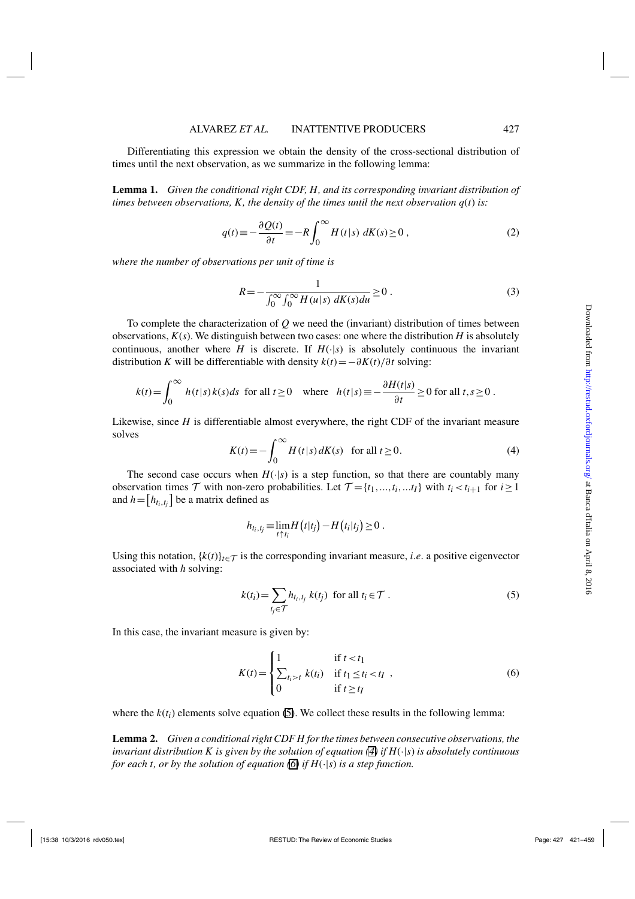Differentiating this expression we obtain the density of the cross-sectional distribution of times until the next observation, as we summarize in the following lemma:

**Lemma 1.** *Given the conditional right CDF, $H$, and its corresponding invariant distribution of times between observations, $K$, the density of the times until the next observation $q(t)$ is:*

$$q(t) \equiv -\frac{\partial Q(t)}{\partial t} = -R\int_0^\infty H(t|s)\ dK(s) \geq 0\,, \tag{2}$$

*where the number of observations per unit of time is*

$$R = -\frac{1}{\int_0^\infty \int_0^\infty H(u|s)\ dK(s) du} \geq 0\,. \tag{3}$$

To complete the characterization of $Q$ we need the (invariant) distribution of times between observations, $K(s)$. We distinguish between two cases: one where the distribution $H$ is absolutely continuous, another where $H$ is discrete. If $H(\cdot|s)$ is absolutely continuous the invariant distribution $K$ will be differentiable with density $k(t) = -\partial K(t)/\partial t$ solving:

$$k(t) = \int_0^\infty h(t|s)\, k(s) ds \ \text{ for all } t \geq 0 \quad \text{where} \quad h(t|s) \equiv -\frac{\partial H(t|s)}{\partial t} \geq 0 \text{ for all } t, s \geq 0\,.$$

Likewise, since $H$ is differentiable almost everywhere, the right CDF of the invariant measure solves

$$K(t) = -\int_0^\infty H(t|s)\, dK(s) \quad \text{for all } t \geq 0. \tag{4}$$

The second case occurs when $H(\cdot|s)$ is a step function, so that there are countably many observation times $\mathcal{T}$ with non-zero probabilities. Let $\mathcal{T} = \{t_1, ..., t_i, ...t_I\}$ with $t_i < t_{i+1}$ for $i \geq 1$ and $h = \left[h_{t_i,t_j}\right]$ be a matrix defined as

$$h_{t_i,t_j} \equiv \lim_{t \uparrow t_i} H\left(t|t_j\right) - H\left(t_i|t_j\right) \geq 0\,.$$

Using this notation, $\{k(t)\}_{t\in\mathcal{T}}$ is the corresponding invariant measure, *i.e*. a positive eigenvector associated with $h$ solving:

$$k(t_i) = \sum_{t_j \in \mathcal{T}} h_{t_i,t_j}\ k(t_j) \ \text{ for all } t_i \in \mathcal{T}\,. \tag{5}$$

In this case, the invariant measure is given by:

$$K(t) = \begin{cases} 1 & \text{if } t < t_1 \\ \sum_{t_i > t} k(t_i) & \text{if } t_1 \leq t_i < t_I \\ 0 & \text{if } t \geq t_I \end{cases}\,, \tag{6}$$

where the $k(t_i)$ elements solve equation (5). We collect these results in the following lemma:

**Lemma 2.** *Given a conditional right CDF $H$ for the times between consecutive observations, the invariant distribution $K$ is given by the solution of equation (4) if $H(\cdot|s)$ is absolutely continuous for each $t$, or by the solution of equation (6) if $H(\cdot|s)$ is a step function.*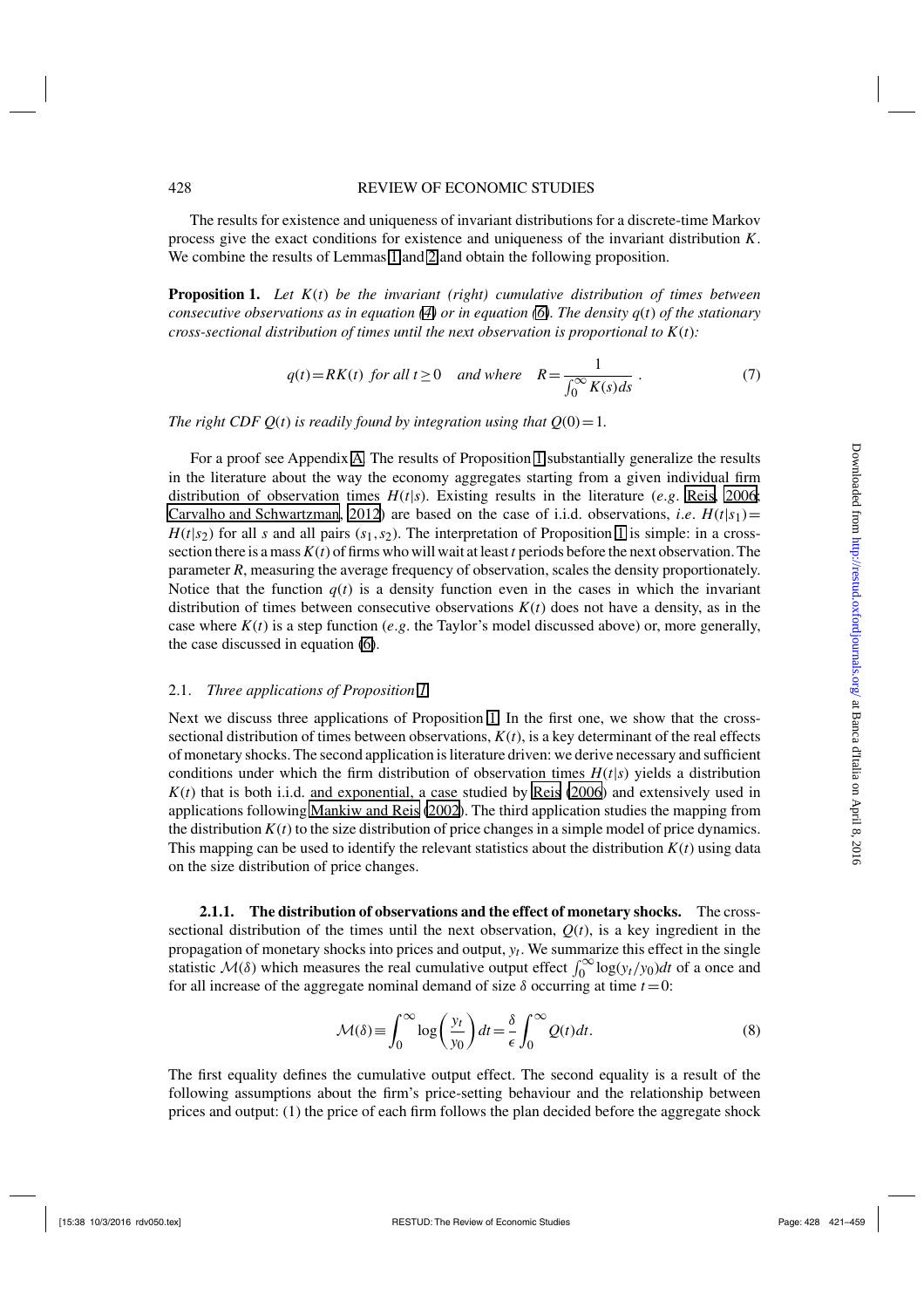The results for existence and uniqueness of invariant distributions for a discrete-time Markov process give the exact conditions for existence and uniqueness of the invariant distribution $K$. We combine the results of Lemmas 1 and 2 and obtain the following proposition.

**Proposition 1.** *Let $K(t)$ be the invariant (right) cumulative distribution of times between consecutive observations as in equation (4) or in equation (6). The density $q(t)$ of the stationary cross-sectional distribution of times until the next observation is proportional to $K(t)$:*

$$q(t) = RK(t) \text{ for all } t \geq 0 \quad \text{and where} \quad R = \frac{1}{\int_0^\infty K(s)ds} . \tag{7}$$

*The right CDF $Q(t)$ is readily found by integration using that $Q(0) = 1$.*

For a proof see Appendix A. The results of Proposition 1 substantially generalize the results in the literature about the way the economy aggregates starting from a given individual firm distribution of observation times $H(t|s)$. Existing results in the literature (*e.g.* Reis, 2006; Carvalho and Schwartzman, 2012) are based on the case of i.i.d. observations, *i.e.* $H(t|s_1) = H(t|s_2)$ for all $s$ and all pairs $(s_1, s_2)$. The interpretation of Proposition 1 is simple: in a cross-section there is a mass $K(t)$ of firms who will wait at least $t$ periods before the next observation. The parameter $R$, measuring the average frequency of observation, scales the density proportionately. Notice that the function $q(t)$ is a density function even in the cases in which the invariant distribution of times between consecutive observations $K(t)$ does not have a density, as in the case where $K(t)$ is a step function (*e.g.* the Taylor's model discussed above) or, more generally, the case discussed in equation (6).

### 2.1. *Three applications of Proposition 1*

Next we discuss three applications of Proposition 1. In the first one, we show that the cross-sectional distribution of times between observations, $K(t)$, is a key determinant of the real effects of monetary shocks. The second application is literature driven: we derive necessary and sufficient conditions under which the firm distribution of observation times $H(t|s)$ yields a distribution $K(t)$ that is both i.i.d. and exponential, a case studied by Reis (2006) and extensively used in applications following Mankiw and Reis (2002). The third application studies the mapping from the distribution $K(t)$ to the size distribution of price changes in a simple model of price dynamics. This mapping can be used to identify the relevant statistics about the distribution $K(t)$ using data on the size distribution of price changes.

#### 2.1.1. The distribution of observations and the effect of monetary shocks.

The cross-sectional distribution of the times until the next observation, $Q(t)$, is a key ingredient in the propagation of monetary shocks into prices and output, $y_t$. We summarize this effect in the single statistic $\mathcal{M}(\delta)$ which measures the real cumulative output effect $\int_0^\infty \log(y_t/y_0)dt$ of a once and for all increase of the aggregate nominal demand of size $\delta$ occurring at time $t = 0$:

$$\mathcal{M}(\delta) \equiv \int_0^\infty \log\left(\frac{y_t}{y_0}\right) dt = \frac{\delta}{\epsilon} \int_0^\infty Q(t)dt. \tag{8}$$

The first equality defines the cumulative output effect. The second equality is a result of the following assumptions about the firm's price-setting behaviour and the relationship between prices and output: (1) the price of each firm follows the plan decided before the aggregate shock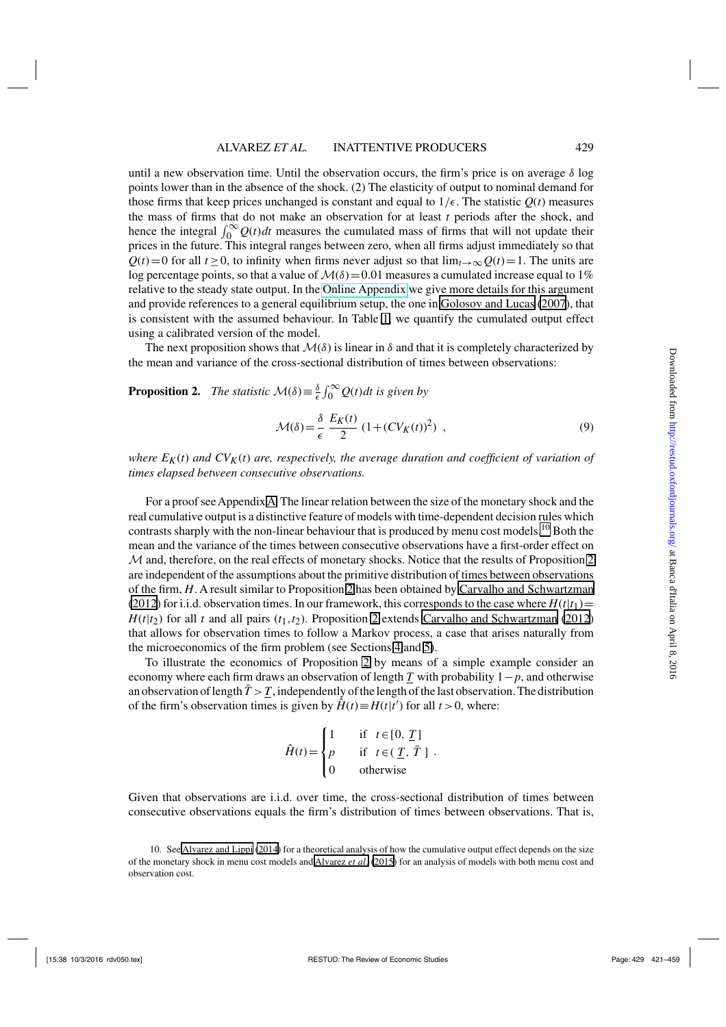until a new observation time. Until the observation occurs, the firm's price is on average $\delta$ log points lower than in the absence of the shock. (2) The elasticity of output to nominal demand for those firms that keep prices unchanged is constant and equal to $1/\epsilon$. The statistic $Q(t)$ measures the mass of firms that do not make an observation for at least $t$ periods after the shock, and hence the integral $\int_0^\infty Q(t)dt$ measures the cumulated mass of firms that will not update their prices in the future. This integral ranges between zero, when all firms adjust immediately so that $Q(t)=0$ for all $t \geq 0$, to infinity when firms never adjust so that $\lim_{t\to\infty} Q(t)=1$. The units are log percentage points, so that a value of $\mathcal{M}(\delta)=0.01$ measures a cumulated increase equal to 1% relative to the steady state output. In the Online Appendix we give more details for this argument and provide references to a general equilibrium setup, the one in Golosov and Lucas (2007), that is consistent with the assumed behaviour. In Table 1, we quantify the cumulated output effect using a calibrated version of the model.

The next proposition shows that $\mathcal{M}(\delta)$ is linear in $\delta$ and that it is completely characterized by the mean and variance of the cross-sectional distribution of times between observations:

**Proposition 2.** *The statistic* $\mathcal{M}(\delta) \equiv \frac{\delta}{\epsilon}\int_0^\infty Q(t)dt$ *is given by*

$$\mathcal{M}(\delta) = \frac{\delta}{\epsilon}\ \frac{E_K(t)}{2}\ (1+(CV_K(t))^2)\ , \tag{9}$$

*where* $E_K(t)$ *and* $CV_K(t)$ *are, respectively, the average duration and coefficient of variation of times elapsed between consecutive observations.*

For a proof see Appendix A. The linear relation between the size of the monetary shock and the real cumulative output is a distinctive feature of models with time-dependent decision rules which contrasts sharply with the non-linear behaviour that is produced by menu cost models.[10] Both the mean and the variance of the times between consecutive observations have a first-order effect on $\mathcal{M}$ and, therefore, on the real effects of monetary shocks. Notice that the results of Proposition 2 are independent of the assumptions about the primitive distribution of times between observations of the firm, $H$. A result similar to Proposition 2 has been obtained by Carvalho and Schwartzman (2012) for i.i.d. observation times. In our framework, this corresponds to the case where $H(t|t_1)= H(t|t_2)$ for all $t$ and all pairs $(t_1,t_2)$. Proposition 2 extends Carvalho and Schwartzman (2012) that allows for observation times to follow a Markov process, a case that arises naturally from the microeconomics of the firm problem (see Sections 4 and 5).

To illustrate the economics of Proposition 2 by means of a simple example consider an economy where each firm draws an observation of length $\underline{T}$ with probability $1-p$, and otherwise an observation of length $\bar{T} > \underline{T}$, independently of the length of the last observation. The distribution of the firm's observation times is given by $\hat{H}(t) \equiv H(t|t')$ for all $t>0$, where:

$$\hat{H}(t) = \begin{cases} 1 & \text{if } \ t \in [0,\ \underline{T}\,] \\ p & \text{if } \ t \in (\ \underline{T},\ \bar{T}\ ] \\ 0 & \text{otherwise} \end{cases}.$$

Given that observations are i.i.d. over time, the cross-sectional distribution of times between consecutive observations equals the firm's distribution of times between observations. That is,

10. See Alvarez and Lippi (2014) for a theoretical analysis of how the cumulative output effect depends on the size of the monetary shock in menu cost models and Alvarez *et al.* (2015) for an analysis of models with both menu cost and observation cost.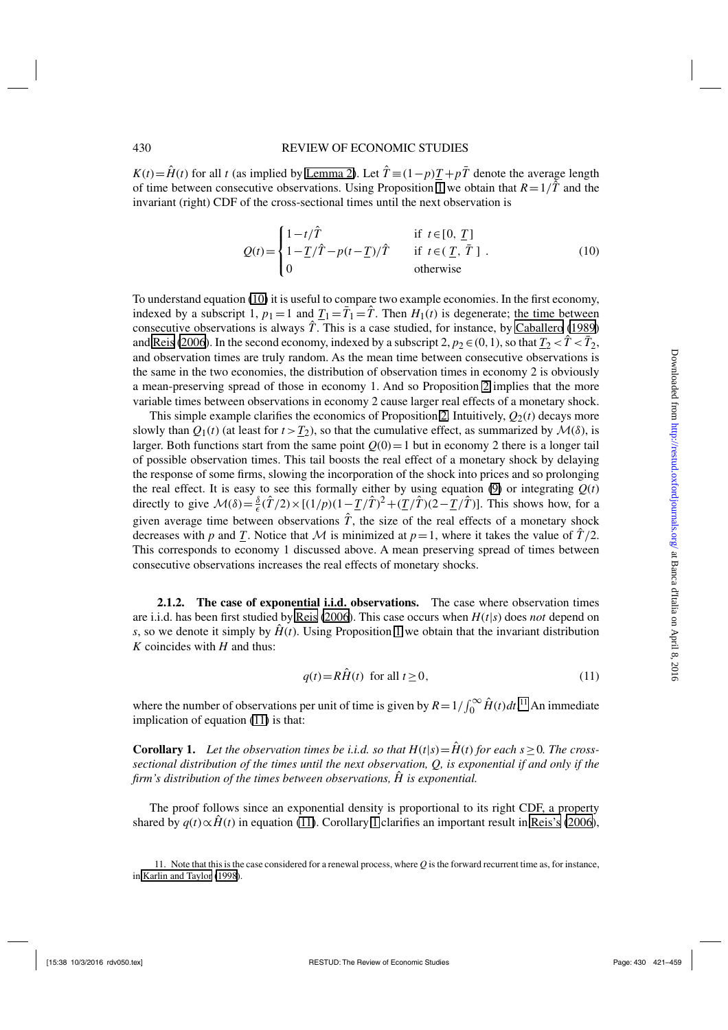$K(t)=\hat{H}(t)$ for all $t$ (as implied by Lemma 2). Let $\hat{T}\equiv(1-p)\underline{T}+p\bar{T}$ denote the average length of time between consecutive observations. Using Proposition 1 we obtain that $R=1/\hat{T}$ and the invariant (right) CDF of the cross-sectional times until the next observation is

$$Q(t)=\begin{cases}1-t/\hat{T} & \text{if } t\in[0,\ \underline{T}]\\ 1-\underline{T}/\hat{T}-p(t-\underline{T})/\hat{T} & \text{if } t\in(\ \underline{T},\ \bar{T}\ ]\\ 0 & \text{otherwise}\end{cases}. \tag{10}$$

To understand equation (10) it is useful to compare two example economies. In the first economy, indexed by a subscript 1, $p_1=1$ and $\underline{T}_1=\bar{T}_1=\hat{T}$. Then $H_1(t)$ is degenerate; the time between consecutive observations is always $\hat{T}$. This is a case studied, for instance, by Caballero (1989) and Reis (2006). In the second economy, indexed by a subscript 2, $p_2\in(0,1)$, so that $\underline{T}_2<\hat{T}<\bar{T}_2$, and observation times are truly random. As the mean time between consecutive observations is the same in the two economies, the distribution of observation times in economy 2 is obviously a mean-preserving spread of those in economy 1. And so Proposition 2 implies that the more variable times between observations in economy 2 cause larger real effects of a monetary shock.

This simple example clarifies the economics of Proposition 2. Intuitively, $Q_2(t)$ decays more slowly than $Q_1(t)$ (at least for $t>\underline{T}_2$), so that the cumulative effect, as summarized by $\mathcal{M}(\delta)$, is larger. Both functions start from the same point $Q(0)=1$ but in economy 2 there is a longer tail of possible observation times. This tail boosts the real effect of a monetary shock by delaying the response of some firms, slowing the incorporation of the shock into prices and so prolonging the real effect. It is easy to see this formally either by using equation (9) or integrating $Q(t)$ directly to give $\mathcal{M}(\delta)=\frac{\delta}{\epsilon}(\hat{T}/2)\times[(1/p)(1-\underline{T}/\hat{T})^2+(\underline{T}/\hat{T})(2-\underline{T}/\hat{T})]$. This shows how, for a given average time between observations $\hat{T}$, the size of the real effects of a monetary shock decreases with $p$ and $\underline{T}$. Notice that $\mathcal{M}$ is minimized at $p=1$, where it takes the value of $\hat{T}/2$. This corresponds to economy 1 discussed above. A mean preserving spread of times between consecutive observations increases the real effects of monetary shocks.

### 2.1.2. The case of exponential i.i.d. observations.

The case where observation times are i.i.d. has been first studied by Reis (2006). This case occurs when $H(t|s)$ does *not* depend on $s$, so we denote it simply by $\hat{H}(t)$. Using Proposition 1 we obtain that the invariant distribution $K$ coincides with $H$ and thus:

$$q(t)=R\hat{H}(t)\ \text{ for all } t\geq 0, \tag{11}$$

where the number of observations per unit of time is given by $R=1/\int_0^\infty \hat{H}(t)dt$.[11] An immediate implication of equation (11) is that:

**Corollary 1.** *Let the observation times be i.i.d. so that $H(t|s)=\hat{H}(t)$ for each $s\geq 0$. The cross-sectional distribution of the times until the next observation, $Q$, is exponential if and only if the firm's distribution of the times between observations, $\hat{H}$ is exponential.*

The proof follows since an exponential density is proportional to its right CDF, a property shared by $q(t)\propto\hat{H}(t)$ in equation (11). Corollary 1 clarifies an important result in Reis's (2006),

11. Note that this is the case considered for a renewal process, where $Q$ is the forward recurrent time as, for instance, in Karlin and Taylor (1998).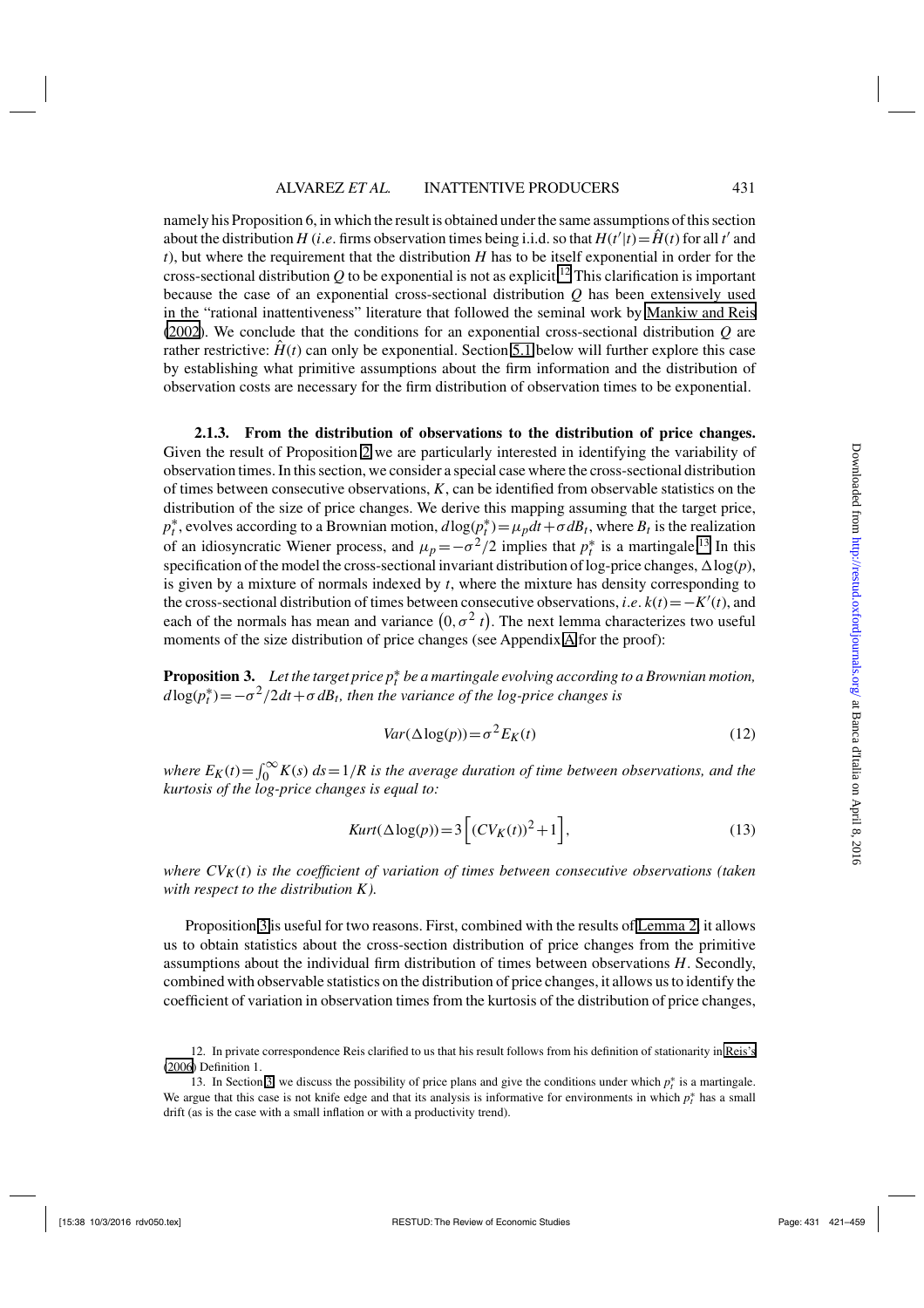namely his Proposition 6, in which the result is obtained under the same assumptions of this section about the distribution $H$ (*i.e.* firms observation times being i.i.d. so that $H(t'|t) = \hat{H}(t)$ for all $t'$ and $t$), but where the requirement that the distribution $H$ has to be itself exponential in order for the cross-sectional distribution $Q$ to be exponential is not as explicit.[12] This clarification is important because the case of an exponential cross-sectional distribution $Q$ has been extensively used in the "rational inattentiveness" literature that followed the seminal work by Mankiw and Reis (2002). We conclude that the conditions for an exponential cross-sectional distribution $Q$ are rather restrictive: $\hat{H}(t)$ can only be exponential. Section 5.1 below will further explore this case by establishing what primitive assumptions about the firm information and the distribution of observation costs are necessary for the firm distribution of observation times to be exponential.

**2.1.3. From the distribution of observations to the distribution of price changes.** Given the result of Proposition 2 we are particularly interested in identifying the variability of observation times. In this section, we consider a special case where the cross-sectional distribution of times between consecutive observations, $K$, can be identified from observable statistics on the distribution of the size of price changes. We derive this mapping assuming that the target price, $p_t^*$, evolves according to a Brownian motion, $d\log(p_t^*) = \mu_p dt + \sigma dB_t$, where $B_t$ is the realization of an idiosyncratic Wiener process, and $\mu_p = -\sigma^2/2$ implies that $p_t^*$ is a martingale.[13] In this specification of the model the cross-sectional invariant distribution of log-price changes, $\Delta\log(p)$, is given by a mixture of normals indexed by $t$, where the mixture has density corresponding to the cross-sectional distribution of times between consecutive observations, *i.e.* $k(t) = -K'(t)$, and each of the normals has mean and variance $(0, \sigma^2 t)$. The next lemma characterizes two useful moments of the size distribution of price changes (see Appendix A for the proof):

**Proposition 3.** *Let the target price $p_t^*$ be a martingale evolving according to a Brownian motion, $d\log(p_t^*) = -\sigma^2/2dt + \sigma dB_t$, then the variance of the log-price changes is*

$$Var(\Delta\log(p)) = \sigma^2 E_K(t) \tag{12}$$

*where $E_K(t) = \int_0^\infty K(s)\, ds = 1/R$ is the average duration of time between observations, and the kurtosis of the log-price changes is equal to:*

$$Kurt(\Delta\log(p)) = 3\left[(CV_K(t))^2 + 1\right], \tag{13}$$

*where $CV_K(t)$ is the coefficient of variation of times between consecutive observations (taken with respect to the distribution $K$).*

Proposition 3 is useful for two reasons. First, combined with the results of Lemma 2, it allows us to obtain statistics about the cross-section distribution of price changes from the primitive assumptions about the individual firm distribution of times between observations $H$. Secondly, combined with observable statistics on the distribution of price changes, it allows us to identify the coefficient of variation in observation times from the kurtosis of the distribution of price changes,

12. In private correspondence Reis clarified to us that his result follows from his definition of stationarity in Reis's (2006) Definition 1.

13. In Section 3, we discuss the possibility of price plans and give the conditions under which $p_t^*$ is a martingale. We argue that this case is not knife edge and that its analysis is informative for environments in which $p_t^*$ has a small drift (as is the case with a small inflation or with a productivity trend).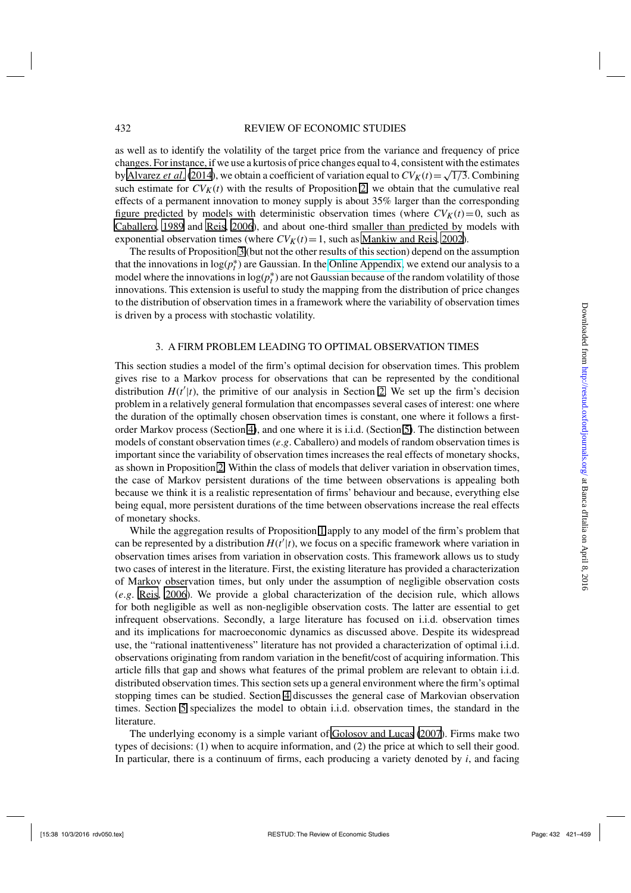as well as to identify the volatility of the target price from the variance and frequency of price changes. For instance, if we use a kurtosis of price changes equal to 4, consistent with the estimates by Alvarez *et al.* (2014), we obtain a coefficient of variation equal to $CV_K(t) = \sqrt{1/3}$. Combining such estimate for $CV_K(t)$ with the results of Proposition 2, we obtain that the cumulative real effects of a permanent innovation to money supply is about 35% larger than the corresponding figure predicted by models with deterministic observation times (where $CV_K(t) = 0$, such as Caballero, 1989 and Reis, 2006), and about one-third smaller than predicted by models with exponential observation times (where $CV_K(t) = 1$, such as Mankiw and Reis, 2002).

The results of Proposition 3 (but not the other results of this section) depend on the assumption that the innovations in $\log(p_t^*)$ are Gaussian. In the Online Appendix, we extend our analysis to a model where the innovations in $\log(p_t^*)$ are not Gaussian because of the random volatility of those innovations. This extension is useful to study the mapping from the distribution of price changes to the distribution of observation times in a framework where the variability of observation times is driven by a process with stochastic volatility.

## 3. A FIRM PROBLEM LEADING TO OPTIMAL OBSERVATION TIMES

This section studies a model of the firm's optimal decision for observation times. This problem gives rise to a Markov process for observations that can be represented by the conditional distribution $H(t'|t)$, the primitive of our analysis in Section 2. We set up the firm's decision problem in a relatively general formulation that encompasses several cases of interest: one where the duration of the optimally chosen observation times is constant, one where it follows a first-order Markov process (Section 4), and one where it is i.i.d. (Section 5). The distinction between models of constant observation times (*e.g.* Caballero) and models of random observation times is important since the variability of observation times increases the real effects of monetary shocks, as shown in Proposition 2. Within the class of models that deliver variation in observation times, the case of Markov persistent durations of the time between observations is appealing both because we think it is a realistic representation of firms' behaviour and because, everything else being equal, more persistent durations of the time between observations increase the real effects of monetary shocks.

While the aggregation results of Proposition 1 apply to any model of the firm's problem that can be represented by a distribution $H(t'|t)$, we focus on a specific framework where variation in observation times arises from variation in observation costs. This framework allows us to study two cases of interest in the literature. First, the existing literature has provided a characterization of Markov observation times, but only under the assumption of negligible observation costs (*e.g.* Reis, 2006). We provide a global characterization of the decision rule, which allows for both negligible as well as non-negligible observation costs. The latter are essential to get infrequent observations. Secondly, a large literature has focused on i.i.d. observation times and its implications for macroeconomic dynamics as discussed above. Despite its widespread use, the "rational inattentiveness" literature has not provided a characterization of optimal i.i.d. observations originating from random variation in the benefit/cost of acquiring information. This article fills that gap and shows what features of the primal problem are relevant to obtain i.i.d. distributed observation times. This section sets up a general environment where the firm's optimal stopping times can be studied. Section 4 discusses the general case of Markovian observation times. Section 5 specializes the model to obtain i.i.d. observation times, the standard in the literature.

The underlying economy is a simple variant of Golosov and Lucas (2007). Firms make two types of decisions: (1) when to acquire information, and (2) the price at which to sell their good. In particular, there is a continuum of firms, each producing a variety denoted by $i$, and facing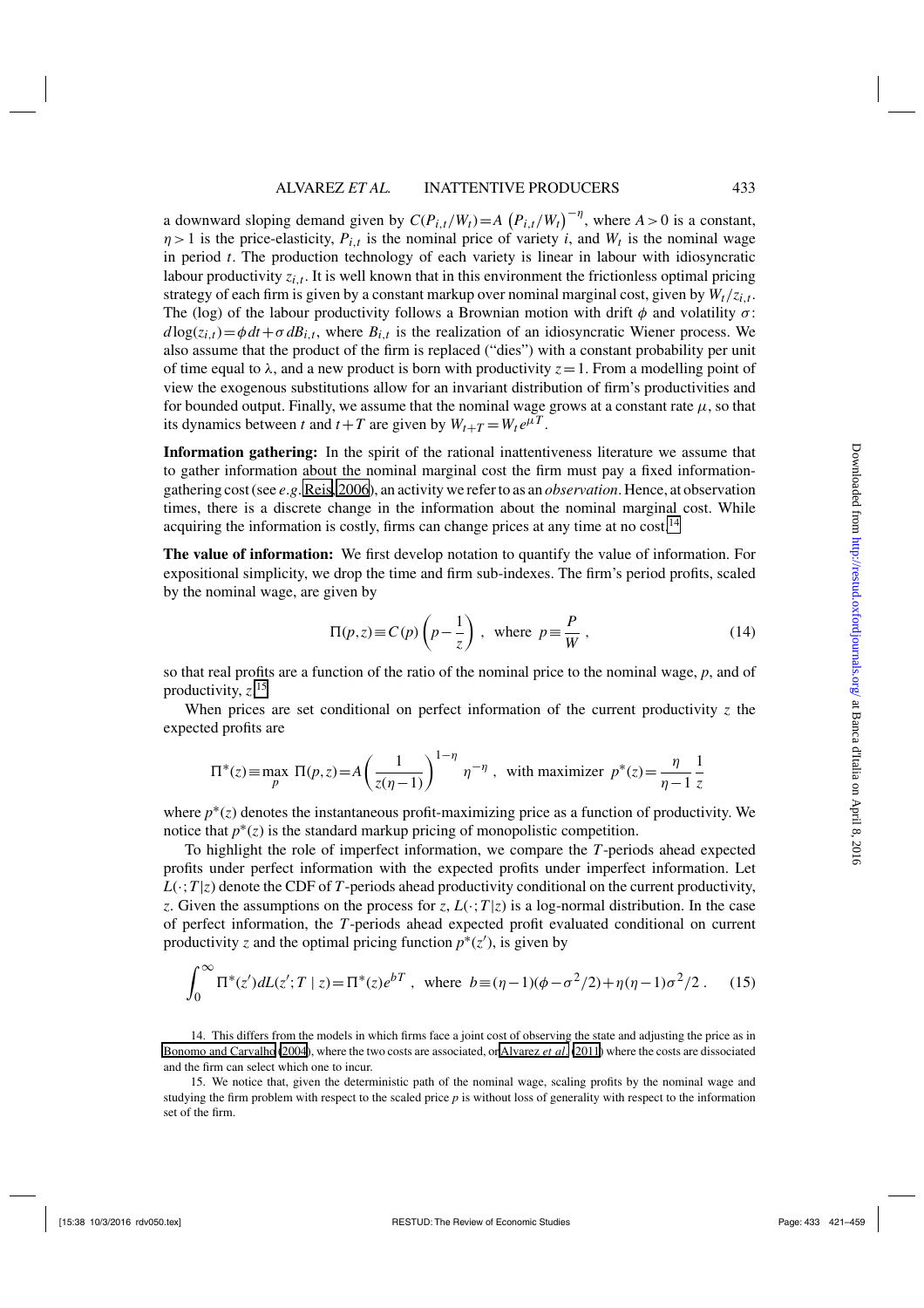a downward sloping demand given by $C(P_{i,t}/W_t) = A\left(P_{i,t}/W_t\right)^{-\eta}$, where $A > 0$ is a constant, $\eta > 1$ is the price-elasticity, $P_{i,t}$ is the nominal price of variety $i$, and $W_t$ is the nominal wage in period $t$. The production technology of each variety is linear in labour with idiosyncratic labour productivity $z_{i,t}$. It is well known that in this environment the frictionless optimal pricing strategy of each firm is given by a constant markup over nominal marginal cost, given by $W_t/z_{i,t}$. The (log) of the labour productivity follows a Brownian motion with drift $\phi$ and volatility $\sigma$: $d\log(z_{i,t}) = \phi\, dt + \sigma\, dB_{i,t}$, where $B_{i,t}$ is the realization of an idiosyncratic Wiener process. We also assume that the product of the firm is replaced ("dies") with a constant probability per unit of time equal to $\lambda$, and a new product is born with productivity $z = 1$. From a modelling point of view the exogenous substitutions allow for an invariant distribution of firm's productivities and for bounded output. Finally, we assume that the nominal wage grows at a constant rate $\mu$, so that its dynamics between $t$ and $t+T$ are given by $W_{t+T} = W_t e^{\mu T}$.

**Information gathering:** In the spirit of the rational inattentiveness literature we assume that to gather information about the nominal marginal cost the firm must pay a fixed information-gathering cost (see *e.g.* Reis, 2006), an activity we refer to as an *observation*. Hence, at observation times, there is a discrete change in the information about the nominal marginal cost. While acquiring the information is costly, firms can change prices at any time at no cost.[14]

**The value of information:** We first develop notation to quantify the value of information. For expositional simplicity, we drop the time and firm sub-indexes. The firm's period profits, scaled by the nominal wage, are given by

$$\Pi(p,z) \equiv C(p)\left(p - \frac{1}{z}\right), \quad \text{where } p \equiv \frac{P}{W}, \tag{14}$$

so that real profits are a function of the ratio of the nominal price to the nominal wage, $p$, and of productivity, $z$.[15]

When prices are set conditional on perfect information of the current productivity $z$ the expected profits are

$$\Pi^*(z) \equiv \max_p \; \Pi(p,z) = A\left(\frac{1}{z(\eta-1)}\right)^{1-\eta} \eta^{-\eta}, \quad \text{with maximizer } p^*(z) = \frac{\eta}{\eta-1}\frac{1}{z}$$

where $p^*(z)$ denotes the instantaneous profit-maximizing price as a function of productivity. We notice that $p^*(z)$ is the standard markup pricing of monopolistic competition.

To highlight the role of imperfect information, we compare the $T$-periods ahead expected profits under perfect information with the expected profits under imperfect information. Let $L(\cdot; T|z)$ denote the CDF of $T$-periods ahead productivity conditional on the current productivity, $z$. Given the assumptions on the process for $z$, $L(\cdot; T|z)$ is a log-normal distribution. In the case of perfect information, the $T$-periods ahead expected profit evaluated conditional on current productivity $z$ and the optimal pricing function $p^*(z')$, is given by

$$\int_0^\infty \Pi^*(z')\, dL(z'; T \mid z) = \Pi^*(z) e^{bT}, \quad \text{where } b \equiv (\eta-1)(\phi - \sigma^2/2) + \eta(\eta-1)\sigma^2/2. \tag{15}$$

14. This differs from the models in which firms face a joint cost of observing the state and adjusting the price as in Bonomo and Carvalho (2004), where the two costs are associated, or Alvarez *et al.* (2011) where the costs are dissociated and the firm can select which one to incur.

15. We notice that, given the deterministic path of the nominal wage, scaling profits by the nominal wage and studying the firm problem with respect to the scaled price $p$ is without loss of generality with respect to the information set of the firm.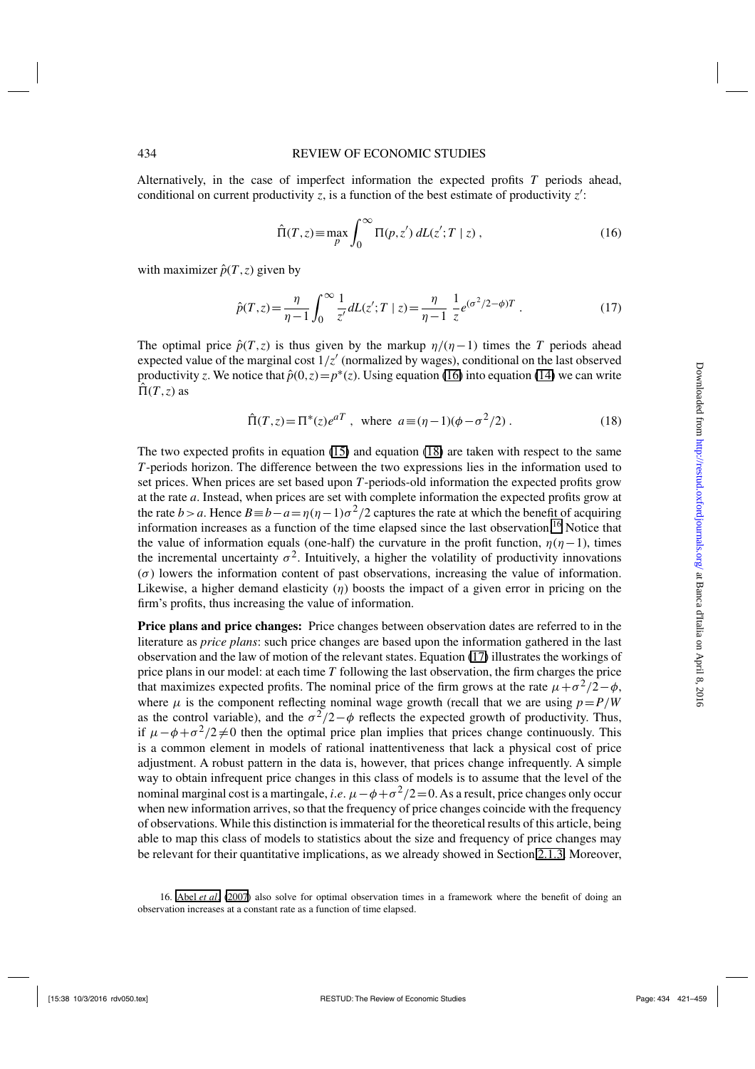Alternatively, in the case of imperfect information the expected profits $T$ periods ahead, conditional on current productivity $z$, is a function of the best estimate of productivity $z'$:

$$\hat{\Pi}(T,z) \equiv \max_p \int_0^\infty \Pi(p,z')\, dL(z';T \mid z)\ , \tag{16}$$

with maximizer $\hat{p}(T,z)$ given by

$$\hat{p}(T,z) = \frac{\eta}{\eta-1}\int_0^\infty \frac{1}{z'} dL(z';T \mid z) = \frac{\eta}{\eta-1}\ \frac{1}{z} e^{(\sigma^2/2-\phi)T}\ . \tag{17}$$

The optimal price $\hat{p}(T,z)$ is thus given by the markup $\eta/(\eta-1)$ times the $T$ periods ahead expected value of the marginal cost $1/z'$ (normalized by wages), conditional on the last observed productivity $z$. We notice that $\hat{p}(0,z) = p^*(z)$. Using equation (16) into equation (14) we can write $\hat{\Pi}(T,z)$ as

$$\hat{\Pi}(T,z) = \Pi^*(z)e^{aT}\ ,\ \text{ where } \ a \equiv (\eta-1)(\phi-\sigma^2/2)\ . \tag{18}$$

The two expected profits in equation (15) and equation (18) are taken with respect to the same $T$-periods horizon. The difference between the two expressions lies in the information used to set prices. When prices are set based upon $T$-periods-old information the expected profits grow at the rate $a$. Instead, when prices are set with complete information the expected profits grow at the rate $b > a$. Hence $B \equiv b - a = \eta(\eta-1)\sigma^2/2$ captures the rate at which the benefit of acquiring information increases as a function of the time elapsed since the last observation.[16] Notice that the value of information equals (one-half) the curvature in the profit function, $\eta(\eta-1)$, times the incremental uncertainty $\sigma^2$. Intuitively, a higher the volatility of productivity innovations ($\sigma$) lowers the information content of past observations, increasing the value of information. Likewise, a higher demand elasticity ($\eta$) boosts the impact of a given error in pricing on the firm's profits, thus increasing the value of information.

**Price plans and price changes:** Price changes between observation dates are referred to in the literature as *price plans*: such price changes are based upon the information gathered in the last observation and the law of motion of the relevant states. Equation (17) illustrates the workings of price plans in our model: at each time $T$ following the last observation, the firm charges the price that maximizes expected profits. The nominal price of the firm grows at the rate $\mu + \sigma^2/2 - \phi$, where $\mu$ is the component reflecting nominal wage growth (recall that we are using $p = P/W$ as the control variable), and the $\sigma^2/2 - \phi$ reflects the expected growth of productivity. Thus, if $\mu - \phi + \sigma^2/2 \neq 0$ then the optimal price plan implies that prices change continuously. This is a common element in models of rational inattentiveness that lack a physical cost of price adjustment. A robust pattern in the data is, however, that prices change infrequently. A simple way to obtain infrequent price changes in this class of models is to assume that the level of the nominal marginal cost is a martingale, *i.e.* $\mu - \phi + \sigma^2/2 = 0$. As a result, price changes only occur when new information arrives, so that the frequency of price changes coincide with the frequency of observations. While this distinction is immaterial for the theoretical results of this article, being able to map this class of models to statistics about the size and frequency of price changes may be relevant for their quantitative implications, as we already showed in Section 2.1.3. Moreover,

16. Abel *et al.* (2007) also solve for optimal observation times in a framework where the benefit of doing an observation increases at a constant rate as a function of time elapsed.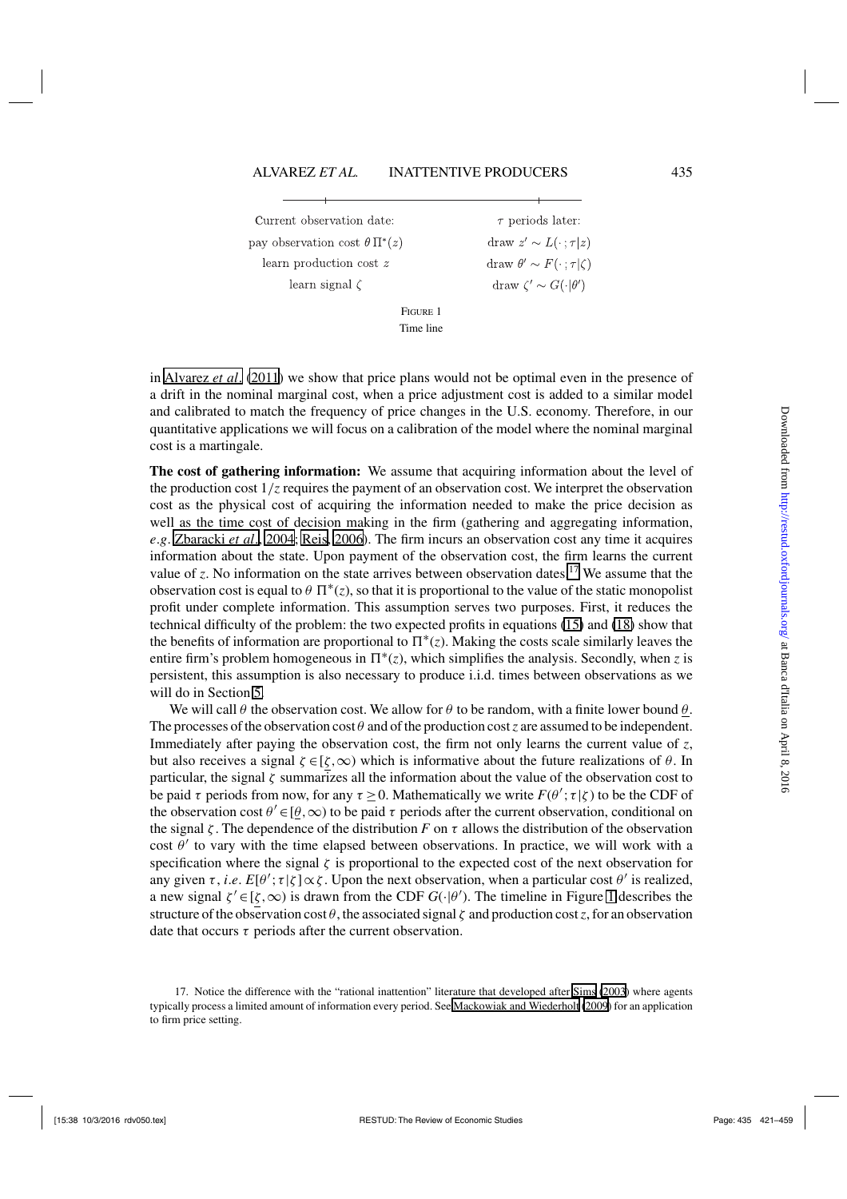| Current observation date: | $\tau$ periods later: |
| --- | --- |
| pay observation cost $\theta\,\Pi^*(z)$ | draw $z' \sim L(\cdot\,;\tau|z)$ |
| learn production cost $z$ | draw $\theta' \sim F(\cdot\,;\tau|\zeta)$ |
| learn signal $\zeta$ | draw $\zeta' \sim G(\cdot|\theta')$ |

FIGURE 1
Time line

in Alvarez *et al.* (2011) we show that price plans would not be optimal even in the presence of a drift in the nominal marginal cost, when a price adjustment cost is added to a similar model and calibrated to match the frequency of price changes in the U.S. economy. Therefore, in our quantitative applications we will focus on a calibration of the model where the nominal marginal cost is a martingale.

**The cost of gathering information:** We assume that acquiring information about the level of the production cost $1/z$ requires the payment of an observation cost. We interpret the observation cost as the physical cost of acquiring the information needed to make the price decision as well as the time cost of decision making in the firm (gathering and aggregating information, *e.g.* Zbaracki *et al.*, 2004; Reis, 2006). The firm incurs an observation cost any time it acquires information about the state. Upon payment of the observation cost, the firm learns the current value of $z$. No information on the state arrives between observation dates.[17] We assume that the observation cost is equal to $\theta\ \Pi^*(z)$, so that it is proportional to the value of the static monopolist profit under complete information. This assumption serves two purposes. First, it reduces the technical difficulty of the problem: the two expected profits in equations (15) and (18) show that the benefits of information are proportional to $\Pi^*(z)$. Making the costs scale similarly leaves the entire firm's problem homogeneous in $\Pi^*(z)$, which simplifies the analysis. Secondly, when $z$ is persistent, this assumption is also necessary to produce i.i.d. times between observations as we will do in Section 5.

We will call $\theta$ the observation cost. We allow for $\theta$ to be random, with a finite lower bound $\underline{\theta}$. The processes of the observation cost $\theta$ and of the production cost $z$ are assumed to be independent. Immediately after paying the observation cost, the firm not only learns the current value of $z$, but also receives a signal $\zeta \in [\underline{\zeta},\infty)$ which is informative about the future realizations of $\theta$. In particular, the signal $\zeta$ summarizes all the information about the value of the observation cost to be paid $\tau$ periods from now, for any $\tau \geq 0$. Mathematically we write $F(\theta';\tau|\zeta)$ to be the CDF of the observation cost $\theta' \in [\underline{\theta},\infty)$ to be paid $\tau$ periods after the current observation, conditional on the signal $\zeta$. The dependence of the distribution $F$ on $\tau$ allows the distribution of the observation cost $\theta'$ to vary with the time elapsed between observations. In practice, we will work with a specification where the signal $\zeta$ is proportional to the expected cost of the next observation for any given $\tau$, *i.e.* $E[\theta';\tau|\zeta] \propto \zeta$. Upon the next observation, when a particular cost $\theta'$ is realized, a new signal $\zeta' \in [\underline{\zeta},\infty)$ is drawn from the CDF $G(\cdot|\theta')$. The timeline in Figure 1 describes the structure of the observation cost $\theta$, the associated signal $\zeta$ and production cost $z$, for an observation date that occurs $\tau$ periods after the current observation.

17. Notice the difference with the "rational inattention" literature that developed after Sims (2003) where agents typically process a limited amount of information every period. See Mackowiak and Wiederholt (2009) for an application to firm price setting.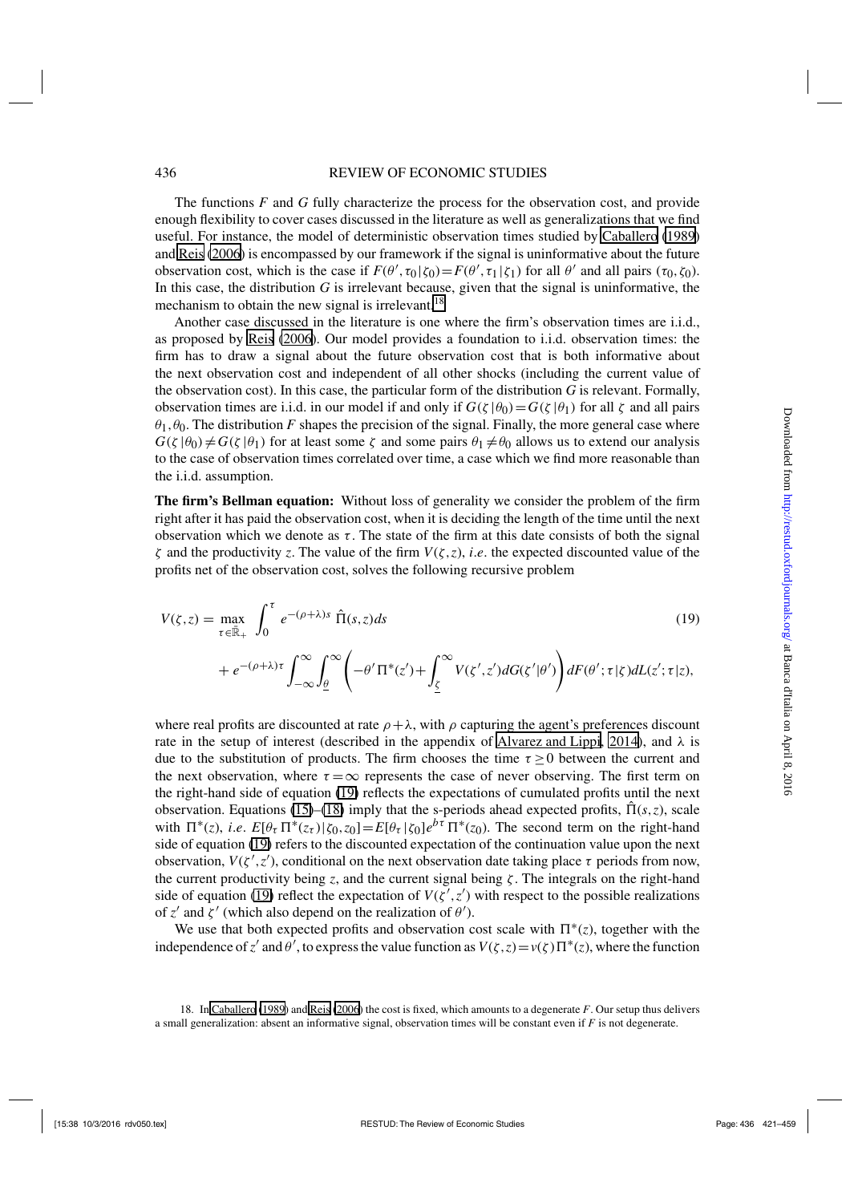The functions $F$ and $G$ fully characterize the process for the observation cost, and provide enough flexibility to cover cases discussed in the literature as well as generalizations that we find useful. For instance, the model of deterministic observation times studied by Caballero (1989) and Reis (2006) is encompassed by our framework if the signal is uninformative about the future observation cost, which is the case if $F(\theta', \tau_0 | \zeta_0) = F(\theta', \tau_1 | \zeta_1)$ for all $\theta'$ and all pairs $(\tau_0, \zeta_0)$. In this case, the distribution $G$ is irrelevant because, given that the signal is uninformative, the mechanism to obtain the new signal is irrelevant.[18]

Another case discussed in the literature is one where the firm's observation times are i.i.d., as proposed by Reis (2006). Our model provides a foundation to i.i.d. observation times: the firm has to draw a signal about the future observation cost that is both informative about the next observation cost and independent of all other shocks (including the current value of the observation cost). In this case, the particular form of the distribution $G$ is relevant. Formally, observation times are i.i.d. in our model if and only if $G(\zeta | \theta_0) = G(\zeta | \theta_1)$ for all $\zeta$ and all pairs $\theta_1, \theta_0$. The distribution $F$ shapes the precision of the signal. Finally, the more general case where $G(\zeta | \theta_0) \neq G(\zeta | \theta_1)$ for at least some $\zeta$ and some pairs $\theta_1 \neq \theta_0$ allows us to extend our analysis to the case of observation times correlated over time, a case which we find more reasonable than the i.i.d. assumption.

**The firm's Bellman equation:** Without loss of generality we consider the problem of the firm right after it has paid the observation cost, when it is deciding the length of the time until the next observation which we denote as $\tau$. The state of the firm at this date consists of both the signal $\zeta$ and the productivity $z$. The value of the firm $V(\zeta, z)$, *i.e*. the expected discounted value of the profits net of the observation cost, solves the following recursive problem

$$
\begin{aligned}
V(\zeta,z) = \max_{\tau \in \bar{\mathbb{R}}_+} & \int_0^\tau e^{-(\rho+\lambda)s} \, \hat{\Pi}(s,z) ds \\
& + e^{-(\rho+\lambda)\tau} \int_{-\infty}^{\infty} \int_{\underline{\theta}}^{\infty} \left( -\theta' \, \Pi^*(z') + \int_{\underline{\zeta}}^{\infty} V(\zeta', z') dG(\zeta' | \theta') \right) dF(\theta'; \tau | \zeta) dL(z'; \tau | z),
\end{aligned} \tag{19}
$$

where real profits are discounted at rate $\rho + \lambda$, with $\rho$ capturing the agent's preferences discount rate in the setup of interest (described in the appendix of Alvarez and Lippi, 2014), and $\lambda$ is due to the substitution of products. The firm chooses the time $\tau \geq 0$ between the current and the next observation, where $\tau = \infty$ represents the case of never observing. The first term on the right-hand side of equation (19) reflects the expectations of cumulated profits until the next observation. Equations (15)–(18) imply that the s-periods ahead expected profits, $\hat{\Pi}(s,z)$, scale with $\Pi^*(z)$, *i.e*. $E[\theta_\tau \, \Pi^*(z_\tau) | \zeta_0, z_0] = E[\theta_\tau | \zeta_0] e^{b\tau} \, \Pi^*(z_0)$. The second term on the right-hand side of equation (19) refers to the discounted expectation of the continuation value upon the next observation, $V(\zeta', z')$, conditional on the next observation date taking place $\tau$ periods from now, the current productivity being $z$, and the current signal being $\zeta$. The integrals on the right-hand side of equation (19) reflect the expectation of $V(\zeta', z')$ with respect to the possible realizations of $z'$ and $\zeta'$ (which also depend on the realization of $\theta'$).

We use that both expected profits and observation cost scale with $\Pi^*(z)$, together with the independence of $z'$ and $\theta'$, to express the value function as $V(\zeta, z) = v(\zeta) \, \Pi^*(z)$, where the function

18. In Caballero (1989) and Reis (2006) the cost is fixed, which amounts to a degenerate $F$. Our setup thus delivers a small generalization: absent an informative signal, observation times will be constant even if $F$ is not degenerate.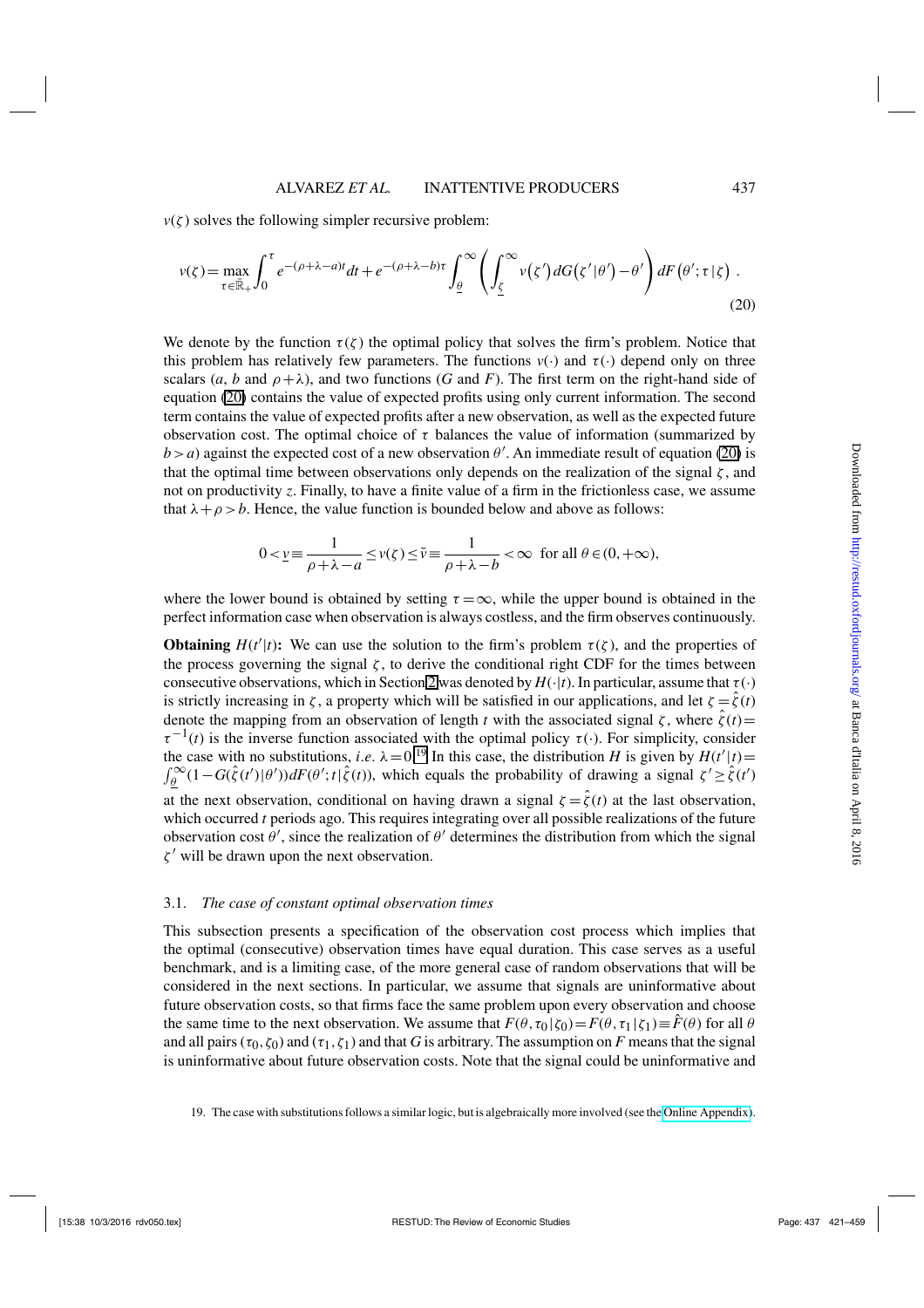$v(\zeta)$ solves the following simpler recursive problem:

$$v(\zeta) = \max_{\tau \in \bar{\mathbb{R}}_+} \int_0^\tau e^{-(\rho+\lambda-a)t} dt + e^{-(\rho+\lambda-b)\tau} \int_{\underline{\theta}}^{\infty} \left( \int_{\underline{\zeta}}^{\infty} v(\zeta') dG(\zeta'|\theta') - \theta' \right) dF(\theta'; \tau | \zeta) \; . \tag{20}$$

We denote by the function $\tau(\zeta)$ the optimal policy that solves the firm's problem. Notice that this problem has relatively few parameters. The functions $v(\cdot)$ and $\tau(\cdot)$ depend only on three scalars ($a$, $b$ and $\rho+\lambda$), and two functions ($G$ and $F$). The first term on the right-hand side of equation (20) contains the value of expected profits using only current information. The second term contains the value of expected profits after a new observation, as well as the expected future observation cost. The optimal choice of $\tau$ balances the value of information (summarized by $b > a$) against the expected cost of a new observation $\theta'$. An immediate result of equation (20) is that the optimal time between observations only depends on the realization of the signal $\zeta$, and not on productivity $z$. Finally, to have a finite value of a firm in the frictionless case, we assume that $\lambda+\rho > b$. Hence, the value function is bounded below and above as follows:

$$0 < \underline{v} \equiv \frac{1}{\rho+\lambda-a} \le v(\zeta) \le \bar{v} \equiv \frac{1}{\rho+\lambda-b} < \infty \;\; \text{for all } \theta \in (0, +\infty),$$

where the lower bound is obtained by setting $\tau = \infty$, while the upper bound is obtained in the perfect information case when observation is always costless, and the firm observes continuously.

**Obtaining** $H(t'|t)$**:** We can use the solution to the firm's problem $\tau(\zeta)$, and the properties of the process governing the signal $\zeta$, to derive the conditional right CDF for the times between consecutive observations, which in Section 2 was denoted by $H(\cdot|t)$. In particular, assume that $\tau(\cdot)$ is strictly increasing in $\zeta$, a property which will be satisfied in our applications, and let $\zeta = \hat{\zeta}(t)$ denote the mapping from an observation of length $t$ with the associated signal $\zeta$, where $\hat{\zeta}(t) = \tau^{-1}(t)$ is the inverse function associated with the optimal policy $\tau(\cdot)$. For simplicity, consider the case with no substitutions, *i.e.* $\lambda = 0$.[19] In this case, the distribution $H$ is given by $H(t'|t) = \int_{\underline{\theta}}^{\infty} (1 - G(\hat{\zeta}(t')|\theta')) dF(\theta'; t|\hat{\zeta}(t))$, which equals the probability of drawing a signal $\zeta' \ge \hat{\zeta}(t')$ at the next observation, conditional on having drawn a signal $\zeta = \hat{\zeta}(t)$ at the last observation, which occurred $t$ periods ago. This requires integrating over all possible realizations of the future observation cost $\theta'$, since the realization of $\theta'$ determines the distribution from which the signal $\zeta'$ will be drawn upon the next observation.

### 3.1. *The case of constant optimal observation times*

This subsection presents a specification of the observation cost process which implies that the optimal (consecutive) observation times have equal duration. This case serves as a useful benchmark, and is a limiting case, of the more general case of random observations that will be considered in the next sections. In particular, we assume that signals are uninformative about future observation costs, so that firms face the same problem upon every observation and choose the same time to the next observation. We assume that $F(\theta, \tau_0 | \zeta_0) = F(\theta, \tau_1 | \zeta_1) \equiv \hat{F}(\theta)$ for all $\theta$ and all pairs $(\tau_0, \zeta_0)$ and $(\tau_1, \zeta_1)$ and that $G$ is arbitrary. The assumption on $F$ means that the signal is uninformative about future observation costs. Note that the signal could be uninformative and

19. The case with substitutions follows a similar logic, but is algebraically more involved (see the Online Appendix).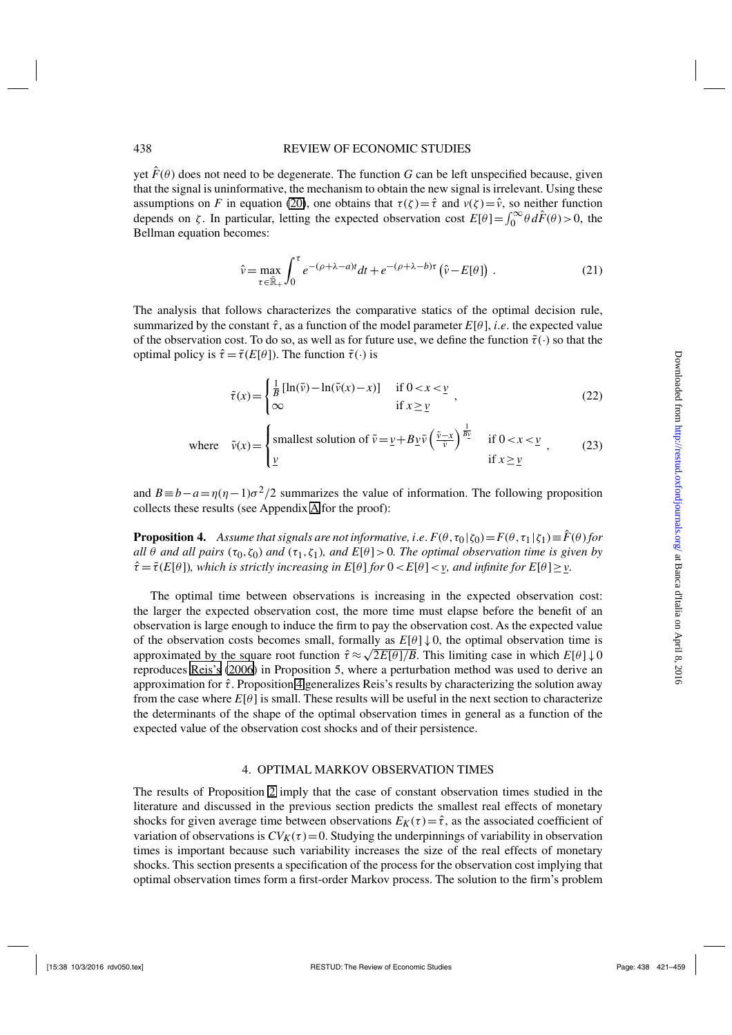yet $\hat{F}(\theta)$ does not need to be degenerate. The function $G$ can be left unspecified because, given that the signal is uninformative, the mechanism to obtain the new signal is irrelevant. Using these assumptions on $F$ in equation (20), one obtains that $\tau(\zeta)=\hat{\tau}$ and $v(\zeta)=\hat{v}$, so neither function depends on $\zeta$. In particular, letting the expected observation cost $E[\theta]=\int_0^{\infty}\theta d\hat{F}(\theta)>0$, the Bellman equation becomes:

$$\hat{v}=\max_{\tau\in\bar{\mathbb{R}}_+}\int_0^{\tau}e^{-(\rho+\lambda-a)t}dt+e^{-(\rho+\lambda-b)\tau}\left(\hat{v}-E[\theta]\right). \tag{21}$$

The analysis that follows characterizes the comparative statics of the optimal decision rule, summarized by the constant $\hat{\tau}$, as a function of the model parameter $E[\theta]$, *i.e*. the expected value of the observation cost. To do so, as well as for future use, we define the function $\tilde{\tau}(\cdot)$ so that the optimal policy is $\hat{\tau}=\tilde{\tau}(E[\theta])$. The function $\tilde{\tau}(\cdot)$ is

$$\tilde{\tau}(x)=\begin{cases}\frac{1}{B}\left[\ln(\tilde{v})-\ln(\tilde{v}(x)-x)\right] & \text{if } 0<x<\underline{v}\\ \infty & \text{if } x\geq\underline{v}\end{cases}, \tag{22}$$

$$\text{where}\quad \tilde{v}(x)=\begin{cases}\text{smallest solution of } \tilde{v}=\underline{v}+B\underline{v}\tilde{v}\left(\frac{\tilde{v}-x}{\tilde{v}}\right)^{\frac{1}{B\underline{v}}} & \text{if } 0<x<\underline{v}\\ \underline{v} & \text{if } x\geq\underline{v}\end{cases}, \tag{23}$$

and $B\equiv b-a=\eta(\eta-1)\sigma^2/2$ summarizes the value of information. The following proposition collects these results (see Appendix A for the proof):

**Proposition 4.** *Assume that signals are not informative, i.e. $F(\theta,\tau_0|\zeta_0)=F(\theta,\tau_1|\zeta_1)\equiv\hat{F}(\theta)$ for all $\theta$ and all pairs $(\tau_0,\zeta_0)$ and $(\tau_1,\zeta_1)$, and $E[\theta]>0$. The optimal observation time is given by $\hat{\tau}=\tilde{\tau}(E[\theta])$, which is strictly increasing in $E[\theta]$ for $0<E[\theta]<\underline{v}$, and infinite for $E[\theta]\geq\underline{v}$.*

The optimal time between observations is increasing in the expected observation cost: the larger the expected observation cost, the more time must elapse before the benefit of an observation is large enough to induce the firm to pay the observation cost. As the expected value of the observation costs becomes small, formally as $E[\theta]\downarrow 0$, the optimal observation time is approximated by the square root function $\hat{\tau}\approx\sqrt{2E[\theta]/B}$. This limiting case in which $E[\theta]\downarrow 0$ reproduces Reis's (2006) in Proposition 5, where a perturbation method was used to derive an approximation for $\hat{\tau}$. Proposition 4 generalizes Reis's results by characterizing the solution away from the case where $E[\theta]$ is small. These results will be useful in the next section to characterize the determinants of the shape of the optimal observation times in general as a function of the expected value of the observation cost shocks and of their persistence.

## 4. OPTIMAL MARKOV OBSERVATION TIMES

The results of Proposition 2 imply that the case of constant observation times studied in the literature and discussed in the previous section predicts the smallest real effects of monetary shocks for given average time between observations $E_K(\tau)=\hat{\tau}$, as the associated coefficient of variation of observations is $CV_K(\tau)=0$. Studying the underpinnings of variability in observation times is important because such variability increases the size of the real effects of monetary shocks. This section presents a specification of the process for the observation cost implying that optimal observation times form a first-order Markov process. The solution to the firm's problem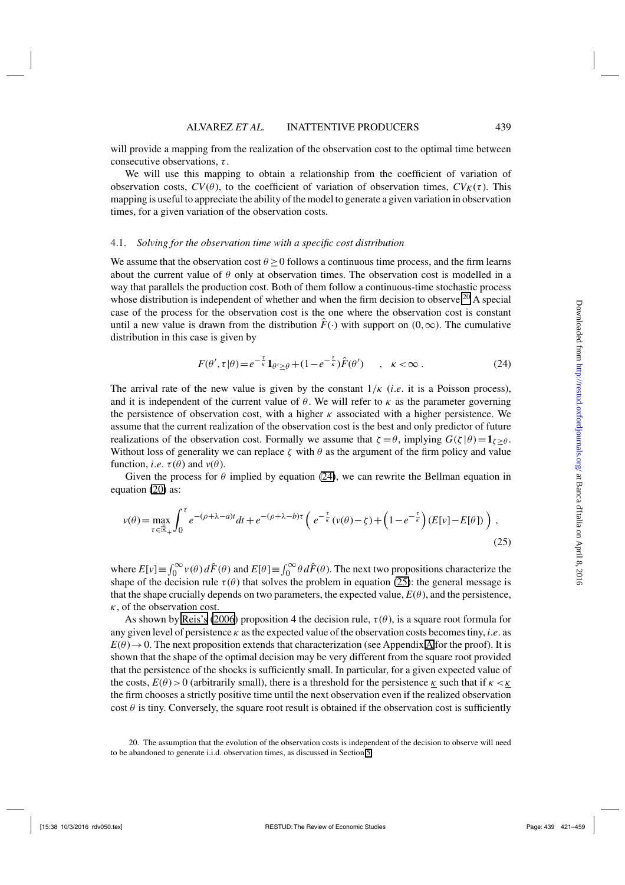will provide a mapping from the realization of the observation cost to the optimal time between consecutive observations, $\tau$.

We will use this mapping to obtain a relationship from the coefficient of variation of observation costs, $CV(\theta)$, to the coefficient of variation of observation times, $CV_K(\tau)$. This mapping is useful to appreciate the ability of the model to generate a given variation in observation times, for a given variation of the observation costs.

### 4.1. *Solving for the observation time with a specific cost distribution*

We assume that the observation cost $\theta \geq 0$ follows a continuous time process, and the firm learns about the current value of $\theta$ only at observation times. The observation cost is modelled in a way that parallels the production cost. Both of them follow a continuous-time stochastic process whose distribution is independent of whether and when the firm decision to observe.[20] A special case of the process for the observation cost is the one where the observation cost is constant until a new value is drawn from the distribution $\hat{F}(\cdot)$ with support on $(0,\infty)$. The cumulative distribution in this case is given by

$$F(\theta',\tau|\theta) = e^{-\frac{\tau}{\kappa}}\mathbf{1}_{\theta' \geq \theta} + (1-e^{-\frac{\tau}{\kappa}})\hat{F}(\theta') \quad , \quad \kappa < \infty \, . \tag{24}$$

The arrival rate of the new value is given by the constant $1/\kappa$ (*i.e*. it is a Poisson process), and it is independent of the current value of $\theta$. We will refer to $\kappa$ as the parameter governing the persistence of observation cost, with a higher $\kappa$ associated with a higher persistence. We assume that the current realization of the observation cost is the best and only predictor of future realizations of the observation cost. Formally we assume that $\zeta = \theta$, implying $G(\zeta|\theta) = \mathbf{1}_{\zeta \geq \theta}$. Without loss of generality we can replace $\zeta$ with $\theta$ as the argument of the firm policy and value function, *i.e*. $\tau(\theta)$ and $v(\theta)$.

Given the process for $\theta$ implied by equation (24), we can rewrite the Bellman equation in equation (20) as:

$$v(\theta) = \max_{\tau \in \mathbb{R}_+} \int_0^\tau e^{-(\rho+\lambda-a)t}dt + e^{-(\rho+\lambda-b)\tau}\left( e^{-\frac{\tau}{\kappa}}\left(v(\theta)-\zeta\right) + \left(1-e^{-\frac{\tau}{\kappa}}\right)\left(E[v]-E[\theta]\right)\right) \, , \tag{25}$$

where $E[v] \equiv \int_0^\infty v(\theta)\,d\hat{F}(\theta)$ and $E[\theta] \equiv \int_0^\infty \theta\,d\hat{F}(\theta)$. The next two propositions characterize the shape of the decision rule $\tau(\theta)$ that solves the problem in equation (25): the general message is that the shape crucially depends on two parameters, the expected value, $E(\theta)$, and the persistence, $\kappa$, of the observation cost.

As shown by Reis's (2006) proposition 4 the decision rule, $\tau(\theta)$, is a square root formula for any given level of persistence $\kappa$ as the expected value of the observation costs becomes tiny, *i.e*. as $E(\theta) \to 0$. The next proposition extends that characterization (see Appendix A for the proof). It is shown that the shape of the optimal decision may be very different from the square root provided that the persistence of the shocks is sufficiently small. In particular, for a given expected value of the costs, $E(\theta) > 0$ (arbitrarily small), there is a threshold for the persistence $\underline{\kappa}$ such that if $\kappa < \underline{\kappa}$ the firm chooses a strictly positive time until the next observation even if the realized observation cost $\theta$ is tiny. Conversely, the square root result is obtained if the observation cost is sufficiently

20. The assumption that the evolution of the observation costs is independent of the decision to observe will need to be abandoned to generate i.i.d. observation times, as discussed in Section 5.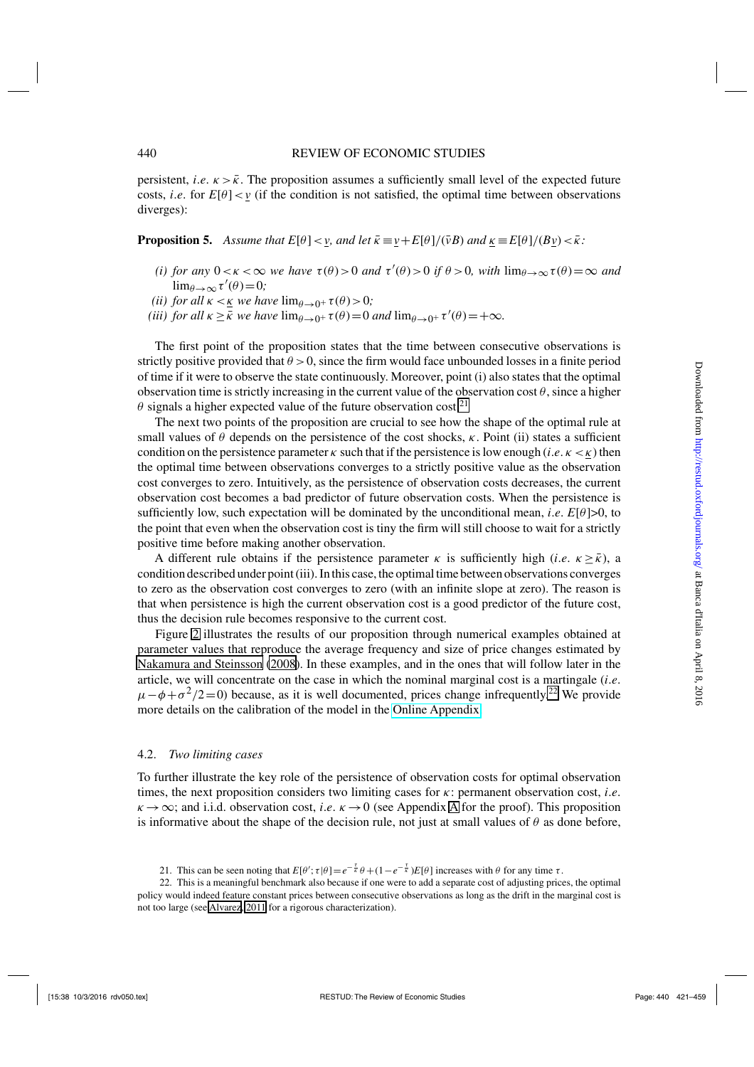persistent, *i.e.* $\kappa > \bar{\kappa}$. The proposition assumes a sufficiently small level of the expected future costs, *i.e.* for $E[\theta] < \underline{v}$ (if the condition is not satisfied, the optimal time between observations diverges):

**Proposition 5.** *Assume that $E[\theta] < \underline{v}$, and let $\bar{\kappa} \equiv \underline{v} + E[\theta]/(\bar{v}B)$ and $\underline{\kappa} \equiv E[\theta]/(B\underline{v}) < \bar{\kappa}$:*

*(i) for any $0 < \kappa < \infty$ we have $\tau(\theta) > 0$ and $\tau'(\theta) > 0$ if $\theta > 0$, with $\lim_{\theta \to \infty} \tau(\theta) = \infty$ and $\lim_{\theta \to \infty} \tau'(\theta) = 0$;*

*(ii) for all $\kappa < \underline{\kappa}$ we have $\lim_{\theta \to 0^+} \tau(\theta) > 0$;*

*(iii) for all $\kappa \geq \bar{\kappa}$ we have $\lim_{\theta \to 0^+} \tau(\theta) = 0$ and $\lim_{\theta \to 0^+} \tau'(\theta) = +\infty$.*

The first point of the proposition states that the time between consecutive observations is strictly positive provided that $\theta > 0$, since the firm would face unbounded losses in a finite period of time if it were to observe the state continuously. Moreover, point (i) also states that the optimal observation time is strictly increasing in the current value of the observation cost $\theta$, since a higher $\theta$ signals a higher expected value of the future observation cost.[21]

The next two points of the proposition are crucial to see how the shape of the optimal rule at small values of $\theta$ depends on the persistence of the cost shocks, $\kappa$. Point (ii) states a sufficient condition on the persistence parameter $\kappa$ such that if the persistence is low enough (*i.e.* $\kappa < \underline{\kappa}$) then the optimal time between observations converges to a strictly positive value as the observation cost converges to zero. Intuitively, as the persistence of observation costs decreases, the current observation cost becomes a bad predictor of future observation costs. When the persistence is sufficiently low, such expectation will be dominated by the unconditional mean, *i.e.* $E[\theta]$>0, to the point that even when the observation cost is tiny the firm will still choose to wait for a strictly positive time before making another observation.

A different rule obtains if the persistence parameter $\kappa$ is sufficiently high (*i.e.* $\kappa \geq \bar{\kappa}$), a condition described under point (iii). In this case, the optimal time between observations converges to zero as the observation cost converges to zero (with an infinite slope at zero). The reason is that when persistence is high the current observation cost is a good predictor of the future cost, thus the decision rule becomes responsive to the current cost.

Figure 2 illustrates the results of our proposition through numerical examples obtained at parameter values that reproduce the average frequency and size of price changes estimated by Nakamura and Steinsson (2008). In these examples, and in the ones that will follow later in the article, we will concentrate on the case in which the nominal marginal cost is a martingale (*i.e.* $\mu - \phi + \sigma^2/2 = 0$) because, as it is well documented, prices change infrequently.[22] We provide more details on the calibration of the model in the Online Appendix.

### 4.2. *Two limiting cases*

To further illustrate the key role of the persistence of observation costs for optimal observation times, the next proposition considers two limiting cases for $\kappa$: permanent observation cost, *i.e.* $\kappa \to \infty$; and i.i.d. observation cost, *i.e.* $\kappa \to 0$ (see Appendix A for the proof). This proposition is informative about the shape of the decision rule, not just at small values of $\theta$ as done before,

21. This can be seen noting that $E[\theta'; \tau|\theta] = e^{-\frac{\tau}{\kappa}}\theta + (1 - e^{-\frac{\tau}{\kappa}})E[\theta]$ increases with $\theta$ for any time $\tau$.

22. This is a meaningful benchmark also because if one were to add a separate cost of adjusting prices, the optimal policy would indeed feature constant prices between consecutive observations as long as the drift in the marginal cost is not too large (see Alvarez, 2011 for a rigorous characterization).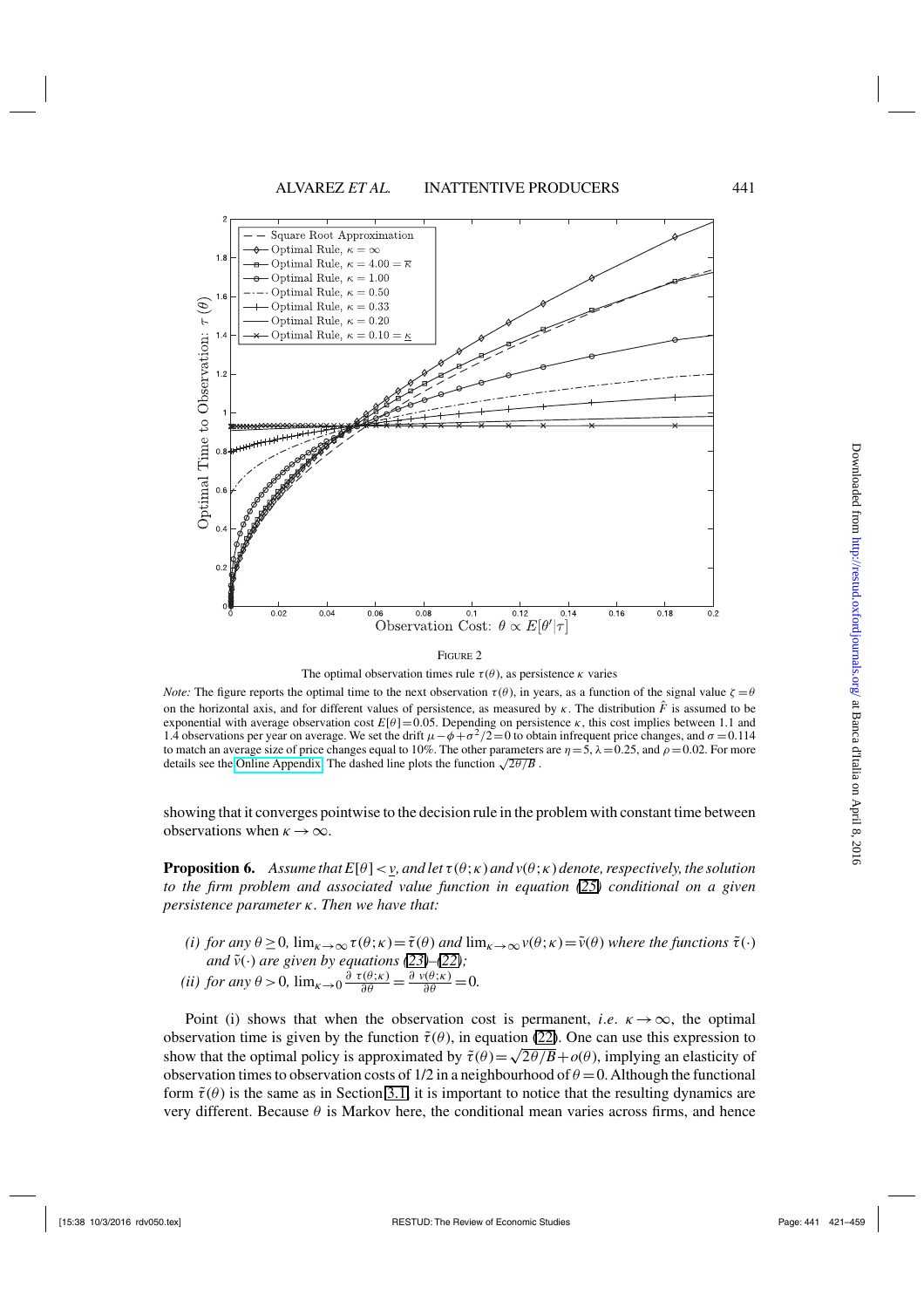FIGURE 2

The optimal observation times rule $\tau(\theta)$, as persistence $\kappa$ varies

*Note:* The figure reports the optimal time to the next observation $\tau(\theta)$, in years, as a function of the signal value $\zeta = \theta$ on the horizontal axis, and for different values of persistence, as measured by $\kappa$. The distribution $\hat{F}$ is assumed to be exponential with average observation cost $E[\theta] = 0.05$. Depending on persistence $\kappa$, this cost implies between 1.1 and 1.4 observations per year on average. We set the drift $\mu - \phi + \sigma^2/2 = 0$ to obtain infrequent price changes, and $\sigma = 0.114$ to match an average size of price changes equal to 10%. The other parameters are $\eta = 5$, $\lambda = 0.25$, and $\rho = 0.02$. For more details see the Online Appendix. The dashed line plots the function $\sqrt{2\theta/B}$ .

showing that it converges pointwise to the decision rule in the problem with constant time between observations when $\kappa \to \infty$.

**Proposition 6.** *Assume that $E[\theta] < \underline{v}$, and let $\tau(\theta;\kappa)$ and $v(\theta;\kappa)$ denote, respectively, the solution to the firm problem and associated value function in equation (25) conditional on a given persistence parameter $\kappa$. Then we have that:*

*(i) for any $\theta \geq 0$, $\lim_{\kappa\to\infty} \tau(\theta;\kappa) = \tilde{\tau}(\theta)$ and $\lim_{\kappa\to\infty} v(\theta;\kappa) = \tilde{v}(\theta)$ where the functions $\tilde{\tau}(\cdot)$ and $\tilde{v}(\cdot)$ are given by equations (23)–(22);*

*(ii) for any $\theta > 0$, $\lim_{\kappa\to 0} \frac{\partial\, \tau(\theta;\kappa)}{\partial\theta} = \frac{\partial\, v(\theta;\kappa)}{\partial\theta} = 0$.*

Point (i) shows that when the observation cost is permanent, *i.e.* $\kappa \to \infty$, the optimal observation time is given by the function $\tilde{\tau}(\theta)$, in equation (22). One can use this expression to show that the optimal policy is approximated by $\tilde{\tau}(\theta) = \sqrt{2\theta/B} + o(\theta)$, implying an elasticity of observation times to observation costs of 1/2 in a neighbourhood of $\theta = 0$. Although the functional form $\tilde{\tau}(\theta)$ is the same as in Section 3.1, it is important to notice that the resulting dynamics are very different. Because $\theta$ is Markov here, the conditional mean varies across firms, and hence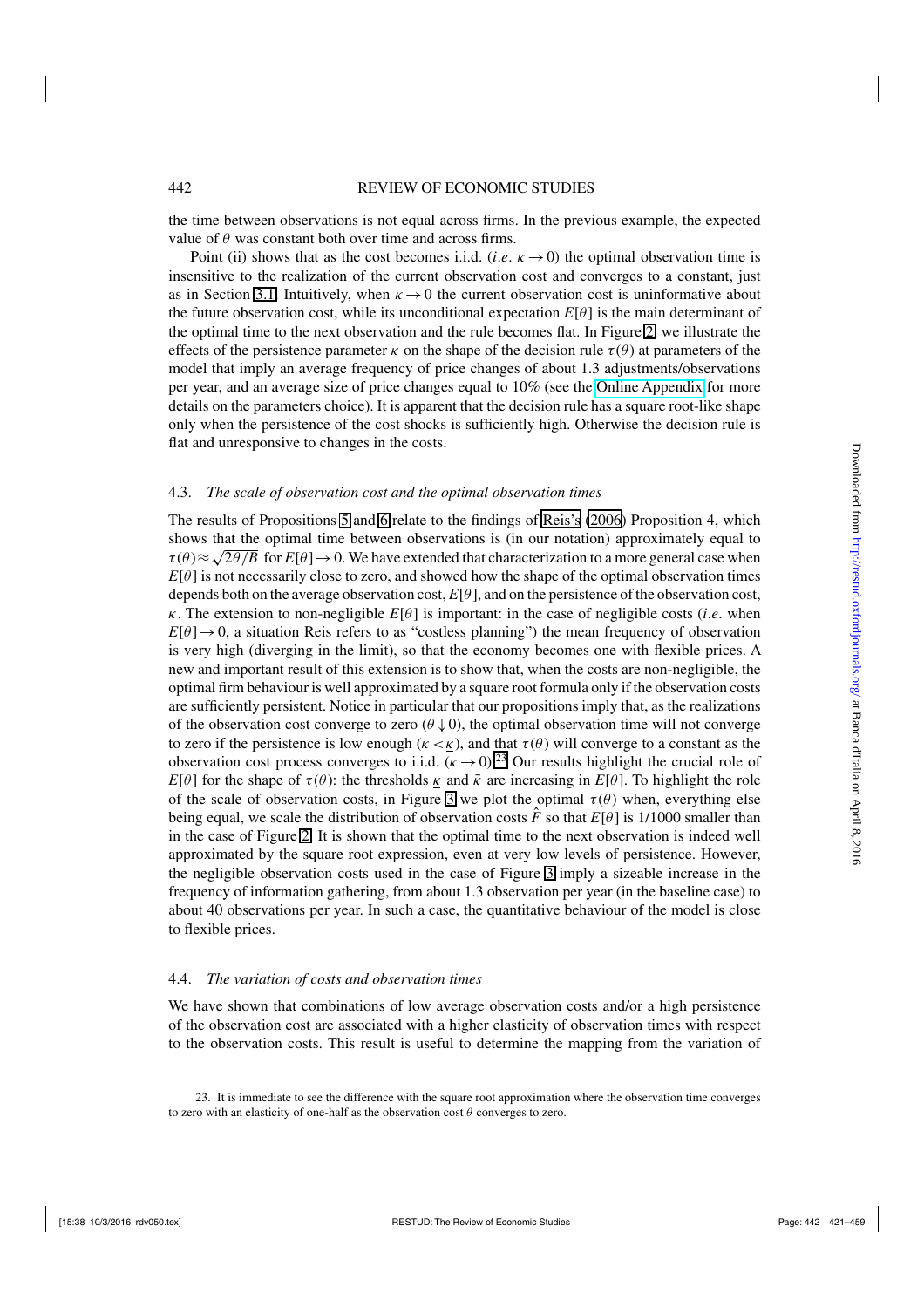the time between observations is not equal across firms. In the previous example, the expected value of $\theta$ was constant both over time and across firms.

Point (ii) shows that as the cost becomes i.i.d. (*i.e.* $\kappa \to 0$) the optimal observation time is insensitive to the realization of the current observation cost and converges to a constant, just as in Section 3.1. Intuitively, when $\kappa \to 0$ the current observation cost is uninformative about the future observation cost, while its unconditional expectation $E[\theta]$ is the main determinant of the optimal time to the next observation and the rule becomes flat. In Figure 2, we illustrate the effects of the persistence parameter $\kappa$ on the shape of the decision rule $\tau(\theta)$ at parameters of the model that imply an average frequency of price changes of about 1.3 adjustments/observations per year, and an average size of price changes equal to 10% (see the Online Appendix for more details on the parameters choice). It is apparent that the decision rule has a square root-like shape only when the persistence of the cost shocks is sufficiently high. Otherwise the decision rule is flat and unresponsive to changes in the costs.

### 4.3. *The scale of observation cost and the optimal observation times*

The results of Propositions 5 and 6 relate to the findings of Reis's (2006) Proposition 4, which shows that the optimal time between observations is (in our notation) approximately equal to $\tau(\theta) \approx \sqrt{2\theta/B}$ for $E[\theta] \to 0$. We have extended that characterization to a more general case when $E[\theta]$ is not necessarily close to zero, and showed how the shape of the optimal observation times depends both on the average observation cost, $E[\theta]$, and on the persistence of the observation cost, $\kappa$. The extension to non-negligible $E[\theta]$ is important: in the case of negligible costs (*i.e.* when $E[\theta] \to 0$, a situation Reis refers to as "costless planning") the mean frequency of observation is very high (diverging in the limit), so that the economy becomes one with flexible prices. A new and important result of this extension is to show that, when the costs are non-negligible, the optimal firm behaviour is well approximated by a square root formula only if the observation costs are sufficiently persistent. Notice in particular that our propositions imply that, as the realizations of the observation cost converge to zero ($\theta \downarrow 0$), the optimal observation time will not converge to zero if the persistence is low enough ($\kappa < \underline{\kappa}$), and that $\tau(\theta)$ will converge to a constant as the observation cost process converges to i.i.d. ($\kappa \to 0$).[23] Our results highlight the crucial role of $E[\theta]$ for the shape of $\tau(\theta)$: the thresholds $\underline{\kappa}$ and $\bar{\kappa}$ are increasing in $E[\theta]$. To highlight the role of the scale of observation costs, in Figure 3 we plot the optimal $\tau(\theta)$ when, everything else being equal, we scale the distribution of observation costs $\hat{F}$ so that $E[\theta]$ is 1/1000 smaller than in the case of Figure 2. It is shown that the optimal time to the next observation is indeed well approximated by the square root expression, even at very low levels of persistence. However, the negligible observation costs used in the case of Figure 3 imply a sizeable increase in the frequency of information gathering, from about 1.3 observation per year (in the baseline case) to about 40 observations per year. In such a case, the quantitative behaviour of the model is close to flexible prices.

### 4.4. *The variation of costs and observation times*

We have shown that combinations of low average observation costs and/or a high persistence of the observation cost are associated with a higher elasticity of observation times with respect to the observation costs. This result is useful to determine the mapping from the variation of

23. It is immediate to see the difference with the square root approximation where the observation time converges to zero with an elasticity of one-half as the observation cost $\theta$ converges to zero.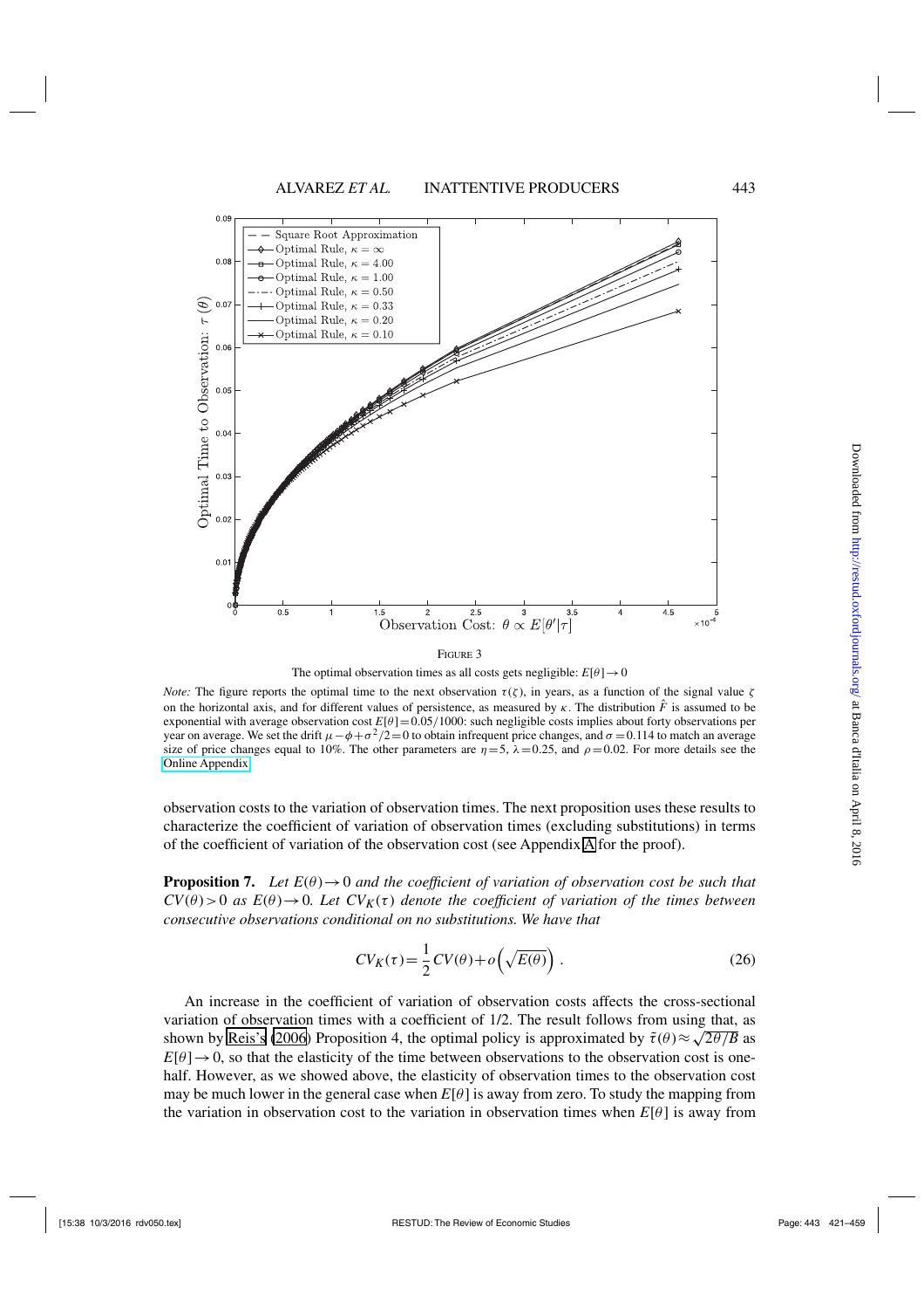FIGURE 3

The optimal observation times as all costs gets negligible: $E[\theta] \to 0$

*Note:* The figure reports the optimal time to the next observation $\tau(\zeta)$, in years, as a function of the signal value $\zeta$ on the horizontal axis, and for different values of persistence, as measured by $\kappa$. The distribution $\hat{F}$ is assumed to be exponential with average observation cost $E[\theta] = 0.05/1000$: such negligible costs implies about forty observations per year on average. We set the drift $\mu - \phi + \sigma^2/2 = 0$ to obtain infrequent price changes, and $\sigma = 0.114$ to match an average size of price changes equal to 10%. The other parameters are $\eta = 5$, $\lambda = 0.25$, and $\rho = 0.02$. For more details see the Online Appendix.

observation costs to the variation of observation times. The next proposition uses these results to characterize the coefficient of variation of observation times (excluding substitutions) in terms of the coefficient of variation of the observation cost (see Appendix A for the proof).

**Proposition 7.** *Let $E(\theta) \to 0$ and the coefficient of variation of observation cost be such that $CV(\theta) > 0$ as $E(\theta) \to 0$. Let $CV_K(\tau)$ denote the coefficient of variation of the times between consecutive observations conditional on no substitutions. We have that*

$$CV_K(\tau) = \frac{1}{2} CV(\theta) + o\left(\sqrt{E(\theta)}\right). \tag{26}$$

An increase in the coefficient of variation of observation costs affects the cross-sectional variation of observation times with a coefficient of 1/2. The result follows from using that, as shown by Reis's (2006) Proposition 4, the optimal policy is approximated by $\tilde{\tau}(\theta) \approx \sqrt{2\theta/B}$ as $E[\theta] \to 0$, so that the elasticity of the time between observations to the observation cost is one-half. However, as we showed above, the elasticity of observation times to the observation cost may be much lower in the general case when $E[\theta]$ is away from zero. To study the mapping from the variation in observation cost to the variation in observation times when $E[\theta]$ is away from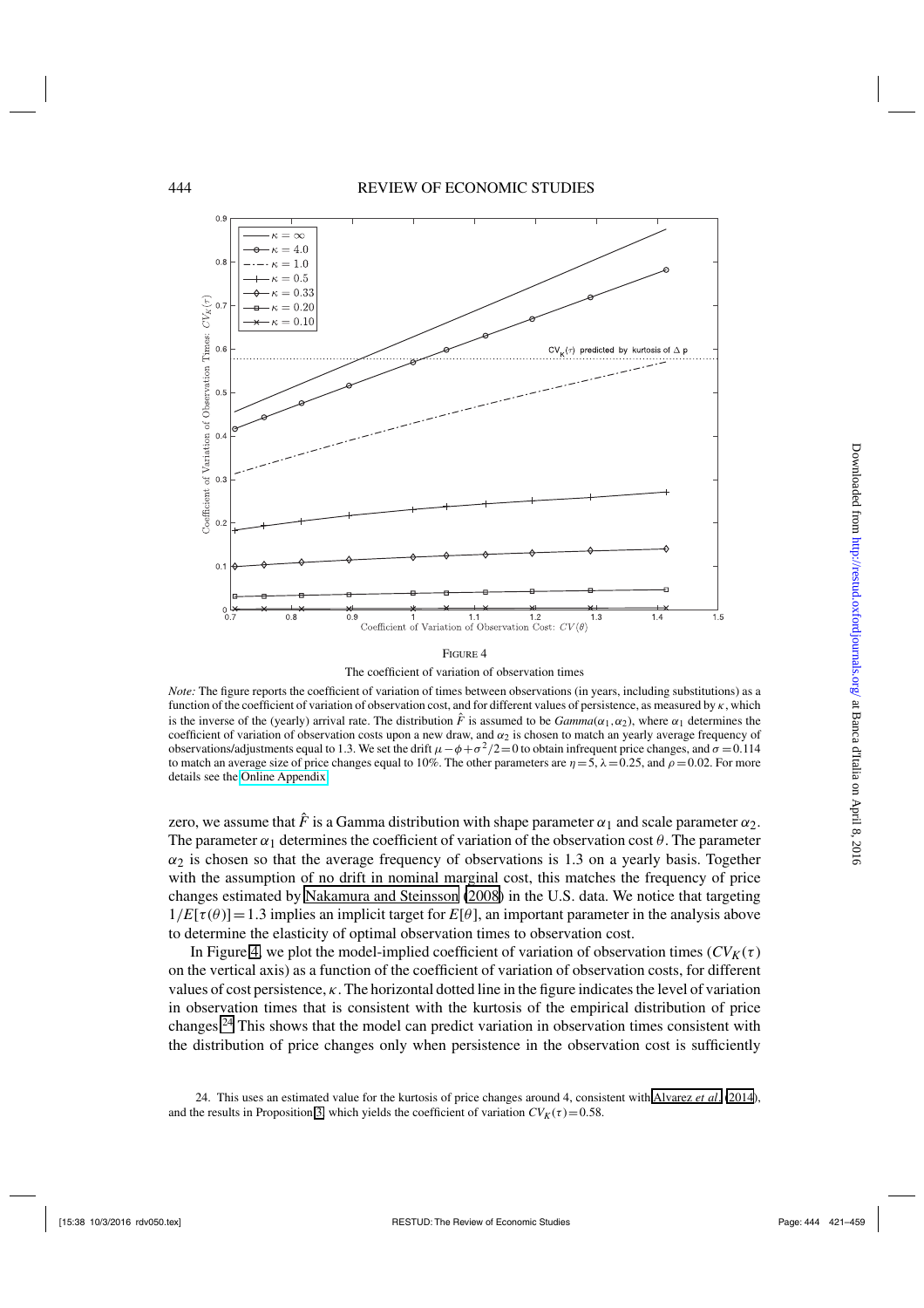FIGURE 4

The coefficient of variation of observation times

*Note:* The figure reports the coefficient of variation of times between observations (in years, including substitutions) as a function of the coefficient of variation of observation cost, and for different values of persistence, as measured by $\kappa$, which is the inverse of the (yearly) arrival rate. The distribution $\hat{F}$ is assumed to be $Gamma(\alpha_1, \alpha_2)$, where $\alpha_1$ determines the coefficient of variation of observation costs upon a new draw, and $\alpha_2$ is chosen to match an yearly average frequency of observations/adjustments equal to 1.3. We set the drift $\mu - \phi + \sigma^2/2 = 0$ to obtain infrequent price changes, and $\sigma = 0.114$ to match an average size of price changes equal to 10%. The other parameters are $\eta = 5$, $\lambda = 0.25$, and $\rho = 0.02$. For more details see the Online Appendix.

zero, we assume that $\hat{F}$ is a Gamma distribution with shape parameter $\alpha_1$ and scale parameter $\alpha_2$. The parameter $\alpha_1$ determines the coefficient of variation of the observation cost $\theta$. The parameter $\alpha_2$ is chosen so that the average frequency of observations is 1.3 on a yearly basis. Together with the assumption of no drift in nominal marginal cost, this matches the frequency of price changes estimated by Nakamura and Steinsson (2008) in the U.S. data. We notice that targeting $1/E[\tau(\theta)] = 1.3$ implies an implicit target for $E[\theta]$, an important parameter in the analysis above to determine the elasticity of optimal observation times to observation cost.

In Figure 4, we plot the model-implied coefficient of variation of observation times ($CV_K(\tau)$ on the vertical axis) as a function of the coefficient of variation of observation costs, for different values of cost persistence, $\kappa$. The horizontal dotted line in the figure indicates the level of variation in observation times that is consistent with the kurtosis of the empirical distribution of price changes.[24] This shows that the model can predict variation in observation times consistent with the distribution of price changes only when persistence in the observation cost is sufficiently

24. This uses an estimated value for the kurtosis of price changes around 4, consistent with Alvarez *et al.* (2014), and the results in Proposition 3, which yields the coefficient of variation $CV_K(\tau) = 0.58$.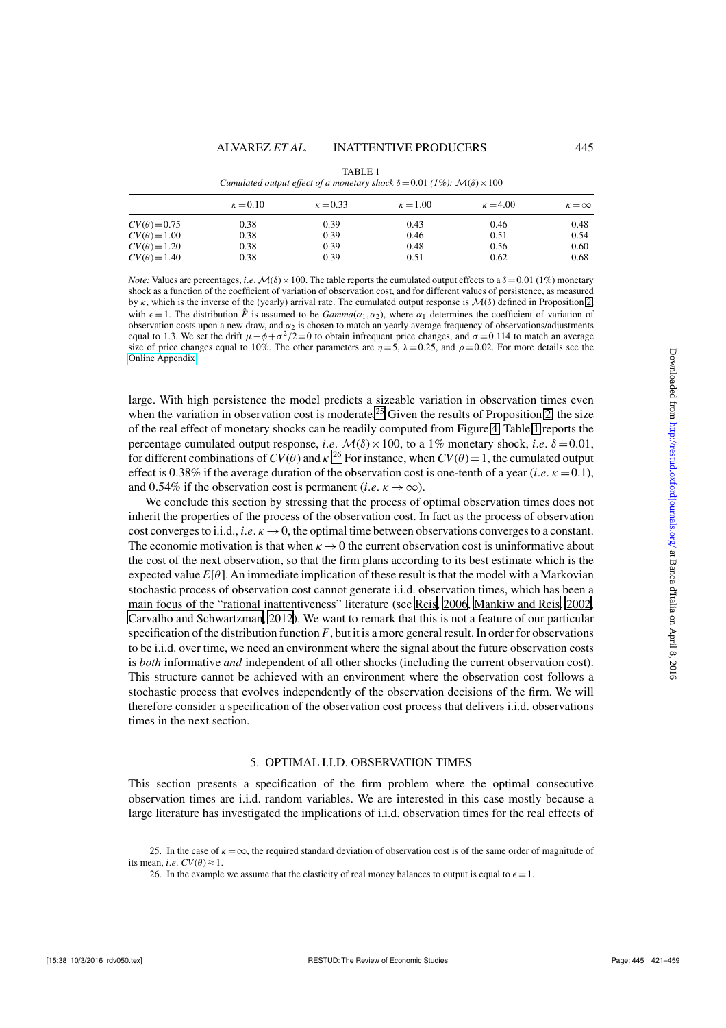TABLE 1

*Cumulated output effect of a monetary shock $\delta = 0.01$ (1%): $\mathcal{M}(\delta) \times 100$*

| | $\kappa = 0.10$ | $\kappa = 0.33$ | $\kappa = 1.00$ | $\kappa = 4.00$ | $\kappa = \infty$ |
|---|---|---|---|---|---|
| $CV(\theta) = 0.75$ | 0.38 | 0.39 | 0.43 | 0.46 | 0.48 |
| $CV(\theta) = 1.00$ | 0.38 | 0.39 | 0.46 | 0.51 | 0.54 |
| $CV(\theta) = 1.20$ | 0.38 | 0.39 | 0.48 | 0.56 | 0.60 |
| $CV(\theta) = 1.40$ | 0.38 | 0.39 | 0.51 | 0.62 | 0.68 |

*Note:* Values are percentages, *i.e.* $\mathcal{M}(\delta) \times 100$. The table reports the cumulated output effects to a $\delta = 0.01$ (1%) monetary shock as a function of the coefficient of variation of observation cost, and for different values of persistence, as measured by $\kappa$, which is the inverse of the (yearly) arrival rate. The cumulated output response is $\mathcal{M}(\delta)$ defined in Proposition 2 with $\epsilon = 1$. The distribution $\hat{F}$ is assumed to be $Gamma(\alpha_1, \alpha_2)$, where $\alpha_1$ determines the coefficient of variation of observation costs upon a new draw, and $\alpha_2$ is chosen to match an yearly average frequency of observations/adjustments equal to 1.3. We set the drift $\mu - \phi + \sigma^2/2 = 0$ to obtain infrequent price changes, and $\sigma = 0.114$ to match an average size of price changes equal to 10%. The other parameters are $\eta = 5$, $\lambda = 0.25$, and $\rho = 0.02$. For more details see the Online Appendix.

large. With high persistence the model predicts a sizeable variation in observation times even when the variation in observation cost is moderate.[25] Given the results of Proposition 2, the size of the real effect of monetary shocks can be readily computed from Figure 4. Table 1 reports the percentage cumulated output response, *i.e.* $\mathcal{M}(\delta) \times 100$, to a 1% monetary shock, *i.e.* $\delta = 0.01$, for different combinations of $CV(\theta)$ and $\kappa$.[26] For instance, when $CV(\theta) = 1$, the cumulated output effect is 0.38% if the average duration of the observation cost is one-tenth of a year (*i.e.* $\kappa = 0.1$), and 0.54% if the observation cost is permanent (*i.e.* $\kappa \to \infty$).

We conclude this section by stressing that the process of optimal observation times does not inherit the properties of the process of the observation cost. In fact as the process of observation cost converges to i.i.d., *i.e.* $\kappa \to 0$, the optimal time between observations converges to a constant. The economic motivation is that when $\kappa \to 0$ the current observation cost is uninformative about the cost of the next observation, so that the firm plans according to its best estimate which is the expected value $E[\theta]$. An immediate implication of these result is that the model with a Markovian stochastic process of observation cost cannot generate i.i.d. observation times, which has been a main focus of the "rational inattentiveness" literature (see Reis, 2006, Mankiw and Reis, 2002, Carvalho and Schwartzman, 2012). We want to remark that this is not a feature of our particular specification of the distribution function $F$, but it is a more general result. In order for observations to be i.i.d. over time, we need an environment where the signal about the future observation costs is *both* informative *and* independent of all other shocks (including the current observation cost). This structure cannot be achieved with an environment where the observation cost follows a stochastic process that evolves independently of the observation decisions of the firm. We will therefore consider a specification of the observation cost process that delivers i.i.d. observations times in the next section.

## 5. OPTIMAL I.I.D. OBSERVATION TIMES

This section presents a specification of the firm problem where the optimal consecutive observation times are i.i.d. random variables. We are interested in this case mostly because a large literature has investigated the implications of i.i.d. observation times for the real effects of

25. In the case of $\kappa = \infty$, the required standard deviation of observation cost is of the same order of magnitude of its mean, *i.e.* $CV(\theta) \approx 1$.

26. In the example we assume that the elasticity of real money balances to output is equal to $\epsilon = 1$.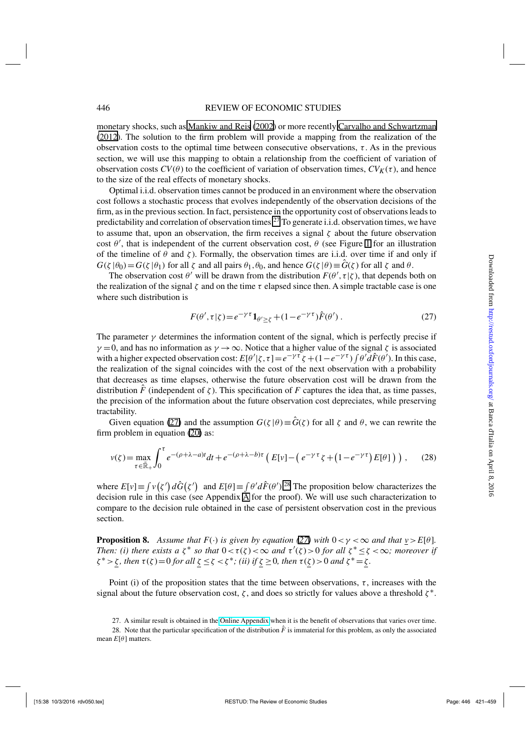monetary shocks, such as Mankiw and Reis (2002) or more recently Carvalho and Schwartzman (2012). The solution to the firm problem will provide a mapping from the realization of the observation costs to the optimal time between consecutive observations, $\tau$. As in the previous section, we will use this mapping to obtain a relationship from the coefficient of variation of observation costs $CV(\theta)$ to the coefficient of variation of observation times, $CV_K(\tau)$, and hence to the size of the real effects of monetary shocks.

Optimal i.i.d. observation times cannot be produced in an environment where the observation cost follows a stochastic process that evolves independently of the observation decisions of the firm, as in the previous section. In fact, persistence in the opportunity cost of observations leads to predictability and correlation of observation times.[27] To generate i.i.d. observation times, we have to assume that, upon an observation, the firm receives a signal $\zeta$ about the future observation cost $\theta'$, that is independent of the current observation cost, $\theta$ (see Figure 1 for an illustration of the timeline of $\theta$ and $\zeta$). Formally, the observation times are i.i.d. over time if and only if $G(\zeta\,|\theta_0) = G(\zeta\,|\theta_1)$ for all $\zeta$ and all pairs $\theta_1, \theta_0$, and hence $G(\zeta\,|\theta) \equiv \hat{G}(\zeta)$ for all $\zeta$ and $\theta$.

The observation cost $\theta'$ will be drawn from the distribution $F(\theta', \tau|\zeta)$, that depends both on the realization of the signal $\zeta$ and on the time $\tau$ elapsed since then. A simple tractable case is one where such distribution is

$$F(\theta', \tau|\zeta) = e^{-\gamma\tau}\mathbf{1}_{\theta' \geq \zeta} + (1-e^{-\gamma\tau})\hat{F}(\theta'). \tag{27}$$

The parameter $\gamma$ determines the information content of the signal, which is perfectly precise if $\gamma = 0$, and has no information as $\gamma \to \infty$. Notice that a higher value of the signal $\zeta$ is associated with a higher expected observation cost: $E[\theta'|\zeta,\tau] = e^{-\gamma\tau}\zeta + (1-e^{-\gamma\tau})\int\theta' d\hat{F}(\theta')$. In this case, the realization of the signal coincides with the cost of the next observation with a probability that decreases as time elapses, otherwise the future observation cost will be drawn from the distribution $\hat{F}$ (independent of $\zeta$). This specification of $F$ captures the idea that, as time passes, the precision of the information about the future observation cost depreciates, while preserving tractability.

Given equation (27) and the assumption $G(\zeta\,|\theta) \equiv \hat{G}(\zeta)$ for all $\zeta$ and $\theta$, we can rewrite the firm problem in equation (20) as:

$$v(\zeta) = \max_{\tau \in \bar{\mathbb{R}}_+} \int_0^\tau e^{-(\rho+\lambda-a)t} dt + e^{-(\rho+\lambda-b)\tau}\left(E[v] - \left(e^{-\gamma\tau}\zeta + \left(1-e^{-\gamma\tau}\right)E[\theta]\right)\right), \tag{28}$$

where $E[v] \equiv \int v(\zeta')\,d\hat{G}(\zeta')$ and $E[\theta] \equiv \int \theta' d\hat{F}(\theta')$.[28] The proposition below characterizes the decision rule in this case (see Appendix A for the proof). We will use such characterization to compare to the decision rule obtained in the case of persistent observation cost in the previous section.

**Proposition 8.** *Assume that $F(\cdot)$ is given by equation (27) with $0 < \gamma < \infty$ and that $\underline{v} > E[\theta]$. Then: (i) there exists a $\zeta^*$ so that $0 < \tau(\zeta) < \infty$ and $\tau'(\zeta) > 0$ for all $\zeta^* \leq \zeta < \infty$; moreover if $\zeta^* > \underline{\zeta}$, then $\tau(\zeta) = 0$ for all $\underline{\zeta} \leq \zeta < \zeta^*$; (ii) if $\underline{\zeta} \geq 0$, then $\tau(\underline{\zeta}) > 0$ and $\zeta^* = \underline{\zeta}$.*

Point (i) of the proposition states that the time between observations, $\tau$, increases with the signal about the future observation cost, $\zeta$, and does so strictly for values above a threshold $\zeta^*$.

27. A similar result is obtained in the Online Appendix when it is the benefit of observations that varies over time.

28. Note that the particular specification of the distribution $\hat{F}$ is immaterial for this problem, as only the associated mean $E[\theta]$ matters.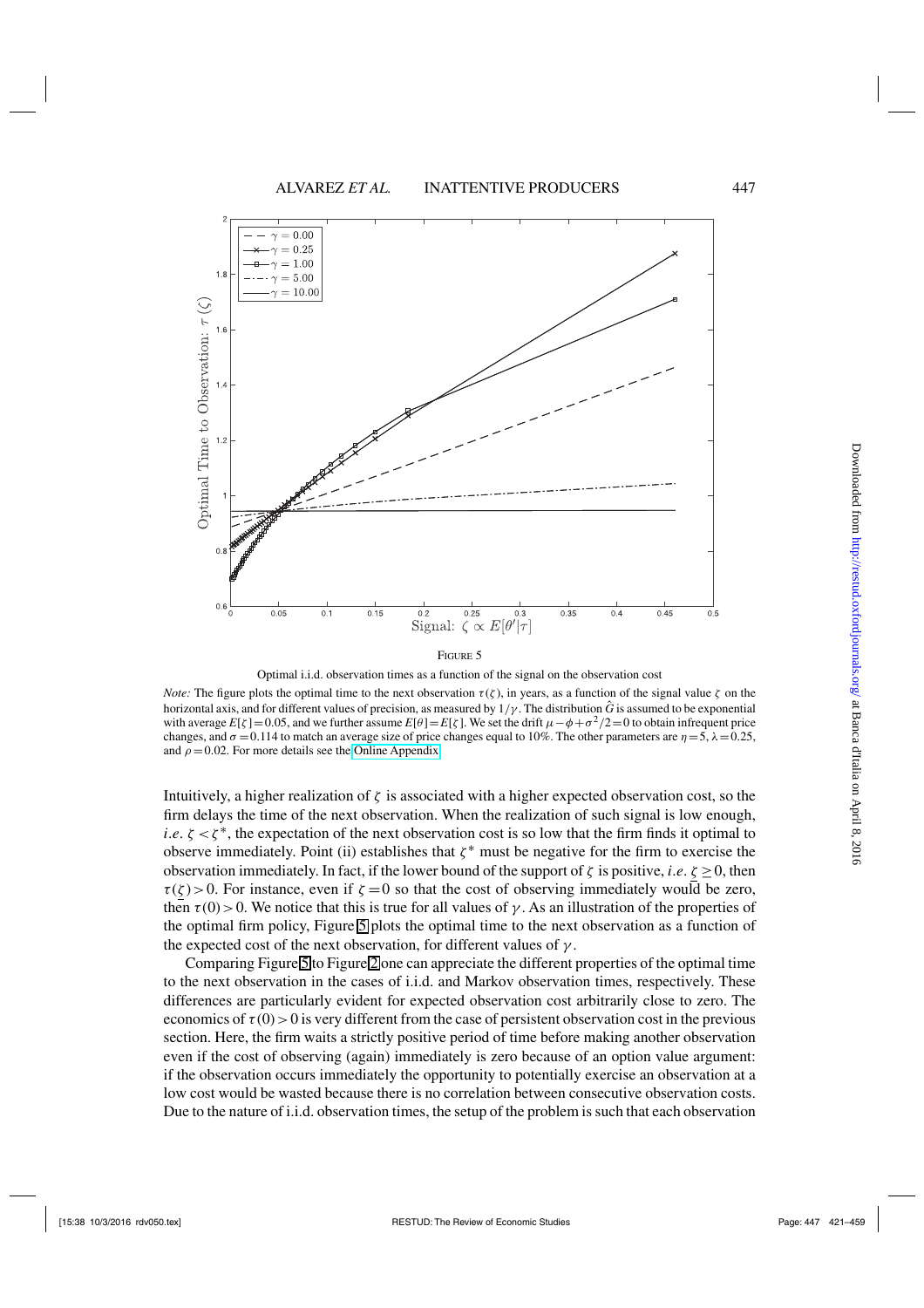Figure 5

Optimal i.i.d. observation times as a function of the signal on the observation cost

*Note:* The figure plots the optimal time to the next observation $\tau(\zeta)$, in years, as a function of the signal value $\zeta$ on the horizontal axis, and for different values of precision, as measured by $1/\gamma$. The distribution $\hat{G}$ is assumed to be exponential with average $E[\zeta]=0.05$, and we further assume $E[\theta]=E[\zeta]$. We set the drift $\mu-\phi+\sigma^2/2=0$ to obtain infrequent price changes, and $\sigma=0.114$ to match an average size of price changes equal to 10%. The other parameters are $\eta=5$, $\lambda=0.25$, and $\rho=0.02$. For more details see the Online Appendix.

Intuitively, a higher realization of $\zeta$ is associated with a higher expected observation cost, so the firm delays the time of the next observation. When the realization of such signal is low enough, *i.e.* $\zeta<\zeta^*$, the expectation of the next observation cost is so low that the firm finds it optimal to observe immediately. Point (ii) establishes that $\zeta^*$ must be negative for the firm to exercise the observation immediately. In fact, if the lower bound of the support of $\zeta$ is positive, *i.e.* $\underline{\zeta}\geq 0$, then $\tau(\underline{\zeta})>0$. For instance, even if $\zeta=0$ so that the cost of observing immediately would be zero, then $\tau(0)>0$. We notice that this is true for all values of $\gamma$. As an illustration of the properties of the optimal firm policy, Figure 5 plots the optimal time to the next observation as a function of the expected cost of the next observation, for different values of $\gamma$.

Comparing Figure 5 to Figure 2 one can appreciate the different properties of the optimal time to the next observation in the cases of i.i.d. and Markov observation times, respectively. These differences are particularly evident for expected observation cost arbitrarily close to zero. The economics of $\tau(0)>0$ is very different from the case of persistent observation cost in the previous section. Here, the firm waits a strictly positive period of time before making another observation even if the cost of observing (again) immediately is zero because of an option value argument: if the observation occurs immediately the opportunity to potentially exercise an observation at a low cost would be wasted because there is no correlation between consecutive observation costs. Due to the nature of i.i.d. observation times, the setup of the problem is such that each observation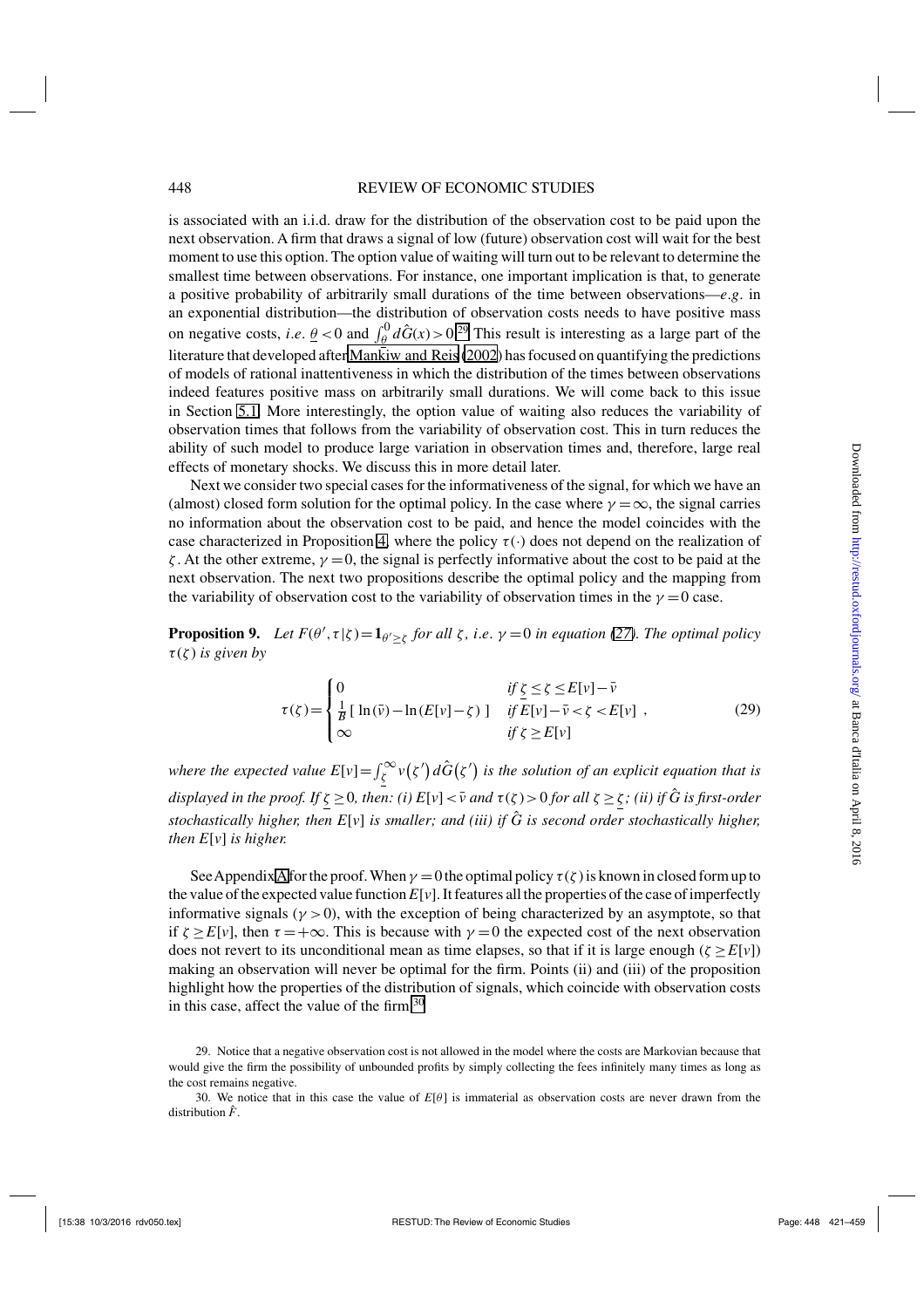is associated with an i.i.d. draw for the distribution of the observation cost to be paid upon the next observation. A firm that draws a signal of low (future) observation cost will wait for the best moment to use this option. The option value of waiting will turn out to be relevant to determine the smallest time between observations. For instance, one important implication is that, to generate a positive probability of arbitrarily small durations of the time between observations—*e.g*. in an exponential distribution—the distribution of observation costs needs to have positive mass on negative costs, *i.e*. $\underline{\theta} < 0$ and $\int_{\underline{\theta}}^{0} d\hat{G}(x) > 0$.[29] This result is interesting as a large part of the literature that developed after Mankiw and Reis (2002) has focused on quantifying the predictions of models of rational inattentiveness in which the distribution of the times between observations indeed features positive mass on arbitrarily small durations. We will come back to this issue in Section 5.1. More interestingly, the option value of waiting also reduces the variability of observation times that follows from the variability of observation cost. This in turn reduces the ability of such model to produce large variation in observation times and, therefore, large real effects of monetary shocks. We discuss this in more detail later.

Next we consider two special cases for the informativeness of the signal, for which we have an (almost) closed form solution for the optimal policy. In the case where $\gamma = \infty$, the signal carries no information about the observation cost to be paid, and hence the model coincides with the case characterized in Proposition 4, where the policy $\tau(\cdot)$ does not depend on the realization of $\zeta$. At the other extreme, $\gamma = 0$, the signal is perfectly informative about the cost to be paid at the next observation. The next two propositions describe the optimal policy and the mapping from the variability of observation cost to the variability of observation times in the $\gamma = 0$ case.

**Proposition 9.** *Let $F(\theta', \tau|\zeta) = \mathbf{1}_{\theta' \geq \zeta}$ for all $\zeta$, i.e. $\gamma = 0$ in equation (27). The optimal policy $\tau(\zeta)$ is given by*

$$\tau(\zeta) = \begin{cases} 0 & \text{if } \underline{\zeta} \leq \zeta \leq E[v] - \bar{v} \\ \frac{1}{B}\left[\, \ln(\bar{v}) - \ln(E[v] - \zeta) \,\right] & \text{if } E[v] - \bar{v} < \zeta < E[v] \\ \infty & \text{if } \zeta \geq E[v] \end{cases}, \tag{29}$$

*where the expected value $E[v] = \int_{\underline{\zeta}}^{\infty} v(\zeta')\, d\hat{G}(\zeta')$ is the solution of an explicit equation that is displayed in the proof. If $\underline{\zeta} \geq 0$, then: (i) $E[v] < \bar{v}$ and $\tau(\zeta) > 0$ for all $\zeta \geq \underline{\zeta}$; (ii) if $\hat{G}$ is first-order stochastically higher, then $E[v]$ is smaller; and (iii) if $\hat{G}$ is second order stochastically higher, then $E[v]$ is higher.*

See Appendix A for the proof. When $\gamma = 0$ the optimal policy $\tau(\zeta)$ is known in closed form up to the value of the expected value function $E[v]$. It features all the properties of the case of imperfectly informative signals ($\gamma > 0$), with the exception of being characterized by an asymptote, so that if $\zeta \geq E[v]$, then $\tau = +\infty$. This is because with $\gamma = 0$ the expected cost of the next observation does not revert to its unconditional mean as time elapses, so that if it is large enough ($\zeta \geq E[v]$) making an observation will never be optimal for the firm. Points (ii) and (iii) of the proposition highlight how the properties of the distribution of signals, which coincide with observation costs in this case, affect the value of the firm.[30]

29. Notice that a negative observation cost is not allowed in the model where the costs are Markovian because that would give the firm the possibility of unbounded profits by simply collecting the fees infinitely many times as long as the cost remains negative.

30. We notice that in this case the value of $E[\theta]$ is immaterial as observation costs are never drawn from the distribution $\hat{F}$.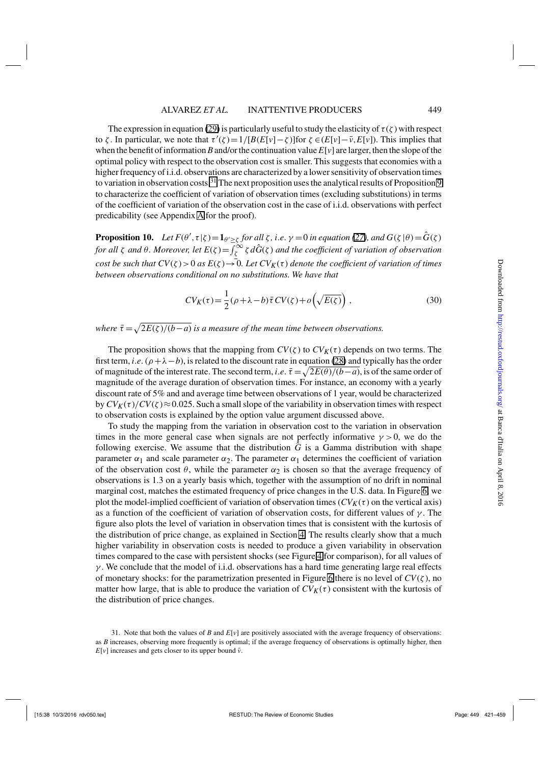The expression in equation (29) is particularly useful to study the elasticity of $\tau(\zeta)$ with respect to $\zeta$. In particular, we note that $\tau'(\zeta) = 1/[B(E[v]-\zeta)]$for $\zeta \in (E[v]-\bar{v}, E[v])$. This implies that when the benefit of information $B$ and/or the continuation value $E[v]$ are larger, then the slope of the optimal policy with respect to the observation cost is smaller. This suggests that economies with a higher frequency of i.i.d. observations are characterized by a lower sensitivity of observation times to variation in observation costs.[31] The next proposition uses the analytical results of Proposition 9 to characterize the coefficient of variation of observation times (excluding substitutions) in terms of the coefficient of variation of the observation cost in the case of i.i.d. observations with perfect predicability (see Appendix A for the proof).

**Proposition 10.** *Let $F(\theta', \tau | \zeta) = \mathbf{1}_{\theta' \geq \zeta}$ for all $\zeta$, i.e. $\gamma = 0$ in equation (27), and $G(\zeta | \theta) = \hat{G}(\zeta)$ for all $\zeta$ and $\theta$. Moreover, let $E(\zeta) = \int_{\zeta}^{\infty} \zeta \, d\hat{G}(\zeta)$ and the coefficient of variation of observation cost be such that $CV(\zeta) > 0$ as $E(\zeta) \to 0$. Let $CV_K(\tau)$ denote the coefficient of variation of times between observations conditional on no substitutions. We have that*

$$CV_K(\tau) = \frac{1}{2}(\rho + \lambda - b)\,\bar{\tau}\, CV(\zeta) + o\left(\sqrt{E(\zeta)}\right), \tag{30}$$

*where $\bar{\tau} = \sqrt{2E(\zeta)/(b-a)}$ is a measure of the mean time between observations.*

The proposition shows that the mapping from $CV(\zeta)$ to $CV_K(\tau)$ depends on two terms. The first term, *i.e.* $(\rho + \lambda - b)$, is related to the discount rate in equation (28) and typically has the order of magnitude of the interest rate. The second term, *i.e.* $\bar{\tau} = \sqrt{2E(\theta)/(b-a)}$, is of the same order of magnitude of the average duration of observation times. For instance, an economy with a yearly discount rate of 5% and and average time between observations of 1 year, would be characterized by $CV_K(\tau)/CV(\zeta) \approx 0.025$. Such a small slope of the variability in observation times with respect to observation costs is explained by the option value argument discussed above.

To study the mapping from the variation in observation cost to the variation in observation times in the more general case when signals are not perfectly informative $\gamma > 0$, we do the following exercise. We assume that the distribution $\hat{G}$ is a Gamma distribution with shape parameter $\alpha_1$ and scale parameter $\alpha_2$. The parameter $\alpha_1$ determines the coefficient of variation of the observation cost $\theta$, while the parameter $\alpha_2$ is chosen so that the average frequency of observations is 1.3 on a yearly basis which, together with the assumption of no drift in nominal marginal cost, matches the estimated frequency of price changes in the U.S. data. In Figure 6, we plot the model-implied coefficient of variation of observation times ($CV_K(\tau)$ on the vertical axis) as a function of the coefficient of variation of observation costs, for different values of $\gamma$. The figure also plots the level of variation in observation times that is consistent with the kurtosis of the distribution of price change, as explained in Section 4. The results clearly show that a much higher variability in observation costs is needed to produce a given variability in observation times compared to the case with persistent shocks (see Figure 4 for comparison), for all values of $\gamma$. We conclude that the model of i.i.d. observations has a hard time generating large real effects of monetary shocks: for the parametrization presented in Figure 6 there is no level of $CV(\zeta)$, no matter how large, that is able to produce the variation of $CV_K(\tau)$ consistent with the kurtosis of the distribution of price changes.

31. Note that both the values of $B$ and $E[v]$ are positively associated with the average frequency of observations: as $B$ increases, observing more frequently is optimal; if the average frequency of observations is optimally higher, then $E[v]$ increases and gets closer to its upper bound $\bar{v}$.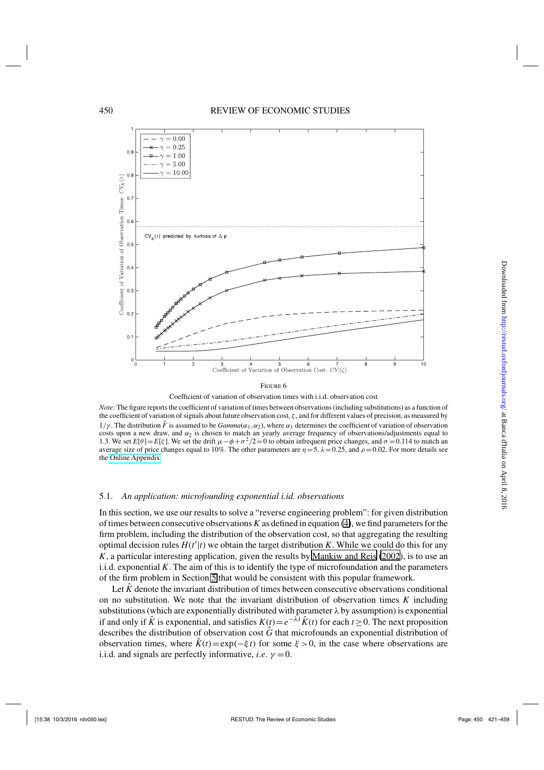FIGURE 6

Coefficient of variation of observation times with i.i.d. observation cost

*Note:* The figure reports the coefficient of variation of times between observations (including substitutions) as a function of the coefficient of variation of signals about future observation cost, $\zeta$, and for different values of precision, as measured by $1/\gamma$. The distribution $\hat{F}$ is assumed to be $Gamma(\alpha_1,\alpha_2)$, where $\alpha_1$ determines the coefficient of variation of observation costs upon a new draw, and $\alpha_2$ is chosen to match an yearly average frequency of observations/adjustments equal to 1.3. We set $E[\theta]=E[\zeta]$. We set the drift $\mu-\phi+\sigma^2/2=0$ to obtain infrequent price changes, and $\sigma=0.114$ to match an average size of price changes equal to 10%. The other parameters are $\eta=5$, $\lambda=0.25$, and $\rho=0.02$. For more details see the Online Appendix.

### 5.1. *An application: microfounding exponential i.id. observations*

In this section, we use our results to solve a "reverse engineering problem": for given distribution of times between consecutive observations $K$ as defined in equation (4), we find parameters for the firm problem, including the distribution of the observation cost, so that aggregating the resulting optimal decision rules $H(t'|t)$ we obtain the target distribution $K$. While we could do this for any $K$, a particular interesting application, given the results by Mankiw and Reis (2002), is to use an i.i.d. exponential $K$. The aim of this is to identify the type of microfoundation and the parameters of the firm problem in Section 5 that would be consistent with this popular framework.

Let $\hat{K}$ denote the invariant distribution of times between consecutive observations conditional on no substitution. We note that the invariant distribution of observation times $K$ including substitutions (which are exponentially distributed with parameter $\lambda$ by assumption) is exponential if and only if $\hat{K}$ is exponential, and satisfies $K(t)=e^{-\lambda t}\hat{K}(t)$ for each $t\geq 0$. The next proposition describes the distribution of observation cost $\hat{G}$ that microfounds an exponential distribution of observation times, where $\hat{K}(t)=\exp(-\xi t)$ for some $\xi>0$, in the case where observations are i.i.d. and signals are perfectly informative, *i.e.* $\gamma=0$.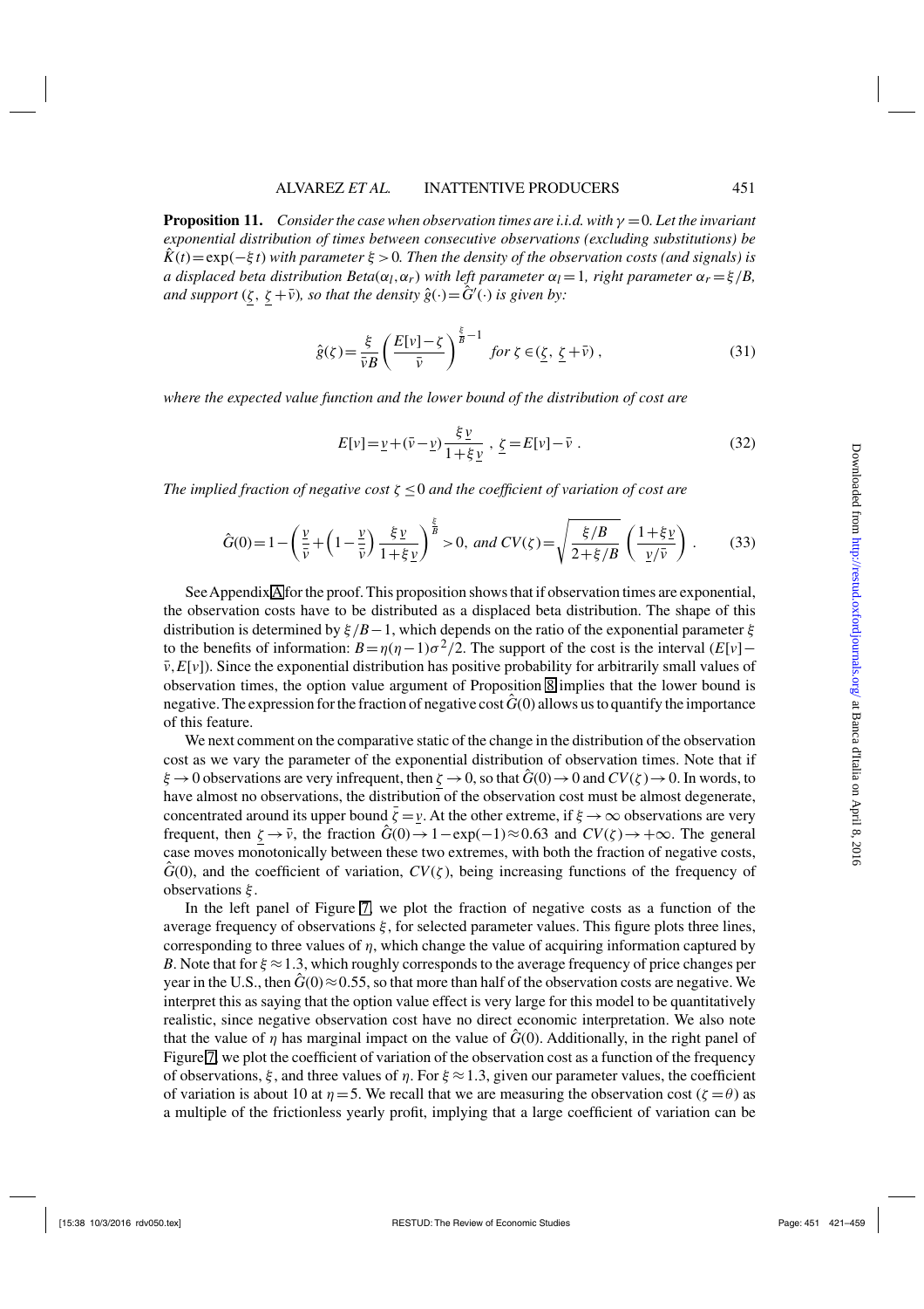**Proposition 11.** *Consider the case when observation times are i.i.d. with $\gamma = 0$. Let the invariant exponential distribution of times between consecutive observations (excluding substitutions) be $\hat{K}(t) = \exp(-\xi t)$ with parameter $\xi > 0$. Then the density of the observation costs (and signals) is a displaced beta distribution $Beta(\alpha_l, \alpha_r)$ with left parameter $\alpha_l = 1$, right parameter $\alpha_r = \xi/B$, and support $(\underline{\zeta},\ \underline{\zeta} + \bar{v})$, so that the density $\hat{g}(\cdot) = \hat{G}'(\cdot)$ is given by:*

$$\hat{g}(\zeta) = \frac{\xi}{\bar{v}B}\left(\frac{E[v] - \zeta}{\bar{v}}\right)^{\frac{\xi}{B}-1} \quad \text{for } \zeta \in (\underline{\zeta},\ \underline{\zeta} + \bar{v}), \tag{31}$$

*where the expected value function and the lower bound of the distribution of cost are*

$$E[v] = \underline{v} + (\bar{v} - \underline{v})\frac{\xi \underline{v}}{1 + \xi \underline{v}}\ ,\ \underline{\zeta} = E[v] - \bar{v}\ . \tag{32}$$

*The implied fraction of negative cost $\zeta \leq 0$ and the coefficient of variation of cost are*

$$\hat{G}(0) = 1 - \left(\frac{\underline{v}}{\bar{v}} + \left(1 - \frac{\underline{v}}{\bar{v}}\right)\frac{\xi \underline{v}}{1 + \xi \underline{v}}\right)^{\frac{\xi}{B}} > 0, \text{ and } CV(\zeta) = \sqrt{\frac{\xi/B}{2 + \xi/B}}\left(\frac{1 + \xi \underline{v}}{\underline{v}/\bar{v}}\right). \tag{33}$$

See Appendix A for the proof. This proposition shows that if observation times are exponential, the observation costs have to be distributed as a displaced beta distribution. The shape of this distribution is determined by $\xi/B - 1$, which depends on the ratio of the exponential parameter $\xi$ to the benefits of information: $B = \eta(\eta - 1)\sigma^2/2$. The support of the cost is the interval $(E[v] - \bar{v}, E[v])$. Since the exponential distribution has positive probability for arbitrarily small values of observation times, the option value argument of Proposition 8 implies that the lower bound is negative. The expression for the fraction of negative cost $\hat{G}(0)$ allows us to quantify the importance of this feature.

We next comment on the comparative static of the change in the distribution of the observation cost as we vary the parameter of the exponential distribution of observation times. Note that if $\xi \to 0$ observations are very infrequent, then $\underline{\zeta} \to 0$, so that $\hat{G}(0) \to 0$ and $CV(\zeta) \to 0$. In words, to have almost no observations, the distribution of the observation cost must be almost degenerate, concentrated around its upper bound $\bar{\zeta} = \underline{v}$. At the other extreme, if $\xi \to \infty$ observations are very frequent, then $\underline{\zeta} \to \bar{v}$, the fraction $\hat{G}(0) \to 1 - \exp(-1) \approx 0.63$ and $CV(\zeta) \to +\infty$. The general case moves monotonically between these two extremes, with both the fraction of negative costs, $\hat{G}(0)$, and the coefficient of variation, $CV(\zeta)$, being increasing functions of the frequency of observations $\xi$.

In the left panel of Figure 7, we plot the fraction of negative costs as a function of the average frequency of observations $\xi$, for selected parameter values. This figure plots three lines, corresponding to three values of $\eta$, which change the value of acquiring information captured by $B$. Note that for $\xi \approx 1.3$, which roughly corresponds to the average frequency of price changes per year in the U.S., then $\hat{G}(0) \approx 0.55$, so that more than half of the observation costs are negative. We interpret this as saying that the option value effect is very large for this model to be quantitatively realistic, since negative observation cost have no direct economic interpretation. We also note that the value of $\eta$ has marginal impact on the value of $\hat{G}(0)$. Additionally, in the right panel of Figure 7, we plot the coefficient of variation of the observation cost as a function of the frequency of observations, $\xi$, and three values of $\eta$. For $\xi \approx 1.3$, given our parameter values, the coefficient of variation is about 10 at $\eta = 5$. We recall that we are measuring the observation cost ($\zeta = \theta$) as a multiple of the frictionless yearly profit, implying that a large coefficient of variation can be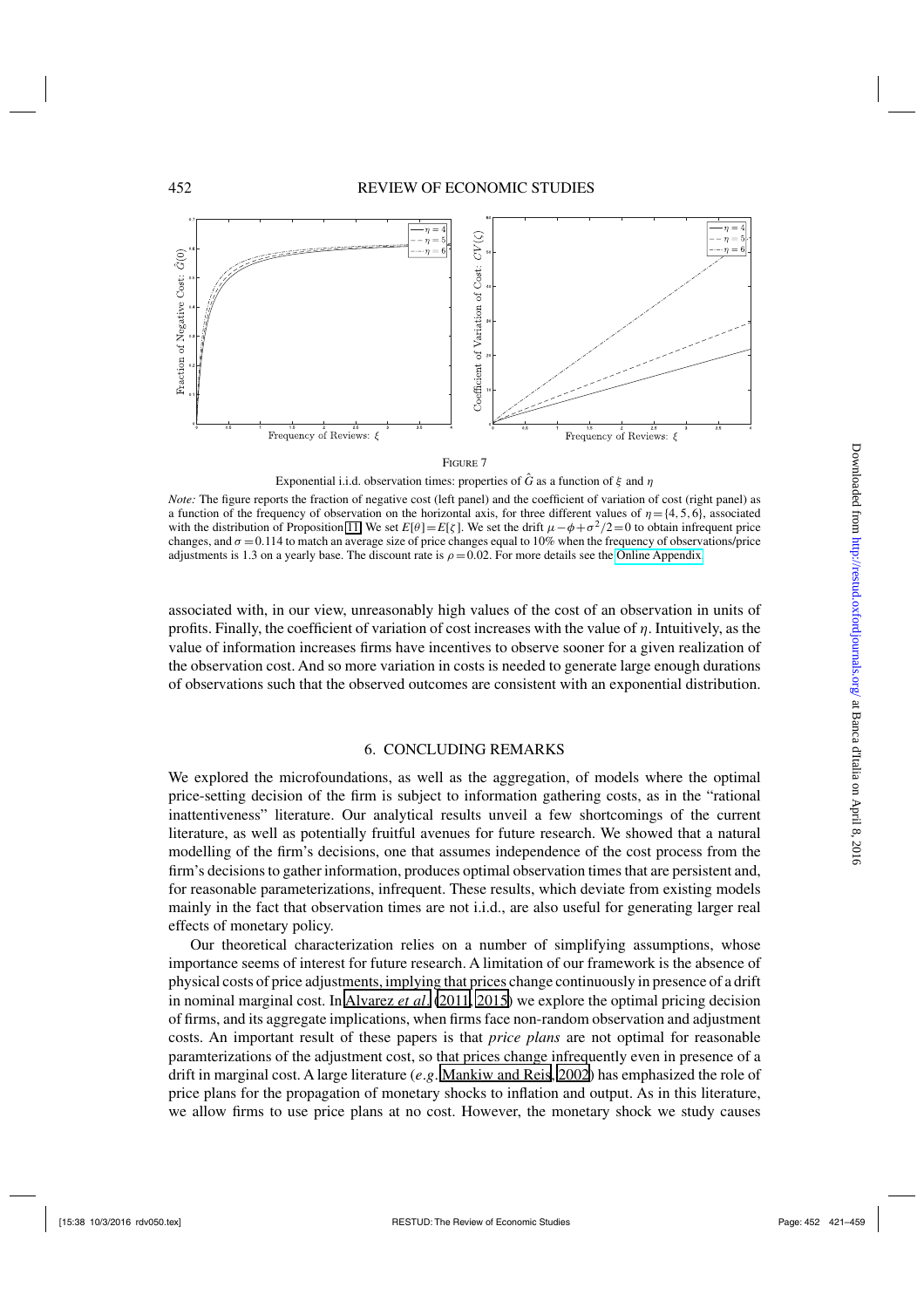Figure 7

Exponential i.i.d. observation times: properties of $\hat{G}$ as a function of $\xi$ and $\eta$

*Note:* The figure reports the fraction of negative cost (left panel) and the coefficient of variation of cost (right panel) as a function of the frequency of observation on the horizontal axis, for three different values of $\eta = \{4, 5, 6\}$, associated with the distribution of Proposition 11. We set $E[\theta] = E[\zeta]$. We set the drift $\mu - \phi + \sigma^2/2 = 0$ to obtain infrequent price changes, and $\sigma = 0.114$ to match an average size of price changes equal to 10% when the frequency of observations/price adjustments is 1.3 on a yearly base. The discount rate is $\rho = 0.02$. For more details see the Online Appendix.

associated with, in our view, unreasonably high values of the cost of an observation in units of profits. Finally, the coefficient of variation of cost increases with the value of $\eta$. Intuitively, as the value of information increases firms have incentives to observe sooner for a given realization of the observation cost. And so more variation in costs is needed to generate large enough durations of observations such that the observed outcomes are consistent with an exponential distribution.

## 6. CONCLUDING REMARKS

We explored the microfoundations, as well as the aggregation, of models where the optimal price-setting decision of the firm is subject to information gathering costs, as in the "rational inattentiveness" literature. Our analytical results unveil a few shortcomings of the current literature, as well as potentially fruitful avenues for future research. We showed that a natural modelling of the firm's decisions, one that assumes independence of the cost process from the firm's decisions to gather information, produces optimal observation times that are persistent and, for reasonable parameterizations, infrequent. These results, which deviate from existing models mainly in the fact that observation times are not i.i.d., are also useful for generating larger real effects of monetary policy.

Our theoretical characterization relies on a number of simplifying assumptions, whose importance seems of interest for future research. A limitation of our framework is the absence of physical costs of price adjustments, implying that prices change continuously in presence of a drift in nominal marginal cost. In Alvarez *et al.* (2011, 2015) we explore the optimal pricing decision of firms, and its aggregate implications, when firms face non-random observation and adjustment costs. An important result of these papers is that *price plans* are not optimal for reasonable paramterizations of the adjustment cost, so that prices change infrequently even in presence of a drift in marginal cost. A large literature (*e.g.* Mankiw and Reis, 2002) has emphasized the role of price plans for the propagation of monetary shocks to inflation and output. As in this literature, we allow firms to use price plans at no cost. However, the monetary shock we study causes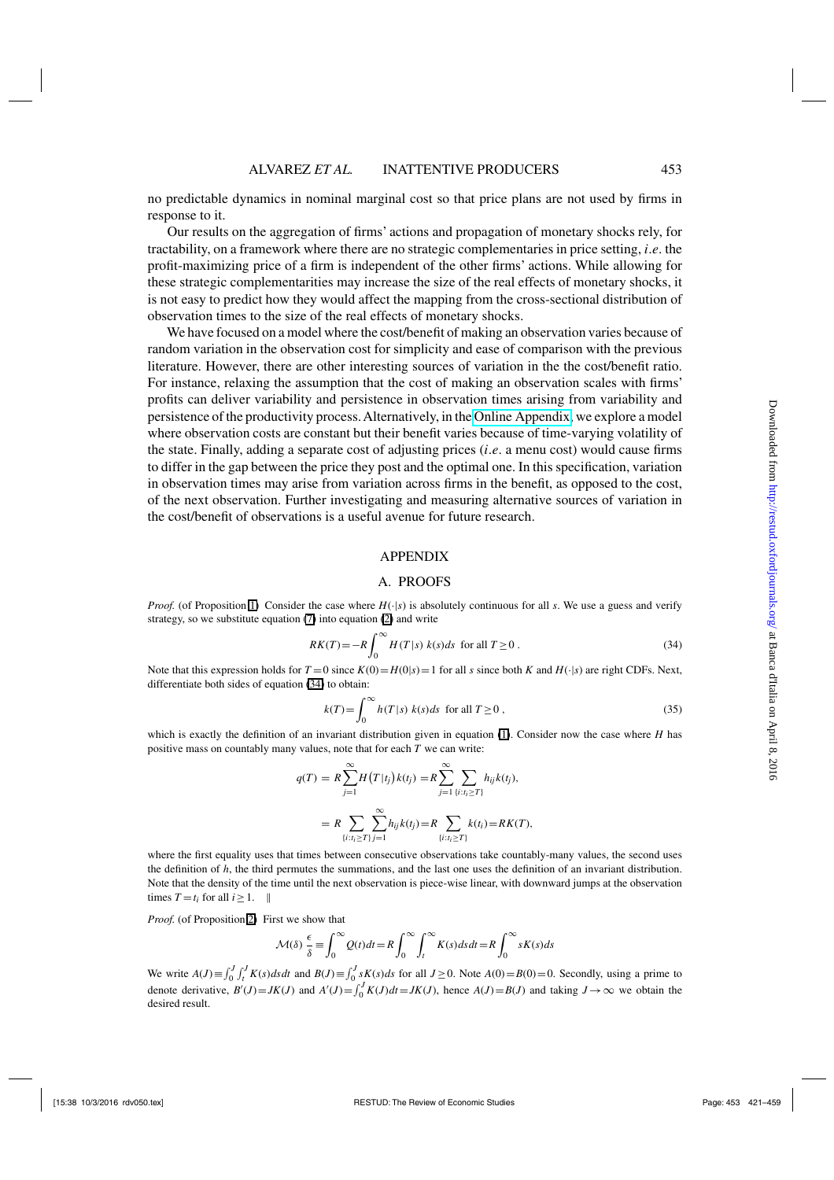no predictable dynamics in nominal marginal cost so that price plans are not used by firms in response to it.

Our results on the aggregation of firms' actions and propagation of monetary shocks rely, for tractability, on a framework where there are no strategic complementarities in price setting, *i.e.* the profit-maximizing price of a firm is independent of the other firms' actions. While allowing for these strategic complementarities may increase the size of the real effects of monetary shocks, it is not easy to predict how they would affect the mapping from the cross-sectional distribution of observation times to the size of the real effects of monetary shocks.

We have focused on a model where the cost/benefit of making an observation varies because of random variation in the observation cost for simplicity and ease of comparison with the previous literature. However, there are other interesting sources of variation in the the cost/benefit ratio. For instance, relaxing the assumption that the cost of making an observation scales with firms' profits can deliver variability and persistence in observation times arising from variability and persistence of the productivity process. Alternatively, in the Online Appendix, we explore a model where observation costs are constant but their benefit varies because of time-varying volatility of the state. Finally, adding a separate cost of adjusting prices (*i.e.* a menu cost) would cause firms to differ in the gap between the price they post and the optimal one. In this specification, variation in observation times may arise from variation across firms in the benefit, as opposed to the cost, of the next observation. Further investigating and measuring alternative sources of variation in the cost/benefit of observations is a useful avenue for future research.

## APPENDIX

### A. PROOFS

*Proof.* (of Proposition 1) Consider the case where $H(\cdot|s)$ is absolutely continuous for all $s$. We use a guess and verify strategy, so we substitute equation (7) into equation (2) and write

$$RK(T) = -R\int_0^\infty H(T\,|s)\;k(s)ds \;\text{ for all } T\geq 0\,. \tag{34}$$

Note that this expression holds for $T=0$ since $K(0)=H(0|s)=1$ for all $s$ since both $K$ and $H(\cdot|s)$ are right CDFs. Next, differentiate both sides of equation (34) to obtain:

$$k(T) = \int_0^\infty h(T\,|s)\;k(s)ds \;\text{ for all } T\geq 0\,, \tag{35}$$

which is exactly the definition of an invariant distribution given in equation (1). Consider now the case where $H$ has positive mass on countably many values, note that for each $T$ we can write:

$$q(T) = R\sum_{j=1}^{\infty} H\big(T\,|t_j\big)k(t_j) = R\sum_{j=1}^{\infty}\sum_{\{i:t_i\geq T\}} h_{ij}k(t_j),$$

$$= R\sum_{\{i:t_i\geq T\}}\sum_{j=1}^{\infty} h_{ij}k(t_j) = R\sum_{\{i:t_i\geq T\}} k(t_i) = RK(T),$$

where the first equality uses that times between consecutive observations take countably-many values, the second uses the definition of $h$, the third permutes the summations, and the last one uses the definition of an invariant distribution. Note that the density of the time until the next observation is piece-wise linear, with downward jumps at the observation times $T=t_i$ for all $i\geq 1$. ‖

*Proof.* (of Proposition 2) First we show that

$$\mathcal{M}(\delta)\,\frac{\epsilon}{\delta} \equiv \int_0^\infty Q(t)dt = R\int_0^\infty\int_t^\infty K(s)dsdt = R\int_0^\infty sK(s)ds$$

We write $A(J)\equiv\int_0^J\int_t^J K(s)dsdt$ and $B(J)\equiv\int_0^J sK(s)ds$ for all $J\geq 0$. Note $A(0)=B(0)=0$. Secondly, using a prime to denote derivative, $B'(J)=JK(J)$ and $A'(J)=\int_0^J K(J)dt = JK(J)$, hence $A(J)=B(J)$ and taking $J\to\infty$ we obtain the desired result.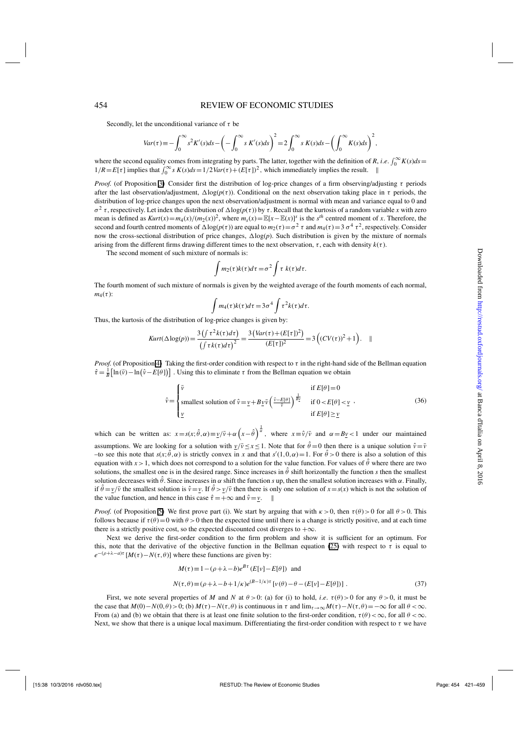Secondly, let the unconditional variance of $\tau$ be

$$Var(\tau) \equiv -\int_0^\infty s^2 K'(s)ds - \left(-\int_0^\infty s\, K'(s)ds\right)^2 = 2\int_0^\infty s\, K(s)ds - \left(\int_0^\infty K(s)ds\right)^2,$$

where the second equality comes from integrating by parts. The latter, together with the definition of $R$, *i.e.* $\int_0^\infty K(s)ds = 1/R = E[\tau]$ implies that $\int_0^\infty s\, K(s)ds = 1/2\, Var(\tau) + (E[\tau])^2$, which immediately implies the result. ‖

*Proof.* (of Proposition 3) Consider first the distribution of log-price changes of a firm observing/adjusting $\tau$ periods after the last observation/adjustment, $\Delta\log(p(\tau))$. Conditional on the next observation taking place in $\tau$ periods, the distribution of log-price changes upon the next observation/adjustment is normal with mean and variance equal to 0 and $\sigma^2\,\tau$, respectively. Let index the distribution of $\Delta\log(p(\tau))$ by $\tau$. Recall that the kurtosis of a random variable $x$ with zero mean is defined as $Kurt(x) = m_4(x)/(m_2(x))^2$, where $m_s(x) = \mathbb{E}[x-\mathbb{E}(x)]^s$ is the $s^{th}$ centred moment of $x$. Therefore, the second and fourth centred moments of $\Delta\log(p(\tau))$ are equal to $m_2(\tau) = \sigma^2\,\tau$ and $m_4(\tau) = 3\,\sigma^4\,\tau^2$, respectively. Consider now the cross-sectional distribution of price changes, $\Delta\log(p)$. Such distribution is given by the mixture of normals arising from the different firms drawing different times to the next observation, $\tau$, each with density $k(\tau)$.

The second moment of such mixture of normals is:

$$\int m_2(\tau)k(\tau)d\tau = \sigma^2 \int \tau\; k(\tau)d\tau.$$

The fourth moment of such mixture of normals is given by the weighted average of the fourth moments of each normal, $m_4(\tau)$:

$$\int m_4(\tau)k(\tau)d\tau = 3\sigma^4 \int \tau^2 k(\tau)d\tau.$$

Thus, the kurtosis of the distribution of log-price changes is given by:

$$Kurt(\Delta\log(p)) = \frac{3\left(\int \tau^2 k(\tau)d\tau\right)}{\left(\int \tau\, k(\tau)d\tau\right)^2} = \frac{3\left(Var(\tau)+(E[\tau])^2\right)}{(E[\tau])^2} = 3\left((CV(\tau))^2+1\right). \quad ‖$$

*Proof.* (of Proposition 4) Taking the first-order condition with respect to $\tau$ in the right-hand side of the Bellman equation $\hat{\tau} = \frac{1}{B}\left[\ln(\bar{v}) - \ln\left(\hat{v} - E[\theta]\right)\right]$. Using this to eliminate $\tau$ from the Bellman equation we obtain

$$\hat{v} = \begin{cases} \bar{v} & \text{if } E[\theta] = 0 \\ \text{smallest solution of } \hat{v} = \underline{v} + B\underline{v}\bar{v}\left(\frac{\hat{v}-E[\theta]}{\bar{v}}\right)^{\frac{1}{B\underline{v}}} & \text{if } 0 < E[\theta] < \underline{v} \\ \underline{v} & \text{if } E[\theta] \geq \underline{v} \end{cases}, \tag{36}$$

which can be written as: $x = s(x;\hat{\theta},\alpha) \equiv \underline{v}/\bar{v} + \alpha\left(x-\hat{\theta}\right)^{\frac{1}{\alpha}}$, where $x \equiv \hat{v}/\bar{v}$ and $\alpha = B\underline{v} < 1$ under our maintained assumptions. We are looking for a solution with $\underline{v}/\bar{v} \leq x \leq 1$. Note that for $\hat{\theta} = 0$ then there is a unique solution $\hat{v} = \bar{v}$ –to see this note that $s(x;\hat{\theta},\alpha)$ is strictly convex in $x$ and that $s'(1,0,\alpha) = 1$. For $\hat{\theta} > 0$ there is also a solution of this equation with $x > 1$, which does not correspond to a solution for the value function. For values of $\hat{\theta}$ where there are two solutions, the smallest one is in the desired range. Since increases in $\hat{\theta}$ shift horizontally the function $s$ then the smallest solution decreases with $\hat{\theta}$. Since increases in $\alpha$ shift the function $s$ up, then the smallest solution increases with $\alpha$. Finally, if $\hat{\theta} = \underline{v}/\bar{v}$ the smallest solution is $\hat{v} = \underline{v}$. If $\hat{\theta} > \underline{v}/\bar{v}$ then there is only one solution of $x = s(x)$ which is not the solution of the value function, and hence in this case $\hat{\tau} = +\infty$ and $\hat{v} = \underline{v}$. ‖

*Proof.* (of Proposition 5) We first prove part (i). We start by arguing that with $\kappa > 0$, then $\tau(\theta) > 0$ for all $\theta > 0$. This follows because if $\tau(\theta) = 0$ with $\theta > 0$ then the expected time until there is a change is strictly positive, and at each time there is a strictly positive cost, so the expected discounted cost diverges to $+\infty$.

Next we derive the first-order condition to the firm problem and show it is sufficient for an optimum. For this, note that the derivative of the objective function in the Bellman equation (25) with respect to $\tau$ is equal to $e^{-(\rho+\lambda-a)\tau}[M(\tau) - N(\tau,\theta)]$ where these functions are given by:

$$\begin{aligned} M(\tau) &\equiv 1 - (\rho+\lambda-b)e^{B\tau}(E[v] - E[\theta]) \quad \text{and} \\ N(\tau,\theta) &\equiv (\rho+\lambda-b+1/\kappa)e^{(B-1/\kappa)\tau}\left[v(\theta) - \theta - (E[v] - E[\theta])\right]. \end{aligned} \tag{37}$$

First, we note several properties of $M$ and $N$ at $\theta > 0$: (a) for (i) to hold, *i.e.* $\tau(\theta) > 0$ for any $\theta > 0$, it must be the case that $M(0) - N(0,\theta) > 0$; (b) $M(\tau) - N(\tau,\theta)$ is continuous in $\tau$ and $\lim_{\tau\to\infty} M(\tau) - N(\tau,\theta) = -\infty$ for all $\theta < \infty$. From (a) and (b) we obtain that there is at least one finite solution to the first-order condition, $\tau(\theta) < \infty$, for all $\theta < \infty$. Next, we show that there is a unique local maximum. Differentiating the first-order condition with respect to $\tau$ we have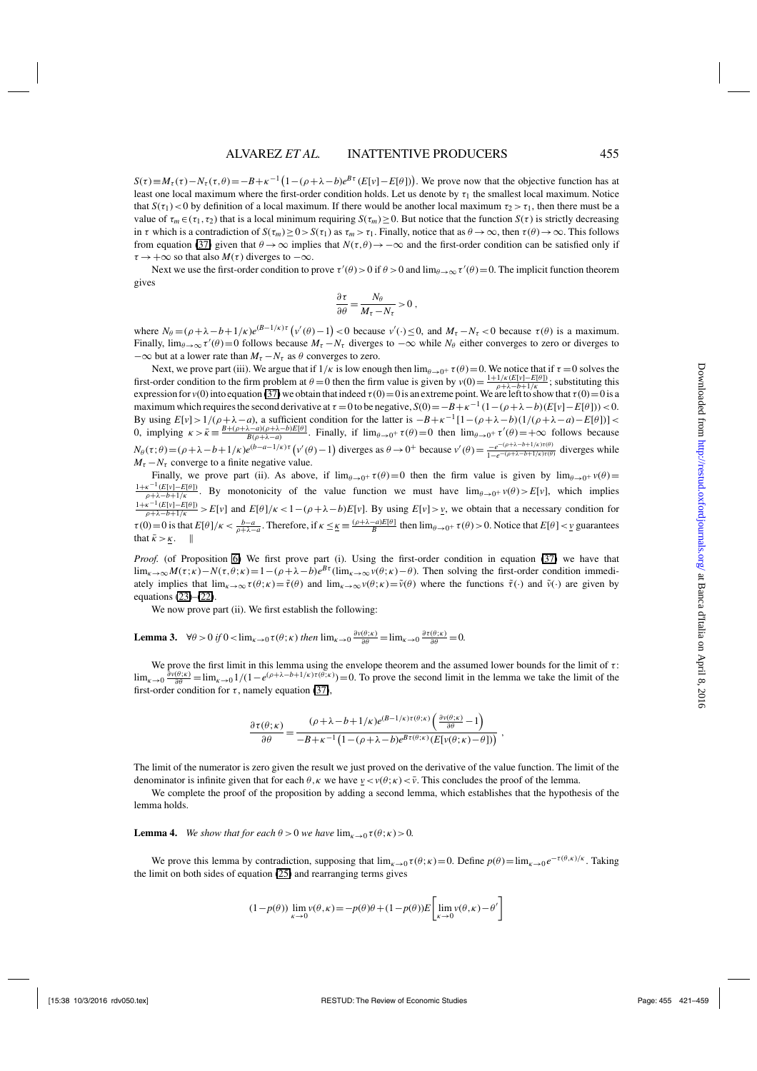$S(\tau) \equiv M_\tau(\tau) - N_\tau(\tau,\theta) = -B + \kappa^{-1}\left(1-(\rho+\lambda-b)e^{B\tau}(E[v]-E[\theta])\right)$. We prove now that the objective function has at least one local maximum where the first-order condition holds. Let us denote by $\tau_1$ the smallest local maximum. Notice that $S(\tau_1)<0$ by definition of a local maximum. If there would be another local maximum $\tau_2>\tau_1$, then there must be a value of $\tau_m \in (\tau_1,\tau_2)$ that is a local minimum requiring $S(\tau_m)\geq 0$. But notice that the function $S(\tau)$ is strictly decreasing in $\tau$ which is a contradiction of $S(\tau_m)\geq 0 > S(\tau_1)$ as $\tau_m > \tau_1$. Finally, notice that as $\theta \to \infty$, then $\tau(\theta)\to\infty$. This follows from equation (37) given that $\theta\to\infty$ implies that $N(\tau,\theta)\to-\infty$ and the first-order condition can be satisfied only if $\tau\to+\infty$ so that also $M(\tau)$ diverges to $-\infty$.

Next we use the first-order condition to prove $\tau'(\theta)>0$ if $\theta>0$ and $\lim_{\theta\to\infty}\tau'(\theta)=0$. The implicit function theorem gives

$$\frac{\partial\tau}{\partial\theta} = \frac{N_\theta}{M_\tau - N_\tau} > 0\,,$$

where $N_\theta = (\rho+\lambda-b+1/\kappa)e^{(B-1/\kappa)\tau}\left(v'(\theta)-1\right)<0$ because $v'(\cdot)\leq 0$, and $M_\tau - N_\tau<0$ because $\tau(\theta)$ is a maximum. Finally, $\lim_{\theta\to\infty}\tau'(\theta)=0$ follows because $M_\tau - N_\tau$ diverges to $-\infty$ while $N_\theta$ either converges to zero or diverges to $-\infty$ but at a lower rate than $M_\tau - N_\tau$ as $\theta$ converges to zero.

Next, we prove part (iii). We argue that if $1/\kappa$ is low enough then $\lim_{\theta\to 0^+}\tau(\theta)=0$. We notice that if $\tau=0$ solves the first-order condition to the firm problem at $\theta=0$ then the firm value is given by $v(0)=\frac{1+1/\kappa(E[v]-E[\theta])}{\rho+\lambda-b+1/\kappa}$; substituting this expression for $v(0)$ into equation (37) we obtain that indeed $\tau(0)=0$ is an extreme point. We are left to show that $\tau(0)=0$ is a maximum which requires the second derivative at $\tau=0$ to be negative, $S(0)=-B+\kappa^{-1}(1-(\rho+\lambda-b)(E[v]-E[\theta]))<0$. By using $E[v]>1/(\rho+\lambda-a)$, a sufficient condition for the latter is $-B+\kappa^{-1}[1-(\rho+\lambda-b)(1/(\rho+\lambda-a)-E[\theta])]<0$, implying $\kappa>\bar{\kappa}\equiv\frac{B+(\rho+\lambda-a)(\rho+\lambda-b)E[\theta]}{B(\rho+\lambda-a)}$. Finally, if $\lim_{\theta\to 0^+}\tau(\theta)=0$ then $\lim_{\theta\to 0^+}\tau'(\theta)=+\infty$ follows because $N_\theta(\tau;\theta)=(\rho+\lambda-b+1/\kappa)e^{(b-a-1/\kappa)\tau}\left(v'(\theta)-1\right)$ diverges as $\theta\to 0^+$ because $v'(\theta)=\frac{-e^{-(\rho+\lambda-b+1/\kappa)\tau(\theta)}}{1-e^{-(\rho+\lambda-b+1/\kappa)\tau(\theta)}}$ diverges while $M_\tau - N_\tau$ converge to a finite negative value.

Finally, we prove part (ii). As above, if $\lim_{\theta\to 0^+}\tau(\theta)=0$ then the firm value is given by $\lim_{\theta\to 0^+}v(\theta)=\frac{1+\kappa^{-1}(E[v]-E[\theta])}{\rho+\lambda-b+1/\kappa}$. By monotonicity of the value function we must have $\lim_{\theta\to 0^+}v(\theta)>E[v]$, which implies $\frac{1+\kappa^{-1}(E[v]-E[\theta])}{\rho+\lambda-b+1/\kappa}>E[v]$ and $E[\theta]/\kappa<1-(\rho+\lambda-b)E[v]$. By using $E[v]>\underline{v}$, we obtain that a necessary condition for $\tau(0)=0$ is that $E[\theta]/\kappa<\frac{b-a}{\rho+\lambda-a}$. Therefore, if $\kappa\leq\underline{\kappa}\equiv\frac{(\rho+\lambda-a)E[\theta]}{B}$ then $\lim_{\theta\to 0^+}\tau(\theta)>0$. Notice that $E[\theta]<\underline{v}$ guarantees that $\bar{\kappa}>\underline{\kappa}$. ‖

*Proof.* (of Proposition 6) We first prove part (i). Using the first-order condition in equation (37) we have that $\lim_{\kappa\to\infty}M(\tau;\kappa)-N(\tau,\theta;\kappa)=1-(\rho+\lambda-b)e^{B\tau}(\lim_{\kappa\to\infty}v(\theta;\kappa)-\theta)$. Then solving the first-order condition immediately implies that $\lim_{\kappa\to\infty}\tau(\theta;\kappa)=\bar{\tau}(\theta)$ and $\lim_{\kappa\to\infty}v(\theta;\kappa)=\bar{v}(\theta)$ where the functions $\bar{\tau}(\cdot)$ and $\bar{v}(\cdot)$ are given by equations (23)–(22).

We now prove part (ii). We first establish the following:

**Lemma 3.** $\forall\theta>0$ *if* $0<\lim_{\kappa\to 0}\tau(\theta;\kappa)$ *then* $\lim_{\kappa\to 0}\frac{\partial v(\theta;\kappa)}{\partial\theta}=\lim_{\kappa\to 0}\frac{\partial\tau(\theta;\kappa)}{\partial\theta}=0$.

We prove the first limit in this lemma using the envelope theorem and the assumed lower bounds for the limit of $\tau$: $\lim_{\kappa\to 0}\frac{\partial v(\theta;\kappa)}{\partial\theta}=\lim_{\kappa\to 0}1/(1-e^{(\rho+\lambda-b+1/\kappa)\tau(\theta;\kappa)})=0$. To prove the second limit in the lemma we take the limit of the first-order condition for $\tau$, namely equation (37),

$$\frac{\partial\tau(\theta;\kappa)}{\partial\theta}=\frac{(\rho+\lambda-b+1/\kappa)e^{(B-1/\kappa)\tau(\theta;\kappa)}\left(\frac{\partial v(\theta;\kappa)}{\partial\theta}-1\right)}{-B+\kappa^{-1}\left(1-(\rho+\lambda-b)e^{B\tau(\theta;\kappa)}(E[v(\theta;\kappa)-\theta])\right)}\,,$$

The limit of the numerator is zero given the result we just proved on the derivative of the value function. The limit of the denominator is infinite given that for each $\theta,\kappa$ we have $\underline{v}<v(\theta;\kappa)<\bar{v}$. This concludes the proof of the lemma.

We complete the proof of the proposition by adding a second lemma, which establishes that the hypothesis of the lemma holds.

**Lemma 4.** *We show that for each* $\theta>0$ *we have* $\lim_{\kappa\to 0}\tau(\theta;\kappa)>0$.

We prove this lemma by contradiction, supposing that $\lim_{\kappa\to 0}\tau(\theta;\kappa)=0$. Define $p(\theta)=\lim_{\kappa\to 0}e^{-\tau(\theta,\kappa)/\kappa}$. Taking the limit on both sides of equation (25) and rearranging terms gives

$$(1-p(\theta))\lim_{\kappa\to 0}v(\theta,\kappa)=-p(\theta)\theta+(1-p(\theta))E\left[\lim_{\kappa\to 0}v(\theta,\kappa)-\theta'\right]$$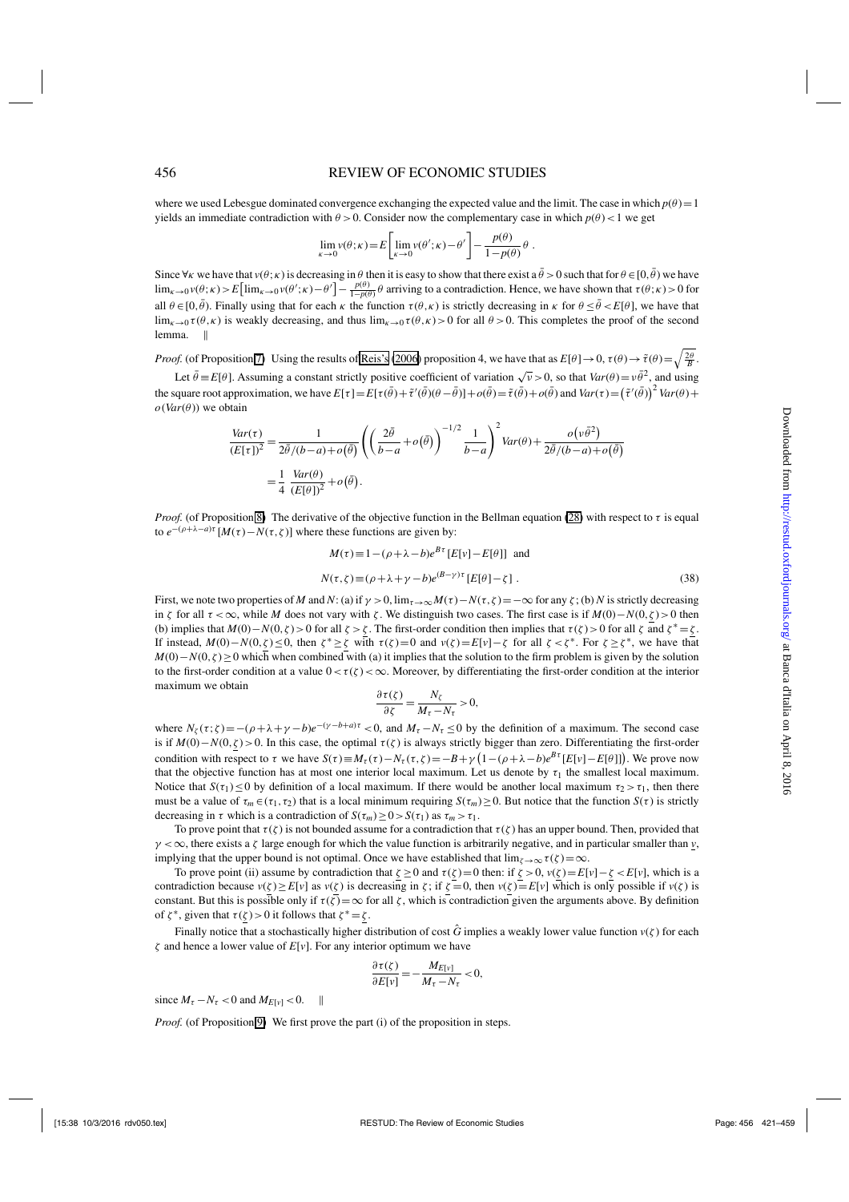where we used Lebesgue dominated convergence exchanging the expected value and the limit. The case in which $p(\theta)=1$ yields an immediate contradiction with $\theta>0$. Consider now the complementary case in which $p(\theta)<1$ we get

$$\lim_{\kappa\to 0} v(\theta;\kappa)=E\left[\lim_{\kappa\to 0} v(\theta';\kappa)-\theta'\right]-\frac{p(\theta)}{1-p(\theta)}\theta \ .$$

Since $\forall\kappa$ we have that $v(\theta;\kappa)$ is decreasing in $\theta$ then it is easy to show that there exist a $\bar{\theta}>0$ such that for $\theta\in[0,\bar{\theta})$ we have $\lim_{\kappa\to 0} v(\theta;\kappa)>E\left[\lim_{\kappa\to 0} v(\theta';\kappa)-\theta'\right]-\frac{p(\theta)}{1-p(\theta)}\theta$ arriving to a contradiction. Hence, we have shown that $\tau(\theta;\kappa)>0$ for all $\theta\in[0,\bar{\theta})$. Finally using that for each $\kappa$ the function $\tau(\theta,\kappa)$ is strictly decreasing in $\kappa$ for $\theta\leq\bar{\theta}<E[\theta]$, we have that $\lim_{\kappa\to 0}\tau(\theta,\kappa)$ is weakly decreasing, and thus $\lim_{\kappa\to 0}\tau(\theta,\kappa)>0$ for all $\theta>0$. This completes the proof of the second lemma. ‖

*Proof.* (of Proposition 7) Using the results of Reis's (2006) proposition 4, we have that as $E[\theta]\to 0$, $\tau(\theta)\to\tilde{\tau}(\theta)=\sqrt{\frac{2\theta}{B}}$.

Let $\bar{\theta}\equiv E[\theta]$. Assuming a constant strictly positive coefficient of variation $\sqrt{\nu}>0$, so that $Var(\theta)=\nu\bar{\theta}^2$, and using the square root approximation, we have $E[\tau]=E[\tilde{\tau}(\bar{\theta})+\tilde{\tau}'(\bar{\theta})(\theta-\bar{\theta})]+o(\bar{\theta})=\tilde{\tau}(\bar{\theta})+o(\bar{\theta})$ and $Var(\tau)=\left(\tilde{\tau}'(\bar{\theta})\right)^2 Var(\theta)+o(Var(\theta))$ we obtain

$$\begin{aligned}
\frac{Var(\tau)}{(E[\tau])^2}&=\frac{1}{2\bar{\theta}/(b-a)+o(\bar{\theta})}\left(\left(\frac{2\bar{\theta}}{b-a}+o(\bar{\theta})\right)^{-1/2}\frac{1}{b-a}\right)^2 Var(\theta)+\frac{o(\nu\bar{\theta}^2)}{2\bar{\theta}/(b-a)+o(\bar{\theta})}\\
&=\frac{1}{4}\,\frac{Var(\theta)}{(E[\theta])^2}+o(\bar{\theta}).
\end{aligned}$$

*Proof.* (of Proposition 8) The derivative of the objective function in the Bellman equation (28) with respect to $\tau$ is equal to $e^{-(\rho+\lambda-a)\tau}[M(\tau)-N(\tau,\zeta)]$ where these functions are given by:

$$\begin{aligned}
&M(\tau)\equiv 1-(\rho+\lambda-b)e^{B\tau}[E[v]-E[\theta]] \ \text{ and}\\
&N(\tau,\zeta)\equiv(\rho+\lambda+\gamma-b)e^{(B-\gamma)\tau}[E[\theta]-\zeta] \ .
\end{aligned}\tag{38}$$

First, we note two properties of $M$ and $N$: (a) if $\gamma>0$, $\lim_{\tau\to\infty}M(\tau)-N(\tau,\zeta)=-\infty$ for any $\zeta$; (b) $N$ is strictly decreasing in $\zeta$ for all $\tau<\infty$, while $M$ does not vary with $\zeta$. We distinguish two cases. The first case is if $M(0)-N(0,\underline{\zeta})>0$ then (b) implies that $M(0)-N(0,\zeta)>0$ for all $\zeta>\underline{\zeta}$. The first-order condition then implies that $\tau(\zeta)>0$ for all $\zeta$ and $\zeta^*=\underline{\zeta}$. If instead, $M(0)-N(0,\underline{\zeta})\leq 0$, then $\zeta^*\geq\underline{\zeta}$ with $\tau(\zeta)=0$ and $v(\zeta)=E[v]-\zeta$ for all $\zeta<\zeta^*$. For $\zeta\geq\zeta^*$, we have that $M(0)-N(0,\zeta)\geq 0$ which when combined with (a) it implies that the solution to the firm problem is given by the solution to the first-order condition at a value $0<\tau(\zeta)<\infty$. Moreover, by differentiating the first-order condition at the interior maximum we obtain

$$\frac{\partial\tau(\zeta)}{\partial\zeta}=\frac{N_\zeta}{M_\tau-N_\tau}>0,$$

where $N_\zeta(\tau;\zeta)=-(\rho+\lambda+\gamma-b)e^{-(\gamma-b+a)\tau}<0$, and $M_\tau-N_\tau\leq 0$ by the definition of a maximum. The second case is if $M(0)-N(0,\underline{\zeta})>0$. In this case, the optimal $\tau(\zeta)$ is always strictly bigger than zero. Differentiating the first-order condition with respect to $\tau$ we have $S(\tau)\equiv M_\tau(\tau)-N_\tau(\tau,\zeta)=-B+\gamma\left(1-(\rho+\lambda-b)e^{B\tau}[E[v]-E[\theta]]\right)$. We prove now that the objective function has at most one interior local maximum. Let us denote by $\tau_1$ the smallest local maximum. Notice that $S(\tau_1)\leq 0$ by definition of a local maximum. If there would be another local maximum $\tau_2>\tau_1$, then there must be a value of $\tau_m\in(\tau_1,\tau_2)$ that is a local minimum requiring $S(\tau_m)\geq 0$. But notice that the function $S(\tau)$ is strictly decreasing in $\tau$ which is a contradiction of $S(\tau_m)\geq 0>S(\tau_1)$ as $\tau_m>\tau_1$.

To prove point that $\tau(\zeta)$ is not bounded assume for a contradiction that $\tau(\zeta)$ has an upper bound. Then, provided that $\gamma<\infty$, there exists a $\zeta$ large enough for which the value function is arbitrarily negative, and in particular smaller than $\underline{v}$, implying that the upper bound is not optimal. Once we have established that $\lim_{\zeta\to\infty}\tau(\zeta)=\infty$.

To prove point (ii) assume by contradiction that $\underline{\zeta}\geq 0$ and $\tau(\underline{\zeta})=0$ then: if $\underline{\zeta}>0$, $v(\underline{\zeta})=E[v]-\underline{\zeta}<E[v]$, which is a contradiction because $v(\underline{\zeta})\geq E[v]$ as $v(\zeta)$ is decreasing in $\zeta$; if $\underline{\zeta}=0$, then $v(\underline{\zeta})=E[v]$ which is only possible if $v(\zeta)$ is constant. But this is possible only if $\tau(\zeta)=\infty$ for all $\zeta$, which is contradiction given the arguments above. By definition of $\zeta^*$, given that $\tau(\underline{\zeta})>0$ it follows that $\zeta^*=\underline{\zeta}$.

Finally notice that a stochastically higher distribution of cost $\hat{G}$ implies a weakly lower value function $v(\zeta)$ for each $\zeta$ and hence a lower value of $E[v]$. For any interior optimum we have

$$\frac{\partial\tau(\zeta)}{\partial E[v]}=-\frac{M_{E[v]}}{M_\tau-N_\tau}<0,$$

since $M_\tau-N_\tau<0$ and $M_{E[v]}<0$. ‖

*Proof.* (of Proposition 9) We first prove the part (i) of the proposition in steps.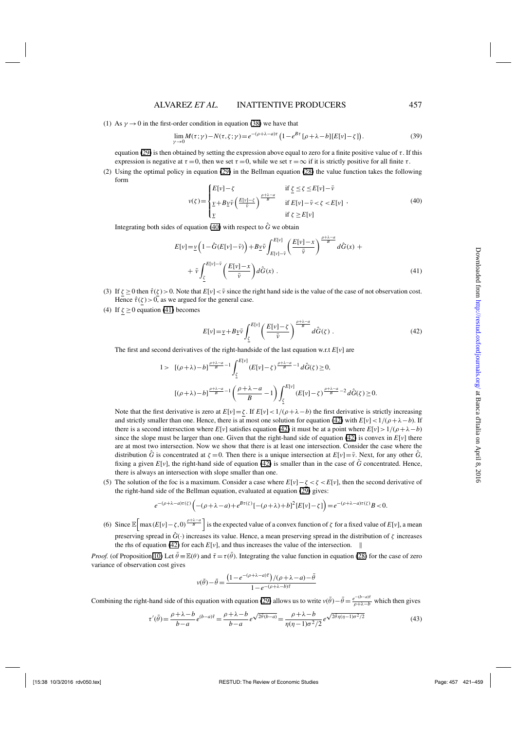(1) As $\gamma \to 0$ in the first-order condition in equation (38) we have that

$$\lim_{\gamma \to 0} M(\tau;\gamma) - N(\tau,\zeta;\gamma) = e^{-(\rho+\lambda-a)\tau}\left(1 - e^{B\tau}[\rho+\lambda-b][E[v]-\zeta]\right). \tag{39}$$

equation (29) is then obtained by setting the expression above equal to zero for a finite positive value of $\tau$. If this expression is negative at $\tau = 0$, then we set $\tau = 0$, while we set $\tau = \infty$ if it is strictly positive for all finite $\tau$.

(2) Using the optimal policy in equation (29) in the Bellman equation (28) the value function takes the following form

$$v(\zeta) = \begin{cases} E[v] - \zeta & \text{if } \underline{\zeta} \leq \zeta \leq E[v] - \bar{v} \\ \underline{v} + B\underline{v}\bar{v}\left(\frac{E[v]-\zeta}{\bar{v}}\right)^{\frac{\rho+\lambda-a}{B}} & \text{if } E[v] - \bar{v} < \zeta < E[v] \\ \underline{v} & \text{if } \zeta \geq E[v] \end{cases}, \tag{40}$$

Integrating both sides of equation (40) with respect to $\hat{G}$ we obtain

$$E[v] = \underline{v}\left(1 - \hat{G}(E[v]-\bar{v})\right) + B\underline{v}\bar{v}\int_{E[v]-\bar{v}}^{E[v]}\left(\frac{E[v]-x}{\bar{v}}\right)^{\frac{\rho+\lambda-a}{B}} d\hat{G}(x) + $$
$$+ \; \bar{v}\int_{\underline{\zeta}}^{E[v]-\bar{v}}\left(\frac{E[v]-x}{\bar{v}}\right) d\hat{G}(x) \; . \tag{41}$$

(3) If $\underline{\zeta} \geq 0$ then $\hat{\tau}(\zeta) > 0$. Note that $E[v] < \bar{v}$ since the right hand side is the value of the case of not observation cost. Hence $\hat{\tau}(\underline{\zeta}) > 0$, as we argued for the general case.

(4) If $\underline{\zeta} \geq 0$ equation (41) becomes

$$E[v] = \underline{v} + B\underline{v}\bar{v}\int_{\underline{\zeta}}^{E[v]}\left(\frac{E[v]-\zeta}{\bar{v}}\right)^{\frac{\rho+\lambda-a}{B}} d\hat{G}(\zeta) \; . \tag{42}$$

The first and second derivatives of the right-handside of the last equation w.r.t $E[v]$ are

$$1 > \;\; [(\rho+\lambda)-b]^{\frac{\rho+\lambda-a}{B}-1}\int_{\underline{\zeta}}^{E[v]}(E[v]-\zeta)^{\frac{\rho+\lambda-a}{B}-1} d\hat{G}(\zeta) \geq 0,$$

$$[(\rho+\lambda)-b]^{\frac{\rho+\lambda-a}{B}-1}\left(\frac{\rho+\lambda-a}{B}-1\right)\int_{\underline{\zeta}}^{E[v]}(E[v]-\zeta)^{\frac{\rho+\lambda-a}{B}-2} d\hat{G}(\zeta) \geq 0.$$

Note that the first derivative is zero at $E[v] = \underline{\zeta}$. If $E[v] < 1/(\rho+\lambda-b)$ the first derivative is strictly increasing and strictly smaller than one. Hence, there is at most one solution for equation (42) with $E[v] < 1/(\rho+\lambda-b)$. If there is a second intersection where $E[v]$ satisfies equation (42) it must be at a point where $E[v] > 1/(\rho+\lambda-b)$ since the slope must be larger than one. Given that the right-hand side of equation (42) is convex in $E[v]$ there are at most two intersection. Now we show that there is at least one intersection. Consider the case where the distribution $\hat{G}$ is concentrated at $\zeta = 0$. Then there is a unique intersection at $E[v] = \bar{v}$. Next, for any other $\hat{G}$, fixing a given $E[v]$, the right-hand side of equation (42) is smaller than in the case of $\hat{G}$ concentrated. Hence, there is always an intersection with slope smaller than one.

(5) The solution of the foc is a maximum. Consider a case where $E[v] - \zeta < \zeta < E[v]$, then the second derivative of the right-hand side of the Bellman equation, evaluated at equation (29) gives:

$$e^{-(\rho+\lambda-a)\tau(\zeta)}\left(-(\rho+\lambda-a) + e^{B\tau(\zeta)}[-(\rho+\lambda)+b]^2[E[v]-\zeta]\right) = e^{-(\rho+\lambda-a)\tau(\zeta)}B < 0.$$

(6) Since $\mathbb{E}\left[\max(E[v]-\zeta,0)^{\frac{\rho+\lambda-a}{B}}\right]$ is the expected value of a convex function of $\zeta$ for a fixed value of $E[v]$, a mean preserving spread in $\hat{G}(\cdot)$ increases its value. Hence, a mean preserving spread in the distribution of $\zeta$ increases the rhs of equation (42) for each $E[v]$, and thus increases the value of the intersection. ‖

*Proof.* (of Proposition 10) Let $\bar{\theta} \equiv \mathbb{E}(\theta)$ and $\bar{\tau} = \tau(\bar{\theta})$. Integrating the value function in equation (28) for the case of zero variance of observation cost gives

$$v(\bar{\theta}) - \bar{\theta} = \frac{\left(1 - e^{-(\rho+\lambda-a)\bar{\tau}}\right)/(\rho+\lambda-a) - \bar{\theta}}{1 - e^{-(\rho+\lambda-b)\bar{\tau}}}$$

Combining the right-hand side of this equation with equation (29) allows us to write $v(\bar{\theta}) - \bar{\theta} = \frac{e^{-(b-a)\bar{\tau}}}{\rho+\lambda-b}$ which then gives

$$\tau'(\bar{\theta}) = \frac{\rho+\lambda-b}{b-a}e^{(b-a)\bar{\tau}} = \frac{\rho+\lambda-b}{b-a}e^{\sqrt{2\bar{\theta}(b-a)}} = \frac{\rho+\lambda-b}{\eta(\eta-1)\sigma^2/2}e^{\sqrt{2\bar{\theta}\eta(\eta-1)\sigma^2/2}} \tag{43}$$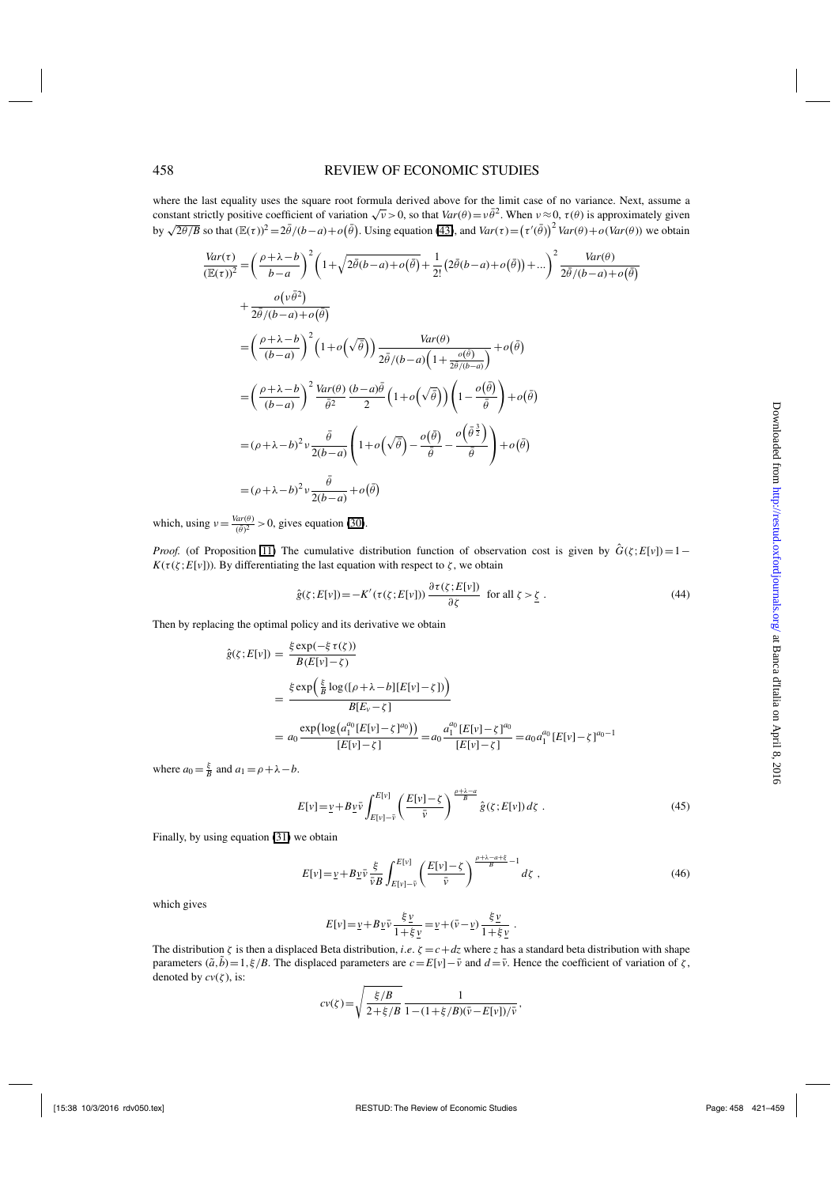where the last equality uses the square root formula derived above for the limit case of no variance. Next, assume a constant strictly positive coefficient of variation $\sqrt{v} > 0$, so that $Var(\theta) = v\bar{\theta}^2$. When $v \approx 0$, $\tau(\theta)$ is approximately given by $\sqrt{2\theta/B}$ so that $(\mathbb{E}(\tau))^2 = 2\bar{\theta}/(b-a) + o(\bar{\theta})$. Using equation (43), and $Var(\tau) = \left(\tau'(\bar{\theta})\right)^2 Var(\theta) + o(Var(\theta))$ we obtain

$$
\begin{aligned}
\frac{Var(\tau)}{(\mathbb{E}(\tau))^2} &= \left(\frac{\rho+\lambda-b}{b-a}\right)^2 \left(1+\sqrt{2\bar{\theta}(b-a)+o(\bar{\theta})}+\frac{1}{2!}\left(2\bar{\theta}(b-a)+o(\bar{\theta})\right)+\ldots\right)^2 \frac{Var(\theta)}{2\bar{\theta}/(b-a)+o(\bar{\theta})} \\
&\quad + \frac{o\left(v\bar{\theta}^2\right)}{2\bar{\theta}/(b-a)+o(\bar{\theta})} \\
&= \left(\frac{\rho+\lambda-b}{(b-a)}\right)^2 \left(1+o\left(\sqrt{\bar{\theta}}\right)\right) \frac{Var(\theta)}{2\bar{\theta}/(b-a)\left(1+\frac{o(\bar{\theta})}{2\bar{\theta}/(b-a)}\right)} + o(\bar{\theta}) \\
&= \left(\frac{\rho+\lambda-b}{(b-a)}\right)^2 \frac{Var(\theta)}{\bar{\theta}^2} \frac{(b-a)\bar{\theta}}{2} \left(1+o\left(\sqrt{\bar{\theta}}\right)\right)\left(1-\frac{o(\bar{\theta})}{\bar{\theta}}\right) + o(\bar{\theta}) \\
&= (\rho+\lambda-b)^2 v \frac{\bar{\theta}}{2(b-a)} \left(1+o\left(\sqrt{\bar{\theta}}\right)-\frac{o(\bar{\theta})}{\bar{\theta}}-\frac{o\left(\bar{\theta}^{\frac{3}{2}}\right)}{\bar{\theta}}\right) + o(\bar{\theta}) \\
&= (\rho+\lambda-b)^2 v \frac{\bar{\theta}}{2(b-a)} + o(\bar{\theta})
\end{aligned}
$$

which, using $v = \frac{Var(\theta)}{(\bar{\theta})^2} > 0$, gives equation (30).

*Proof.* (of Proposition 11) The cumulative distribution function of observation cost is given by $\hat{G}(\zeta; E[v]) = 1 - K(\tau(\zeta; E[v]))$. By differentiating the last equation with respect to $\zeta$, we obtain

$$
\hat{g}(\zeta; E[v]) = -K'(\tau(\zeta; E[v])) \frac{\partial \tau(\zeta; E[v])}{\partial \zeta} \quad \text{for all } \zeta > \underline{\zeta} \; . \tag{44}
$$

Then by replacing the optimal policy and its derivative we obtain

$$
\begin{aligned}
\hat{g}(\zeta; E[v]) &= \frac{\xi \exp(-\xi \tau(\zeta))}{B(E[v]-\zeta)} \\
&= \frac{\xi \exp\left(\frac{\xi}{B}\log([\rho+\lambda-b][E[v]-\zeta])\right)}{B[E_v-\zeta]} \\
&= a_0 \frac{\exp\left(\log\left(a_1^{a_0}[E[v]-\zeta]^{a_0}\right)\right)}{[E[v]-\zeta]} = a_0 \frac{a_1^{a_0}[E[v]-\zeta]^{a_0}}{[E[v]-\zeta]} = a_0 a_1^{a_0}[E[v]-\zeta]^{a_0-1}
\end{aligned}
$$

where $a_0 = \frac{\xi}{B}$ and $a_1 = \rho+\lambda-b$.

$$
E[v] = \underline{v} + B\underline{v}\bar{v} \int_{E[v]-\bar{v}}^{E[v]} \left(\frac{E[v]-\zeta}{\bar{v}}\right)^{\frac{\rho+\lambda-a}{B}} \hat{g}(\zeta; E[v])\, d\zeta \; . \tag{45}
$$

Finally, by using equation (31) we obtain

$$
E[v] = \underline{v} + B\underline{v}\bar{v} \frac{\xi}{\bar{v}B} \int_{E[v]-\bar{v}}^{E[v]} \left(\frac{E[v]-\zeta}{\bar{v}}\right)^{\frac{\rho+\lambda-a+\xi}{B}-1} d\zeta \; , \tag{46}
$$

which gives

$$
E[v] = \underline{v} + B\underline{v}\bar{v} \frac{\xi \underline{v}}{1+\xi \underline{v}} = \underline{v} + (\bar{v}-\underline{v}) \frac{\xi \underline{v}}{1+\xi \underline{v}} \; .
$$

The distribution $\zeta$ is then a displaced Beta distribution, *i.e.* $\zeta = c + dz$ where $z$ has a standard beta distribution with shape parameters $(\tilde{a}, \tilde{b}) = 1, \xi/B$. The displaced parameters are $c = E[v] - \bar{v}$ and $d = \bar{v}$. Hence the coefficient of variation of $\zeta$, denoted by $cv(\zeta)$, is:

$$
cv(\zeta) = \sqrt{\frac{\xi/B}{2+\xi/B}} \frac{1}{1-(1+\xi/B)(\bar{v}-E[v])/\bar{v}} \, ,
$$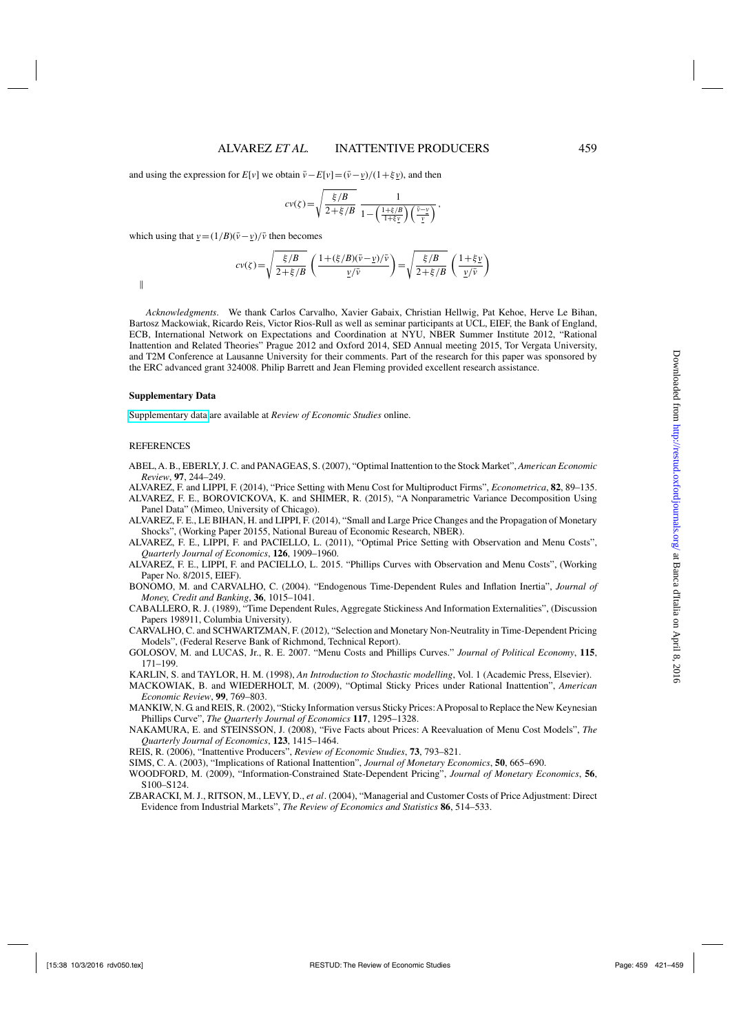and using the expression for $E[v]$ we obtain $\bar{v}-E[v]=(\bar{v}-\underline{v})/(1+\xi\underline{v})$, and then

$$cv(\zeta)=\sqrt{\frac{\xi/B}{2+\xi/B}}\,\frac{1}{1-\left(\frac{1+\xi/B}{1+\xi\underline{v}}\right)\left(\frac{\bar{v}-\underline{v}}{\bar{v}}\right)},$$

which using that $\underline{v}=(1/B)(\bar{v}-\underline{v})/\bar{v}$ then becomes

$$cv(\zeta)=\sqrt{\frac{\xi/B}{2+\xi/B}}\left(\frac{1+(\xi/B)(\bar{v}-\underline{v})/\bar{v}}{\underline{v}/\bar{v}}\right)=\sqrt{\frac{\xi/B}{2+\xi/B}}\left(\frac{1+\xi\underline{v}}{\underline{v}/\bar{v}}\right)$$

‖

*Acknowledgments.* We thank Carlos Carvalho, Xavier Gabaix, Christian Hellwig, Pat Kehoe, Herve Le Bihan, Bartosz Mackowiak, Ricardo Reis, Victor Rios-Rull as well as seminar participants at UCL, EIEF, the Bank of England, ECB, International Network on Expectations and Coordination at NYU, NBER Summer Institute 2012, "Rational Inattention and Related Theories" Prague 2012 and Oxford 2014, SED Annual meeting 2015, Tor Vergata University, and T2M Conference at Lausanne University for their comments. Part of the research for this paper was sponsored by the ERC advanced grant 324008. Philip Barrett and Jean Fleming provided excellent research assistance.

**Supplementary Data**

Supplementary data are available at *Review of Economic Studies* online.

REFERENCES

ABEL, A. B., EBERLY, J. C. and PANAGEAS, S. (2007), "Optimal Inattention to the Stock Market", *American Economic Review*, **97**, 244–249.

ALVAREZ, F. and LIPPI, F. (2014), "Price Setting with Menu Cost for Multiproduct Firms", *Econometrica*, **82**, 89–135.

ALVAREZ, F. E., BOROVICKOVA, K. and SHIMER, R. (2015), "A Nonparametric Variance Decomposition Using Panel Data" (Mimeo, University of Chicago).

ALVAREZ, F. E., LE BIHAN, H. and LIPPI, F. (2014), "Small and Large Price Changes and the Propagation of Monetary Shocks", (Working Paper 20155, National Bureau of Economic Research, NBER).

ALVAREZ, F. E., LIPPI, F. and PACIELLO, L. (2011), "Optimal Price Setting with Observation and Menu Costs", *Quarterly Journal of Economics*, **126**, 1909–1960.

ALVAREZ, F. E., LIPPI, F. and PACIELLO, L. 2015. "Phillips Curves with Observation and Menu Costs", (Working Paper No. 8/2015, EIEF).

BONOMO, M. and CARVALHO, C. (2004). "Endogenous Time-Dependent Rules and Inflation Inertia", *Journal of Money, Credit and Banking*, **36**, 1015–1041.

CABALLERO, R. J. (1989), "Time Dependent Rules, Aggregate Stickiness And Information Externalities", (Discussion Papers 198911, Columbia University).

CARVALHO, C. and SCHWARTZMAN, F. (2012), "Selection and Monetary Non-Neutrality in Time-Dependent Pricing Models", (Federal Reserve Bank of Richmond, Technical Report).

GOLOSOV, M. and LUCAS, Jr., R. E. 2007. "Menu Costs and Phillips Curves." *Journal of Political Economy*, **115**, 171–199.

KARLIN, S. and TAYLOR, H. M. (1998), *An Introduction to Stochastic modelling*, Vol. 1 (Academic Press, Elsevier).

MACKOWIAK, B. and WIEDERHOLT, M. (2009), "Optimal Sticky Prices under Rational Inattention", *American Economic Review*, **99**, 769–803.

MANKIW, N. G. and REIS, R. (2002), "Sticky Information versus Sticky Prices: A Proposal to Replace the New Keynesian Phillips Curve", *The Quarterly Journal of Economics* **117**, 1295–1328.

NAKAMURA, E. and STEINSSON, J. (2008), "Five Facts about Prices: A Reevaluation of Menu Cost Models", *The Quarterly Journal of Economics*, **123**, 1415–1464.

REIS, R. (2006), "Inattentive Producers", *Review of Economic Studies*, **73**, 793–821.

SIMS, C. A. (2003), "Implications of Rational Inattention", *Journal of Monetary Economics*, **50**, 665–690.

WOODFORD, M. (2009), "Information-Constrained State-Dependent Pricing", *Journal of Monetary Economics*, **56**, S100–S124.

ZBARACKI, M. J., RITSON, M., LEVY, D., *et al*. (2004), "Managerial and Customer Costs of Price Adjustment: Direct Evidence from Industrial Markets", *The Review of Economics and Statistics* **86**, 514–533.